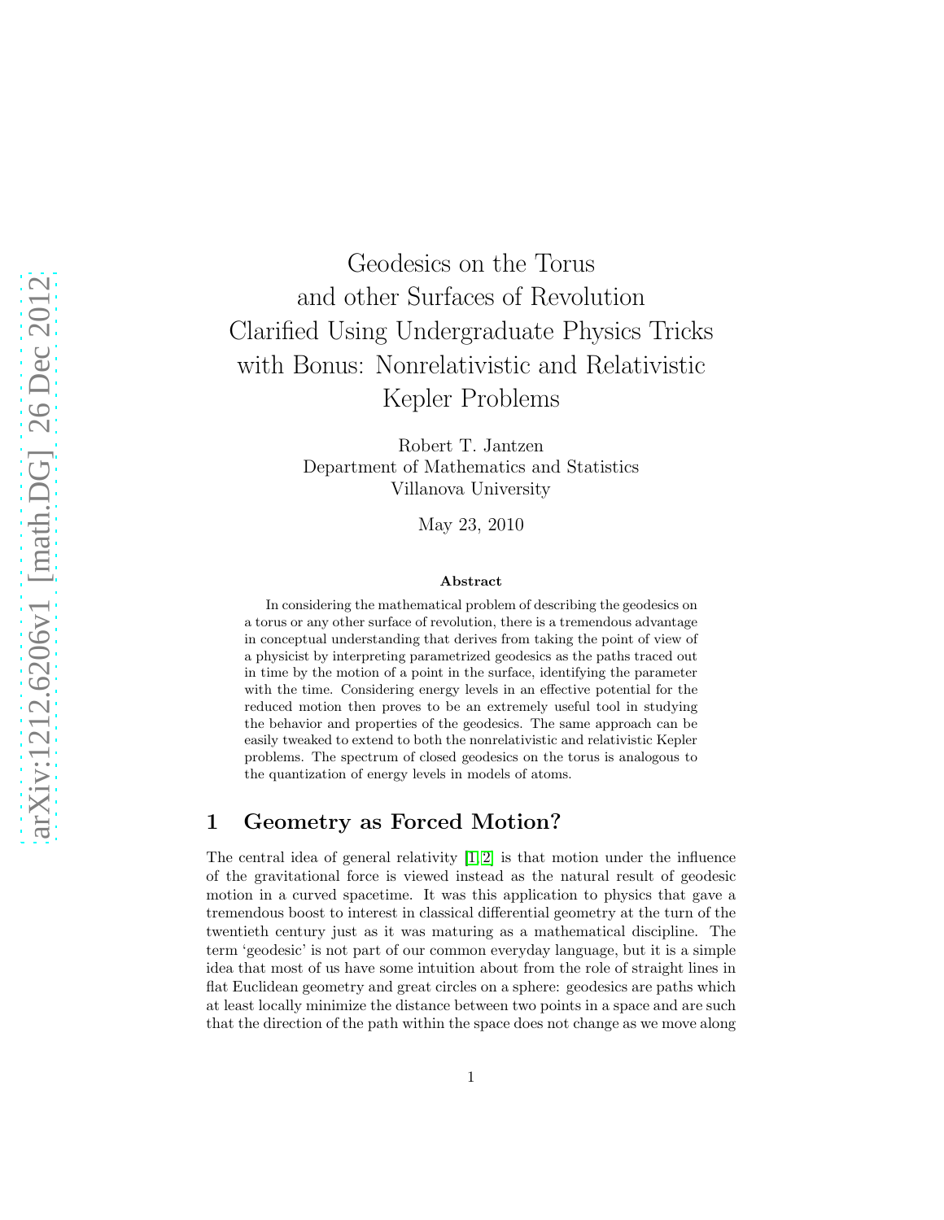# Geodesics on the Torus and other Surfaces of Revolution Clarified Using Undergraduate Physics Tricks with Bonus: Nonrelativistic and Relativistic Kepler Problems

Robert T. Jantzen
Department of Mathematics and Statistics
Villanova University

May 23, 2010

### Abstract

In considering the mathematical problem of describing the geodesics on a torus or any other surface of revolution, there is a tremendous advantage in conceptual understanding that derives from taking the point of view of a physicist by interpreting parametrized geodesics as the paths traced out in time by the motion of a point in the surface, identifying the parameter with the time. Considering energy levels in an effective potential for the reduced motion then proves to be an extremely useful tool in studying the behavior and properties of the geodesics. The same approach can be easily tweaked to extend to both the nonrelativistic and relativistic Kepler problems. The spectrum of closed geodesics on the torus is analogous to the quantization of energy levels in models of atoms.

## 1 Geometry as Forced Motion?

The central idea of general relativity [1,2] is that motion under the influence of the gravitational force is viewed instead as the natural result of geodesic motion in a curved spacetime. It was this application to physics that gave a tremendous boost to interest in classical differential geometry at the turn of the twentieth century just as it was maturing as a mathematical discipline. The term 'geodesic' is not part of our common everyday language, but it is a simple idea that most of us have some intuition about from the role of straight lines in flat Euclidean geometry and great circles on a sphere: geodesics are paths which at least locally minimize the distance between two points in a space and are such that the direction of the path within the space does not change as we move along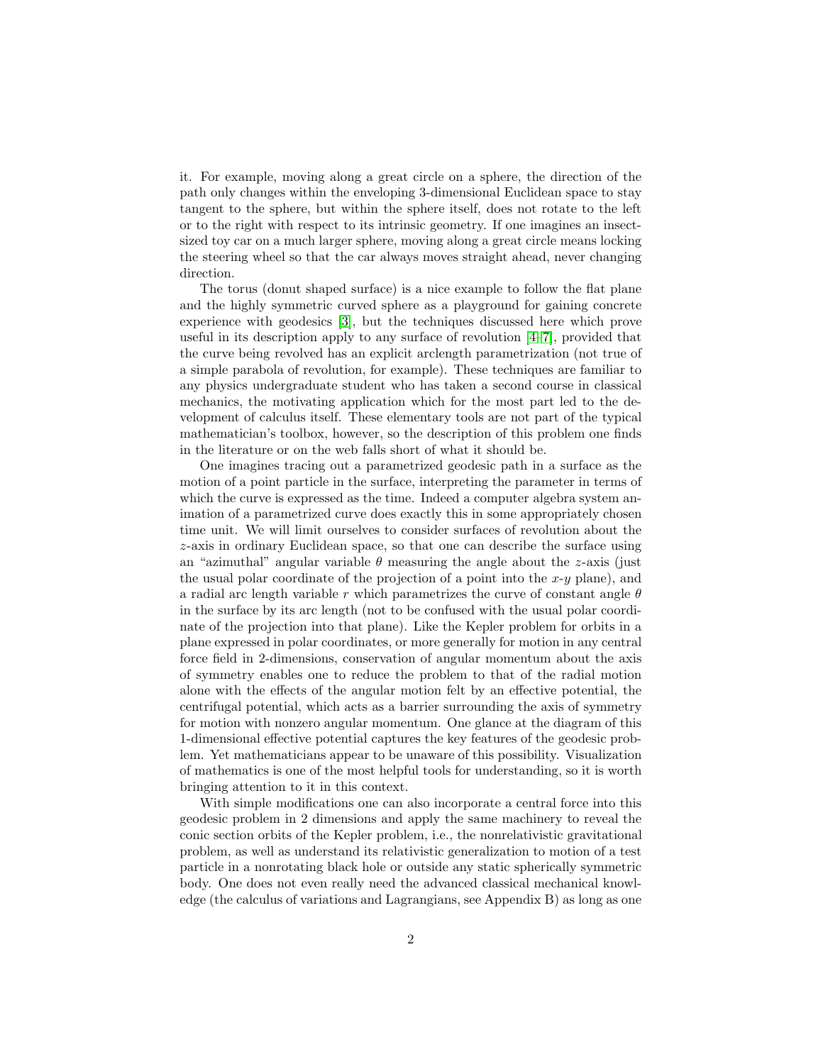it. For example, moving along a great circle on a sphere, the direction of the path only changes within the enveloping 3-dimensional Euclidean space to stay tangent to the sphere, but within the sphere itself, does not rotate to the left or to the right with respect to its intrinsic geometry. If one imagines an insect-sized toy car on a much larger sphere, moving along a great circle means locking the steering wheel so that the car always moves straight ahead, never changing direction.

The torus (donut shaped surface) is a nice example to follow the flat plane and the highly symmetric curved sphere as a playground for gaining concrete experience with geodesics [3], but the techniques discussed here which prove useful in its description apply to any surface of revolution [4–7], provided that the curve being revolved has an explicit arclength parametrization (not true of a simple parabola of revolution, for example). These techniques are familiar to any physics undergraduate student who has taken a second course in classical mechanics, the motivating application which for the most part led to the development of calculus itself. These elementary tools are not part of the typical mathematician's toolbox, however, so the description of this problem one finds in the literature or on the web falls short of what it should be.

One imagines tracing out a parametrized geodesic path in a surface as the motion of a point particle in the surface, interpreting the parameter in terms of which the curve is expressed as the time. Indeed a computer algebra system animation of a parametrized curve does exactly this in some appropriately chosen time unit. We will limit ourselves to consider surfaces of revolution about the $z$-axis in ordinary Euclidean space, so that one can describe the surface using an "azimuthal" angular variable $\theta$ measuring the angle about the $z$-axis (just the usual polar coordinate of the projection of a point into the $x$-$y$ plane), and a radial arc length variable $r$ which parametrizes the curve of constant angle $\theta$ in the surface by its arc length (not to be confused with the usual polar coordinate of the projection into that plane). Like the Kepler problem for orbits in a plane expressed in polar coordinates, or more generally for motion in any central force field in 2-dimensions, conservation of angular momentum about the axis of symmetry enables one to reduce the problem to that of the radial motion alone with the effects of the angular motion felt by an effective potential, the centrifugal potential, which acts as a barrier surrounding the axis of symmetry for motion with nonzero angular momentum. One glance at the diagram of this 1-dimensional effective potential captures the key features of the geodesic problem. Yet mathematicians appear to be unaware of this possibility. Visualization of mathematics is one of the most helpful tools for understanding, so it is worth bringing attention to it in this context.

With simple modifications one can also incorporate a central force into this geodesic problem in 2 dimensions and apply the same machinery to reveal the conic section orbits of the Kepler problem, i.e., the nonrelativistic gravitational problem, as well as understand its relativistic generalization to motion of a test particle in a nonrotating black hole or outside any static spherically symmetric body. One does not even really need the advanced classical mechanical knowledge (the calculus of variations and Lagrangians, see Appendix B) as long as one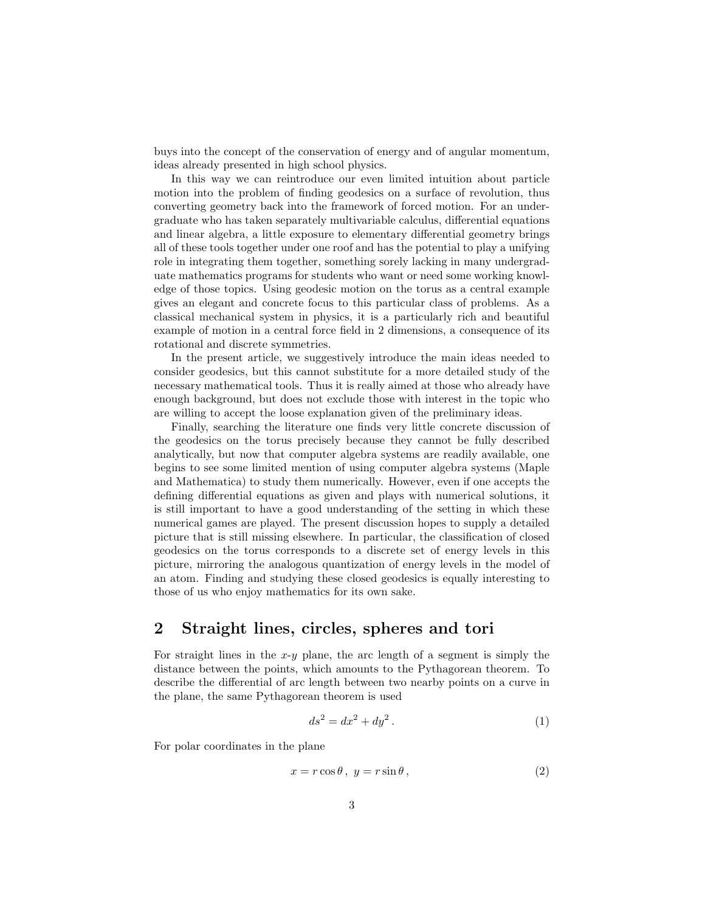buys into the concept of the conservation of energy and of angular momentum, ideas already presented in high school physics.

In this way we can reintroduce our even limited intuition about particle motion into the problem of finding geodesics on a surface of revolution, thus converting geometry back into the framework of forced motion. For an undergraduate who has taken separately multivariable calculus, differential equations and linear algebra, a little exposure to elementary differential geometry brings all of these tools together under one roof and has the potential to play a unifying role in integrating them together, something sorely lacking in many undergraduate mathematics programs for students who want or need some working knowledge of those topics. Using geodesic motion on the torus as a central example gives an elegant and concrete focus to this particular class of problems. As a classical mechanical system in physics, it is a particularly rich and beautiful example of motion in a central force field in 2 dimensions, a consequence of its rotational and discrete symmetries.

In the present article, we suggestively introduce the main ideas needed to consider geodesics, but this cannot substitute for a more detailed study of the necessary mathematical tools. Thus it is really aimed at those who already have enough background, but does not exclude those with interest in the topic who are willing to accept the loose explanation given of the preliminary ideas.

Finally, searching the literature one finds very little concrete discussion of the geodesics on the torus precisely because they cannot be fully described analytically, but now that computer algebra systems are readily available, one begins to see some limited mention of using computer algebra systems (Maple and Mathematica) to study them numerically. However, even if one accepts the defining differential equations as given and plays with numerical solutions, it is still important to have a good understanding of the setting in which these numerical games are played. The present discussion hopes to supply a detailed picture that is still missing elsewhere. In particular, the classification of closed geodesics on the torus corresponds to a discrete set of energy levels in this picture, mirroring the analogous quantization of energy levels in the model of an atom. Finding and studying these closed geodesics is equally interesting to those of us who enjoy mathematics for its own sake.

## 2 Straight lines, circles, spheres and tori

For straight lines in the $x$-$y$ plane, the arc length of a segment is simply the distance between the points, which amounts to the Pythagorean theorem. To describe the differential of arc length between two nearby points on a curve in the plane, the same Pythagorean theorem is used

$$ds^2 = dx^2 + dy^2 \,. \tag{1}$$

For polar coordinates in the plane

$$x = r\cos\theta \,,\ y = r\sin\theta \,, \tag{2}$$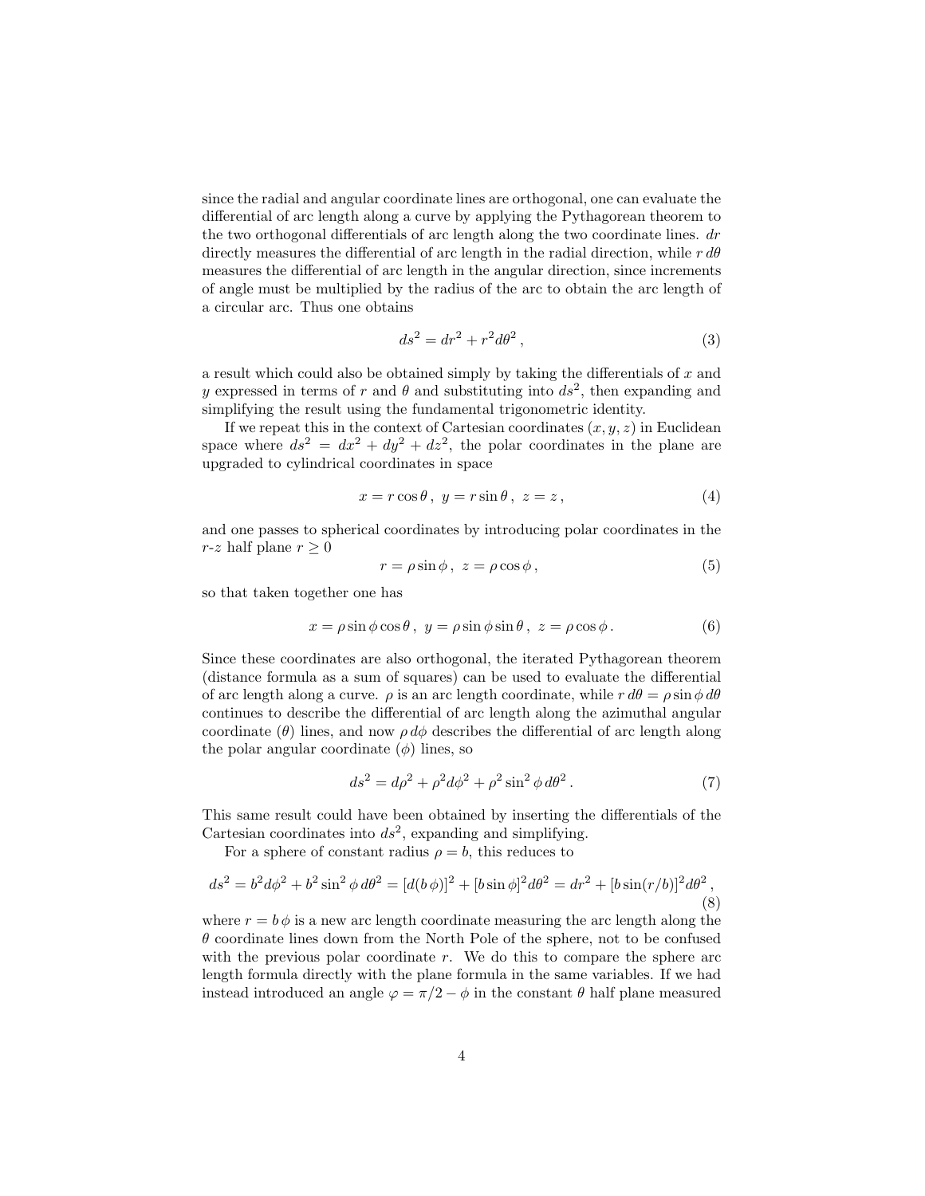since the radial and angular coordinate lines are orthogonal, one can evaluate the differential of arc length along a curve by applying the Pythagorean theorem to the two orthogonal differentials of arc length along the two coordinate lines. $dr$ directly measures the differential of arc length in the radial direction, while $r\,d\theta$ measures the differential of arc length in the angular direction, since increments of angle must be multiplied by the radius of the arc to obtain the arc length of a circular arc. Thus one obtains

$$ds^2 = dr^2 + r^2 d\theta^2\,, \tag{3}$$

a result which could also be obtained simply by taking the differentials of $x$ and $y$ expressed in terms of $r$ and $\theta$ and substituting into $ds^2$, then expanding and simplifying the result using the fundamental trigonometric identity.

If we repeat this in the context of Cartesian coordinates $(x, y, z)$ in Euclidean space where $ds^2 = dx^2 + dy^2 + dz^2$, the polar coordinates in the plane are upgraded to cylindrical coordinates in space

$$x = r\cos\theta\,,\ y = r\sin\theta\,,\ z = z\,, \tag{4}$$

and one passes to spherical coordinates by introducing polar coordinates in the $r$-$z$ half plane $r \geq 0$

$$r = \rho\sin\phi\,,\ z = \rho\cos\phi\,, \tag{5}$$

so that taken together one has

$$x = \rho\sin\phi\cos\theta\,,\ y = \rho\sin\phi\sin\theta\,,\ z = \rho\cos\phi\,. \tag{6}$$

Since these coordinates are also orthogonal, the iterated Pythagorean theorem (distance formula as a sum of squares) can be used to evaluate the differential of arc length along a curve. $\rho$ is an arc length coordinate, while $r\,d\theta = \rho\sin\phi\,d\theta$ continues to describe the differential of arc length along the azimuthal angular coordinate ($\theta$) lines, and now $\rho\,d\phi$ describes the differential of arc length along the polar angular coordinate ($\phi$) lines, so

$$ds^2 = d\rho^2 + \rho^2 d\phi^2 + \rho^2\sin^2\phi\,d\theta^2\,. \tag{7}$$

This same result could have been obtained by inserting the differentials of the Cartesian coordinates into $ds^2$, expanding and simplifying.

For a sphere of constant radius $\rho = b$, this reduces to

$$ds^2 = b^2 d\phi^2 + b^2\sin^2\phi\,d\theta^2 = [d(b\,\phi)]^2 + [b\sin\phi]^2 d\theta^2 = dr^2 + [b\sin(r/b)]^2 d\theta^2\,, \tag{8}$$

where $r = b\,\phi$ is a new arc length coordinate measuring the arc length along the $\theta$ coordinate lines down from the North Pole of the sphere, not to be confused with the previous polar coordinate $r$. We do this to compare the sphere arc length formula directly with the plane formula in the same variables. If we had instead introduced an angle $\varphi = \pi/2 - \phi$ in the constant $\theta$ half plane measured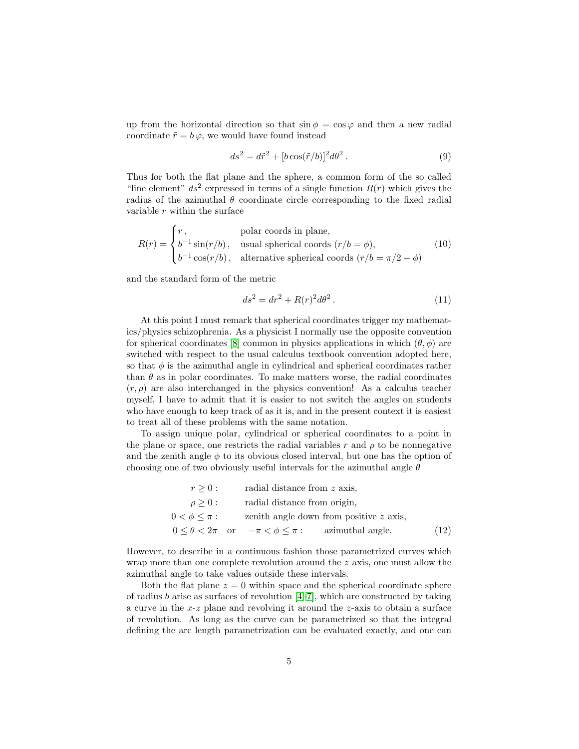up from the horizontal direction so that $\sin\phi = \cos\varphi$ and then a new radial coordinate $\tilde{r} = b\,\varphi$, we would have found instead

$$ds^2 = d\tilde{r}^2 + [b\cos(\tilde{r}/b)]^2 d\theta^2\,. \tag{9}$$

Thus for both the flat plane and the sphere, a common form of the so called "line element" $ds^2$ expressed in terms of a single function $R(r)$ which gives the radius of the azimuthal $\theta$ coordinate circle corresponding to the fixed radial variable $r$ within the surface

$$R(r) = \begin{cases} r\,, & \text{polar coords in plane,} \\ b^{-1}\sin(r/b)\,, & \text{usual spherical coords } (r/b = \phi), \\ b^{-1}\cos(r/b)\,, & \text{alternative spherical coords } (r/b = \pi/2 - \phi) \end{cases} \tag{10}$$

and the standard form of the metric

$$ds^2 = dr^2 + R(r)^2 d\theta^2\,. \tag{11}$$

At this point I must remark that spherical coordinates trigger my mathematics/physics schizophrenia. As a physicist I normally use the opposite convention for spherical coordinates [8] common in physics applications in which $(\theta, \phi)$ are switched with respect to the usual calculus textbook convention adopted here, so that $\phi$ is the azimuthal angle in cylindrical and spherical coordinates rather than $\theta$ as in polar coordinates. To make matters worse, the radial coordinates $(r, \rho)$ are also interchanged in the physics convention! As a calculus teacher myself, I have to admit that it is easier to not switch the angles on students who have enough to keep track of as it is, and in the present context it is easiest to treat all of these problems with the same notation.

To assign unique polar, cylindrical or spherical coordinates to a point in the plane or space, one restricts the radial variables $r$ and $\rho$ to be nonnegative and the zenith angle $\phi$ to its obvious closed interval, but one has the option of choosing one of two obviously useful intervals for the azimuthal angle $\theta$

$$\begin{aligned} r \geq 0: &\quad \text{radial distance from } z \text{ axis,} \\ \rho \geq 0: &\quad \text{radial distance from origin,} \\ 0 < \phi \leq \pi: &\quad \text{zenith angle down from positive } z \text{ axis,} \\ 0 \leq \theta < 2\pi \quad \text{or} &\quad -\pi < \phi \leq \pi: \quad \text{azimuthal angle.} \end{aligned} \tag{12}$$

However, to describe in a continuous fashion those parametrized curves which wrap more than one complete revolution around the $z$ axis, one must allow the azimuthal angle to take values outside these intervals.

Both the flat plane $z = 0$ within space and the spherical coordinate sphere of radius $b$ arise as surfaces of revolution [4–7], which are constructed by taking a curve in the $x$-$z$ plane and revolving it around the $z$-axis to obtain a surface of revolution. As long as the curve can be parametrized so that the integral defining the arc length parametrization can be evaluated exactly, and one can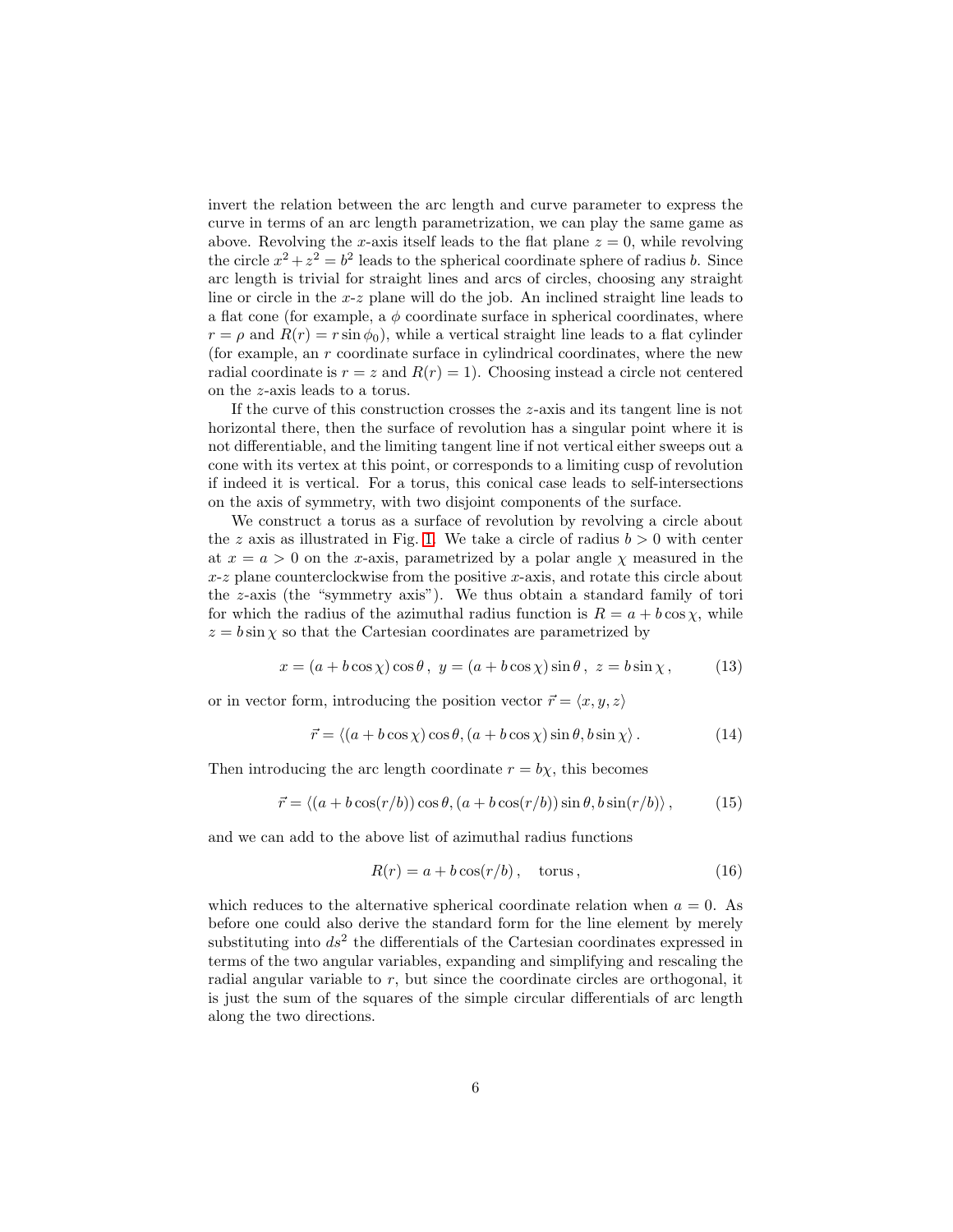invert the relation between the arc length and curve parameter to express the curve in terms of an arc length parametrization, we can play the same game as above. Revolving the $x$-axis itself leads to the flat plane $z = 0$, while revolving the circle $x^2 + z^2 = b^2$ leads to the spherical coordinate sphere of radius $b$. Since arc length is trivial for straight lines and arcs of circles, choosing any straight line or circle in the $x$-$z$ plane will do the job. An inclined straight line leads to a flat cone (for example, a $\phi$ coordinate surface in spherical coordinates, where $r = \rho$ and $R(r) = r \sin \phi_0$), while a vertical straight line leads to a flat cylinder (for example, an $r$ coordinate surface in cylindrical coordinates, where the new radial coordinate is $r = z$ and $R(r) = 1$). Choosing instead a circle not centered on the $z$-axis leads to a torus.

If the curve of this construction crosses the $z$-axis and its tangent line is not horizontal there, then the surface of revolution has a singular point where it is not differentiable, and the limiting tangent line if not vertical either sweeps out a cone with its vertex at this point, or corresponds to a limiting cusp of revolution if indeed it is vertical. For a torus, this conical case leads to self-intersections on the axis of symmetry, with two disjoint components of the surface.

We construct a torus as a surface of revolution by revolving a circle about the $z$ axis as illustrated in Fig. 1. We take a circle of radius $b > 0$ with center at $x = a > 0$ on the $x$-axis, parametrized by a polar angle $\chi$ measured in the $x$-$z$ plane counterclockwise from the positive $x$-axis, and rotate this circle about the $z$-axis (the "symmetry axis"). We thus obtain a standard family of tori for which the radius of the azimuthal radius function is $R = a + b \cos \chi$, while $z = b \sin \chi$ so that the Cartesian coordinates are parametrized by

$$x = (a + b \cos \chi) \cos \theta \,, \ y = (a + b \cos \chi) \sin \theta \,, \ z = b \sin \chi \,, \tag{13}$$

or in vector form, introducing the position vector $\vec{r} = \langle x, y, z \rangle$

$$\vec{r} = \langle (a + b \cos \chi) \cos \theta, (a + b \cos \chi) \sin \theta, b \sin \chi \rangle \,. \tag{14}$$

Then introducing the arc length coordinate $r = b\chi$, this becomes

$$\vec{r} = \langle (a + b \cos(r/b)) \cos \theta, (a + b \cos(r/b)) \sin \theta, b \sin(r/b) \rangle \,, \tag{15}$$

and we can add to the above list of azimuthal radius functions

$$R(r) = a + b \cos(r/b) \,, \quad \text{torus} \,, \tag{16}$$

which reduces to the alternative spherical coordinate relation when $a = 0$. As before one could also derive the standard form for the line element by merely substituting into $ds^2$ the differentials of the Cartesian coordinates expressed in terms of the two angular variables, expanding and simplifying and rescaling the radial angular variable to $r$, but since the coordinate circles are orthogonal, it is just the sum of the squares of the simple circular differentials of arc length along the two directions.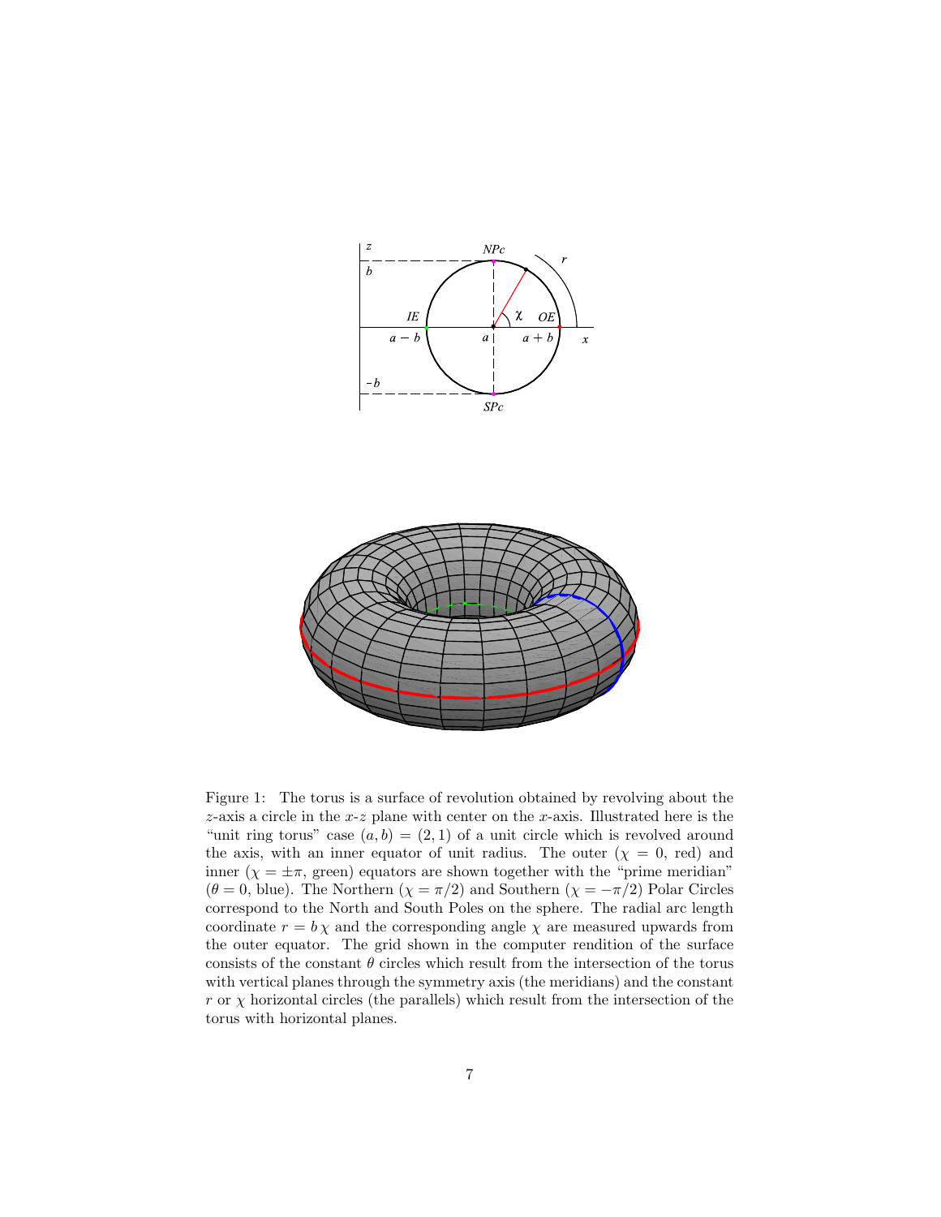Figure 1: The torus is a surface of revolution obtained by revolving about the $z$-axis a circle in the $x$-$z$ plane with center on the $x$-axis. Illustrated here is the "unit ring torus" case $(a, b) = (2, 1)$ of a unit circle which is revolved around the axis, with an inner equator of unit radius. The outer ($\chi = 0$, red) and inner ($\chi = \pm\pi$, green) equators are shown together with the "prime meridian" ($\theta = 0$, blue). The Northern ($\chi = \pi/2$) and Southern ($\chi = -\pi/2$) Polar Circles correspond to the North and South Poles on the sphere. The radial arc length coordinate $r = b\,\chi$ and the corresponding angle $\chi$ are measured upwards from the outer equator. The grid shown in the computer rendition of the surface consists of the constant $\theta$ circles which result from the intersection of the torus with vertical planes through the symmetry axis (the meridians) and the constant $r$ or $\chi$ horizontal circles (the parallels) which result from the intersection of the torus with horizontal planes.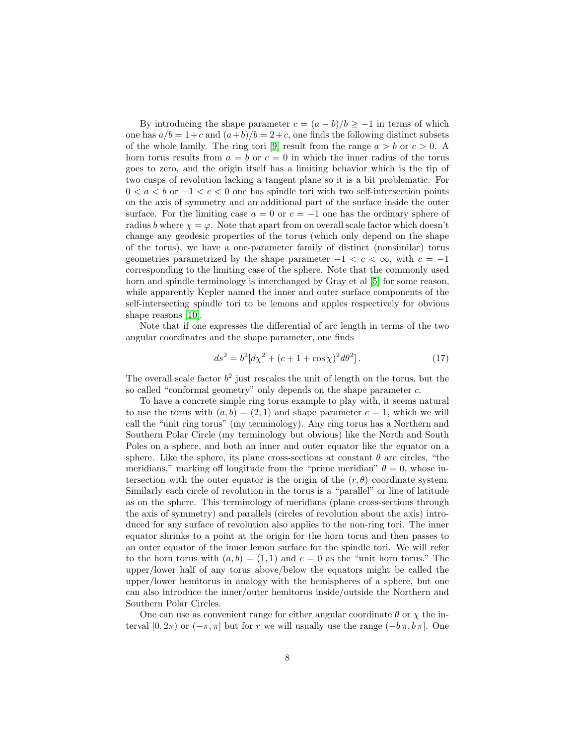By introducing the shape parameter $c = (a-b)/b \geq -1$ in terms of which one has $a/b = 1+c$ and $(a+b)/b = 2+c$, one finds the following distinct subsets of the whole family. The ring tori [9] result from the range $a > b$ or $c > 0$. A horn torus results from $a = b$ or $c = 0$ in which the inner radius of the torus goes to zero, and the origin itself has a limiting behavior which is the tip of two cusps of revolution lacking a tangent plane so it is a bit problematic. For $0 < a < b$ or $-1 < c < 0$ one has spindle tori with two self-intersection points on the axis of symmetry and an additional part of the surface inside the outer surface. For the limiting case $a = 0$ or $c = -1$ one has the ordinary sphere of radius $b$ where $\chi = \varphi$. Note that apart from on overall scale factor which doesn't change any geodesic properties of the torus (which only depend on the shape of the torus), we have a one-parameter family of distinct (nonsimilar) torus geometries parametrized by the shape parameter $-1 < c < \infty$, with $c = -1$ corresponding to the limiting case of the sphere. Note that the commonly used horn and spindle terminology is interchanged by Gray et al [5] for some reason, while apparently Kepler named the inner and outer surface components of the self-intersecting spindle tori to be lemons and apples respectively for obvious shape reasons [10].

Note that if one expresses the differential of arc length in terms of the two angular coordinates and the shape parameter, one finds

$$ds^2 = b^2[d\chi^2 + (c + 1 + \cos\chi)^2 d\theta^2]\,. \tag{17}$$

The overall scale factor $b^2$ just rescales the unit of length on the torus, but the so called "conformal geometry" only depends on the shape parameter $c$.

To have a concrete simple ring torus example to play with, it seems natural to use the torus with $(a, b) = (2, 1)$ and shape parameter $c = 1$, which we will call the "unit ring torus" (my terminology). Any ring torus has a Northern and Southern Polar Circle (my terminology but obvious) like the North and South Poles on a sphere, and both an inner and outer equator like the equator on a sphere. Like the sphere, its plane cross-sections at constant $\theta$ are circles, "the meridians," marking off longitude from the "prime meridian" $\theta = 0$, whose intersection with the outer equator is the origin of the $(r, \theta)$ coordinate system. Similarly each circle of revolution in the torus is a "parallel" or line of latitude as on the sphere. This terminology of meridians (plane cross-sections through the axis of symmetry) and parallels (circles of revolution about the axis) introduced for any surface of revolution also applies to the non-ring tori. The inner equator shrinks to a point at the origin for the horn torus and then passes to an outer equator of the inner lemon surface for the spindle tori. We will refer to the horn torus with $(a, b) = (1, 1)$ and $c = 0$ as the "unit horn torus." The upper/lower half of any torus above/below the equators might be called the upper/lower hemitorus in analogy with the hemispheres of a sphere, but one can also introduce the inner/outer hemitorus inside/outside the Northern and Southern Polar Circles.

One can use as convenient range for either angular coordinate $\theta$ or $\chi$ the interval $[0, 2\pi)$ or $(-\pi, \pi]$ but for $r$ we will usually use the range $(-b\,\pi, b\,\pi]$. One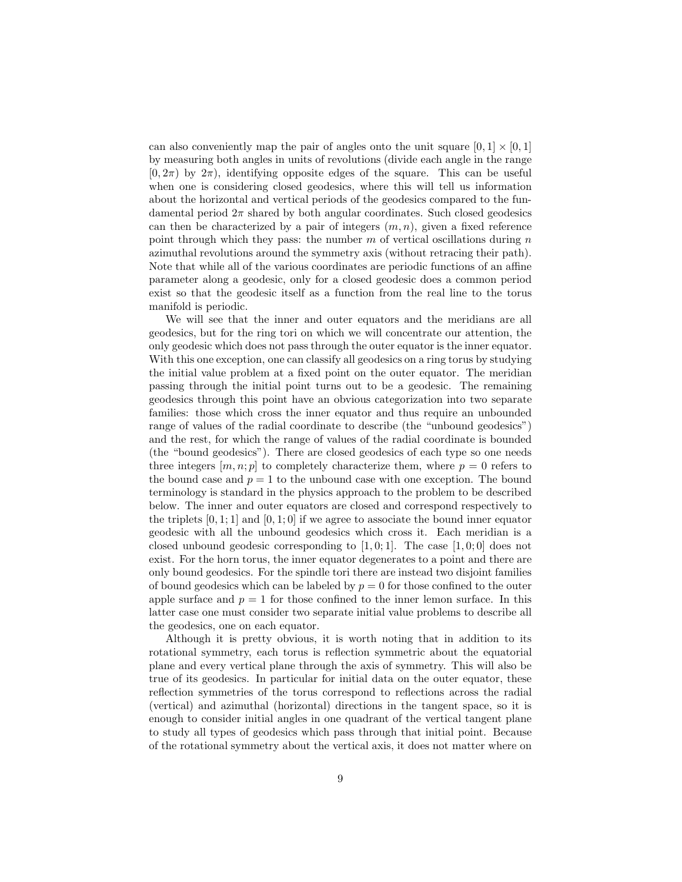can also conveniently map the pair of angles onto the unit square $[0, 1] \times [0, 1]$ by measuring both angles in units of revolutions (divide each angle in the range $[0, 2\pi)$ by $2\pi$), identifying opposite edges of the square. This can be useful when one is considering closed geodesics, where this will tell us information about the horizontal and vertical periods of the geodesics compared to the fundamental period $2\pi$ shared by both angular coordinates. Such closed geodesics can then be characterized by a pair of integers $(m, n)$, given a fixed reference point through which they pass: the number $m$ of vertical oscillations during $n$ azimuthal revolutions around the symmetry axis (without retracing their path). Note that while all of the various coordinates are periodic functions of an affine parameter along a geodesic, only for a closed geodesic does a common period exist so that the geodesic itself as a function from the real line to the torus manifold is periodic.

We will see that the inner and outer equators and the meridians are all geodesics, but for the ring tori on which we will concentrate our attention, the only geodesic which does not pass through the outer equator is the inner equator. With this one exception, one can classify all geodesics on a ring torus by studying the initial value problem at a fixed point on the outer equator. The meridian passing through the initial point turns out to be a geodesic. The remaining geodesics through this point have an obvious categorization into two separate families: those which cross the inner equator and thus require an unbounded range of values of the radial coordinate to describe (the "unbound geodesics") and the rest, for which the range of values of the radial coordinate is bounded (the "bound geodesics"). There are closed geodesics of each type so one needs three integers $[m, n; p]$ to completely characterize them, where $p = 0$ refers to the bound case and $p = 1$ to the unbound case with one exception. The bound terminology is standard in the physics approach to the problem to be described below. The inner and outer equators are closed and correspond respectively to the triplets $[0, 1; 1]$ and $[0, 1; 0]$ if we agree to associate the bound inner equator geodesic with all the unbound geodesics which cross it. Each meridian is a closed unbound geodesic corresponding to $[1, 0; 1]$. The case $[1, 0; 0]$ does not exist. For the horn torus, the inner equator degenerates to a point and there are only bound geodesics. For the spindle tori there are instead two disjoint families of bound geodesics which can be labeled by $p = 0$ for those confined to the outer apple surface and $p = 1$ for those confined to the inner lemon surface. In this latter case one must consider two separate initial value problems to describe all the geodesics, one on each equator.

Although it is pretty obvious, it is worth noting that in addition to its rotational symmetry, each torus is reflection symmetric about the equatorial plane and every vertical plane through the axis of symmetry. This will also be true of its geodesics. In particular for initial data on the outer equator, these reflection symmetries of the torus correspond to reflections across the radial (vertical) and azimuthal (horizontal) directions in the tangent space, so it is enough to consider initial angles in one quadrant of the vertical tangent plane to study all types of geodesics which pass through that initial point. Because of the rotational symmetry about the vertical axis, it does not matter where on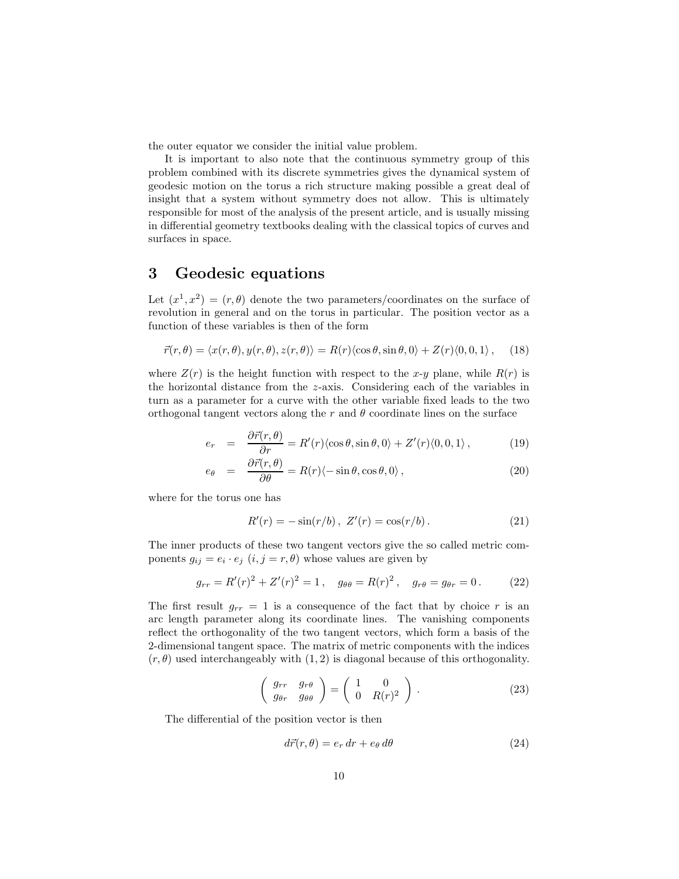the outer equator we consider the initial value problem.

It is important to also note that the continuous symmetry group of this problem combined with its discrete symmetries gives the dynamical system of geodesic motion on the torus a rich structure making possible a great deal of insight that a system without symmetry does not allow. This is ultimately responsible for most of the analysis of the present article, and is usually missing in differential geometry textbooks dealing with the classical topics of curves and surfaces in space.

# 3 Geodesic equations

Let $(x^1, x^2) = (r, \theta)$ denote the two parameters/coordinates on the surface of revolution in general and on the torus in particular. The position vector as a function of these variables is then of the form

$$\vec{r}(r,\theta) = \langle x(r,\theta), y(r,\theta), z(r,\theta)\rangle = R(r)\langle \cos\theta, \sin\theta, 0\rangle + Z(r)\langle 0,0,1\rangle\,, \quad (18)$$

where $Z(r)$ is the height function with respect to the $x$-$y$ plane, while $R(r)$ is the horizontal distance from the $z$-axis. Considering each of the variables in turn as a parameter for a curve with the other variable fixed leads to the two orthogonal tangent vectors along the $r$ and $\theta$ coordinate lines on the surface

$$e_r = \frac{\partial \vec{r}(r,\theta)}{\partial r} = R'(r)\langle \cos\theta, \sin\theta, 0\rangle + Z'(r)\langle 0,0,1\rangle\,, \quad (19)$$

$$e_\theta = \frac{\partial \vec{r}(r,\theta)}{\partial \theta} = R(r)\langle -\sin\theta, \cos\theta, 0\rangle\,, \quad (20)$$

where for the torus one has

$$R'(r) = -\sin(r/b)\,,\ Z'(r) = \cos(r/b)\,. \quad (21)$$

The inner products of these two tangent vectors give the so called metric components $g_{ij} = e_i \cdot e_j$ $(i, j = r, \theta)$ whose values are given by

$$g_{rr} = R'(r)^2 + Z'(r)^2 = 1\,, \quad g_{\theta\theta} = R(r)^2\,, \quad g_{r\theta} = g_{\theta r} = 0\,. \quad (22)$$

The first result $g_{rr} = 1$ is a consequence of the fact that by choice $r$ is an arc length parameter along its coordinate lines. The vanishing components reflect the orthogonality of the two tangent vectors, which form a basis of the 2-dimensional tangent space. The matrix of metric components with the indices $(r, \theta)$ used interchangeably with $(1, 2)$ is diagonal because of this orthogonality.

$$\begin{pmatrix} g_{rr} & g_{r\theta} \\ g_{\theta r} & g_{\theta\theta} \end{pmatrix} = \begin{pmatrix} 1 & 0 \\ 0 & R(r)^2 \end{pmatrix}\,. \quad (23)$$

The differential of the position vector is then

$$d\vec{r}(r,\theta) = e_r\, dr + e_\theta\, d\theta \quad (24)$$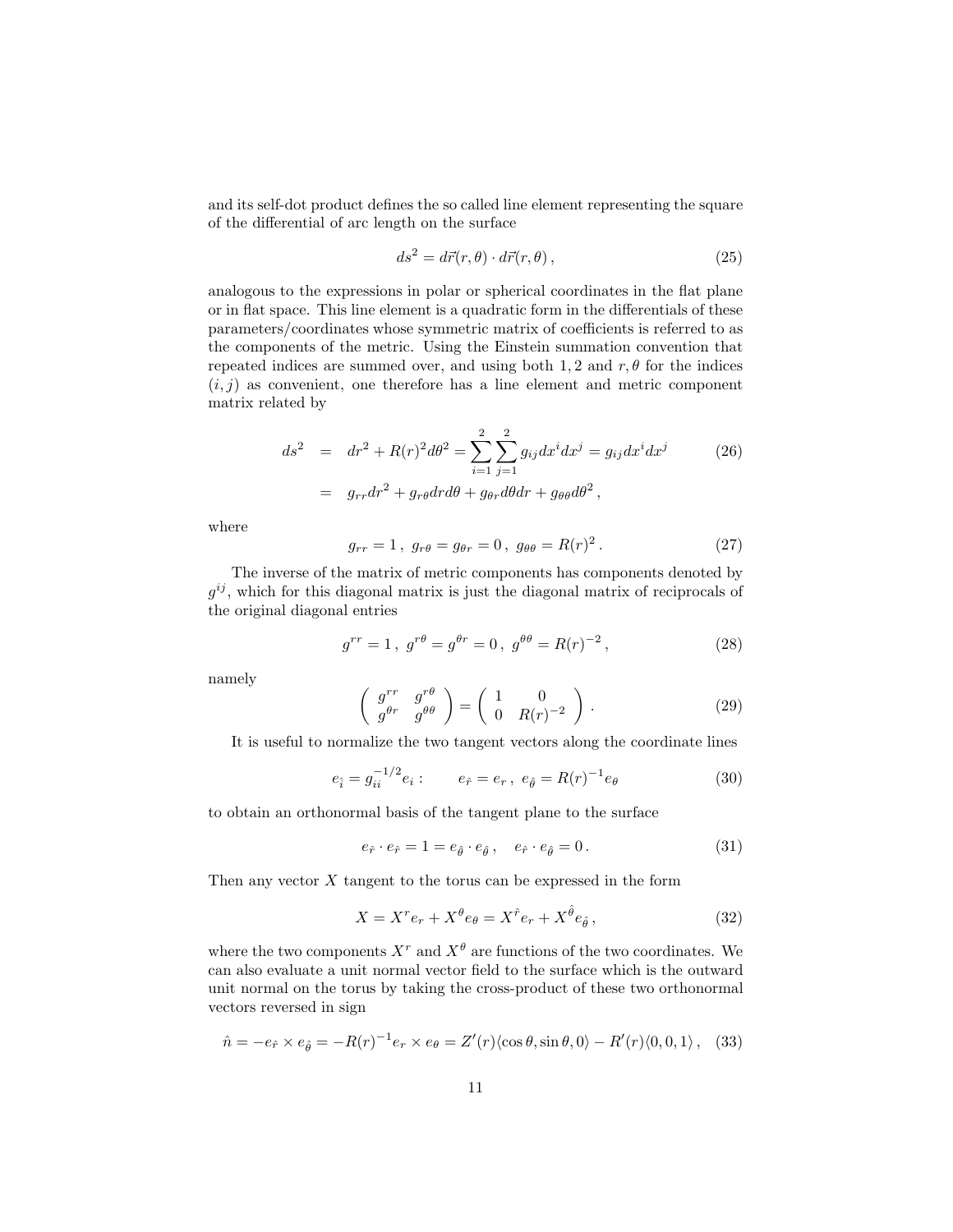and its self-dot product defines the so called line element representing the square of the differential of arc length on the surface

$$ds^2 = d\vec{r}(r,\theta) \cdot d\vec{r}(r,\theta)\,, \tag{25}$$

analogous to the expressions in polar or spherical coordinates in the flat plane or in flat space. This line element is a quadratic form in the differentials of these parameters/coordinates whose symmetric matrix of coefficients is referred to as the components of the metric. Using the Einstein summation convention that repeated indices are summed over, and using both $1,2$ and $r,\theta$ for the indices $(i,j)$ as convenient, one therefore has a line element and metric component matrix related by

$$\begin{aligned} ds^2 &= dr^2 + R(r)^2 d\theta^2 = \sum_{i=1}^{2}\sum_{j=1}^{2} g_{ij}dx^i dx^j = g_{ij}dx^i dx^j \\ &= g_{rr}dr^2 + g_{r\theta}dr d\theta + g_{\theta r}d\theta dr + g_{\theta\theta}d\theta^2\,, \end{aligned} \tag{26}$$

where

$$g_{rr} = 1\,,\ g_{r\theta} = g_{\theta r} = 0\,,\ g_{\theta\theta} = R(r)^2\,. \tag{27}$$

The inverse of the matrix of metric components has components denoted by $g^{ij}$, which for this diagonal matrix is just the diagonal matrix of reciprocals of the original diagonal entries

$$g^{rr} = 1\,,\ g^{r\theta} = g^{\theta r} = 0\,,\ g^{\theta\theta} = R(r)^{-2}\,, \tag{28}$$

namely

$$\begin{pmatrix} g^{rr} & g^{r\theta} \\ g^{\theta r} & g^{\theta\theta} \end{pmatrix} = \begin{pmatrix} 1 & 0 \\ 0 & R(r)^{-2} \end{pmatrix}. \tag{29}$$

It is useful to normalize the two tangent vectors along the coordinate lines

$$e_{\hat{i}} = g_{ii}^{-1/2} e_i : \qquad e_{\hat{r}} = e_r\,,\ e_{\hat{\theta}} = R(r)^{-1} e_\theta \tag{30}$$

to obtain an orthonormal basis of the tangent plane to the surface

$$e_{\hat{r}} \cdot e_{\hat{r}} = 1 = e_{\hat{\theta}} \cdot e_{\hat{\theta}}\,, \quad e_{\hat{r}} \cdot e_{\hat{\theta}} = 0\,. \tag{31}$$

Then any vector $X$ tangent to the torus can be expressed in the form

$$X = X^r e_r + X^\theta e_\theta = X^{\hat{r}} e_r + X^{\hat{\theta}} e_{\hat{\theta}}\,, \tag{32}$$

where the two components $X^r$ and $X^\theta$ are functions of the two coordinates. We can also evaluate a unit normal vector field to the surface which is the outward unit normal on the torus by taking the cross-product of these two orthonormal vectors reversed in sign

$$\hat{n} = -e_{\hat{r}} \times e_{\hat{\theta}} = -R(r)^{-1} e_r \times e_\theta = Z'(r)\langle \cos\theta, \sin\theta, 0\rangle - R'(r)\langle 0,0,1\rangle\,, \tag{33}$$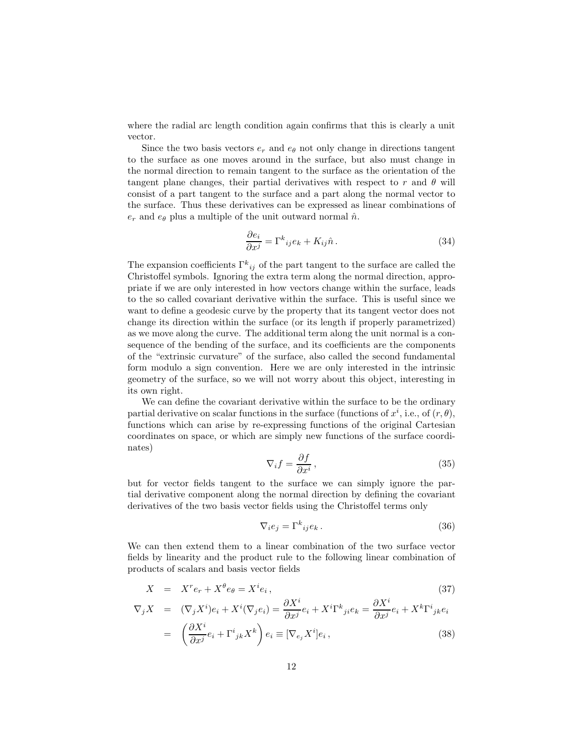where the radial arc length condition again confirms that this is clearly a unit vector.

Since the two basis vectors $e_r$ and $e_\theta$ not only change in directions tangent to the surface as one moves around in the surface, but also must change in the normal direction to remain tangent to the surface as the orientation of the tangent plane changes, their partial derivatives with respect to $r$ and $\theta$ will consist of a part tangent to the surface and a part along the normal vector to the surface. Thus these derivatives can be expressed as linear combinations of $e_r$ and $e_\theta$ plus a multiple of the unit outward normal $\hat{n}$.

$$\frac{\partial e_i}{\partial x^j} = \Gamma^k{}_{ij} e_k + K_{ij} \hat{n} \,. \tag{34}$$

The expansion coefficients $\Gamma^k{}_{ij}$ of the part tangent to the surface are called the Christoffel symbols. Ignoring the extra term along the normal direction, appropriate if we are only interested in how vectors change within the surface, leads to the so called covariant derivative within the surface. This is useful since we want to define a geodesic curve by the property that its tangent vector does not change its direction within the surface (or its length if properly parametrized) as we move along the curve. The additional term along the unit normal is a consequence of the bending of the surface, and its coefficients are the components of the "extrinsic curvature" of the surface, also called the second fundamental form modulo a sign convention. Here we are only interested in the intrinsic geometry of the surface, so we will not worry about this object, interesting in its own right.

We can define the covariant derivative within the surface to be the ordinary partial derivative on scalar functions in the surface (functions of $x^i$, i.e., of $(r, \theta)$, functions which can arise by re-expressing functions of the original Cartesian coordinates on space, or which are simply new functions of the surface coordinates)

$$\nabla_i f = \frac{\partial f}{\partial x^i} \,, \tag{35}$$

but for vector fields tangent to the surface we can simply ignore the partial derivative component along the normal direction by defining the covariant derivatives of the two basis vector fields using the Christoffel terms only

$$\nabla_i e_j = \Gamma^k{}_{ij} e_k \,. \tag{36}$$

We can then extend them to a linear combination of the two surface vector fields by linearity and the product rule to the following linear combination of products of scalars and basis vector fields

$$X = X^r e_r + X^\theta e_\theta = X^i e_i \,, \tag{37}$$

$$\begin{aligned} \nabla_j X &= (\nabla_j X^i) e_i + X^i (\nabla_j e_i) = \frac{\partial X^i}{\partial x^j} e_i + X^i \Gamma^k{}_{ji} e_k = \frac{\partial X^i}{\partial x^j} e_i + X^k \Gamma^i{}_{jk} e_i \\ &= \left( \frac{\partial X^i}{\partial x^j} e_i + \Gamma^i{}_{jk} X^k \right) e_i \equiv [\nabla_{e_j} X^i] e_i \,, \end{aligned} \tag{38}$$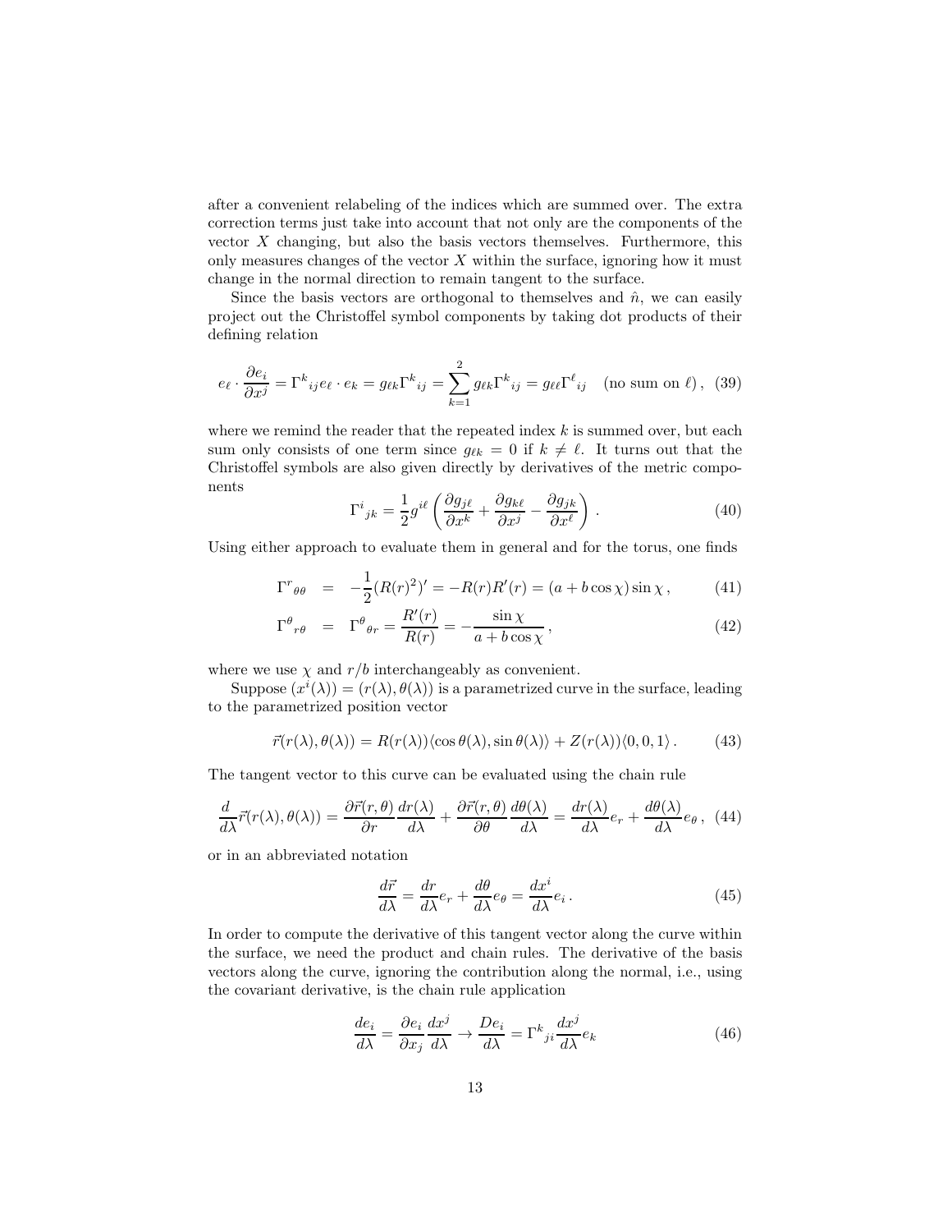after a convenient relabeling of the indices which are summed over. The extra correction terms just take into account that not only are the components of the vector $X$ changing, but also the basis vectors themselves. Furthermore, this only measures changes of the vector $X$ within the surface, ignoring how it must change in the normal direction to remain tangent to the surface.

Since the basis vectors are orthogonal to themselves and $\hat{n}$, we can easily project out the Christoffel symbol components by taking dot products of their defining relation

$$e_\ell \cdot \frac{\partial e_i}{\partial x^j} = \Gamma^k{}_{ij} e_\ell \cdot e_k = g_{\ell k} \Gamma^k{}_{ij} = \sum_{k=1}^{2} g_{\ell k} \Gamma^k{}_{ij} = g_{\ell\ell} \Gamma^\ell{}_{ij} \quad (\text{no sum on } \ell)\,, \tag{39}$$

where we remind the reader that the repeated index $k$ is summed over, but each sum only consists of one term since $g_{\ell k} = 0$ if $k \neq \ell$. It turns out that the Christoffel symbols are also given directly by derivatives of the metric components

$$\Gamma^i{}_{jk} = \frac{1}{2} g^{i\ell} \left( \frac{\partial g_{j\ell}}{\partial x^k} + \frac{\partial g_{k\ell}}{\partial x^j} - \frac{\partial g_{jk}}{\partial x^\ell} \right) . \tag{40}$$

Using either approach to evaluate them in general and for the torus, one finds

$$\Gamma^r{}_{\theta\theta} = -\frac{1}{2}(R(r)^2)' = -R(r)R'(r) = (a + b\cos\chi)\sin\chi\,, \tag{41}$$

$$\Gamma^\theta{}_{r\theta} = \Gamma^\theta{}_{\theta r} = \frac{R'(r)}{R(r)} = -\frac{\sin\chi}{a + b\cos\chi}\,, \tag{42}$$

where we use $\chi$ and $r/b$ interchangeably as convenient.

Suppose $(x^i(\lambda)) = (r(\lambda), \theta(\lambda))$ is a parametrized curve in the surface, leading to the parametrized position vector

$$\vec{r}(r(\lambda), \theta(\lambda)) = R(r(\lambda))\langle \cos\theta(\lambda), \sin\theta(\lambda)\rangle + Z(r(\lambda))\langle 0, 0, 1\rangle\,. \tag{43}$$

The tangent vector to this curve can be evaluated using the chain rule

$$\frac{d}{d\lambda}\vec{r}(r(\lambda), \theta(\lambda)) = \frac{\partial \vec{r}(r,\theta)}{\partial r}\frac{dr(\lambda)}{d\lambda} + \frac{\partial \vec{r}(r,\theta)}{\partial \theta}\frac{d\theta(\lambda)}{d\lambda} = \frac{dr(\lambda)}{d\lambda} e_r + \frac{d\theta(\lambda)}{d\lambda} e_\theta\,, \tag{44}$$

or in an abbreviated notation

$$\frac{d\vec{r}}{d\lambda} = \frac{dr}{d\lambda} e_r + \frac{d\theta}{d\lambda} e_\theta = \frac{dx^i}{d\lambda} e_i\,. \tag{45}$$

In order to compute the derivative of this tangent vector along the curve within the surface, we need the product and chain rules. The derivative of the basis vectors along the curve, ignoring the contribution along the normal, i.e., using the covariant derivative, is the chain rule application

$$\frac{de_i}{d\lambda} = \frac{\partial e_i}{\partial x_j}\frac{dx^j}{d\lambda} \to \frac{De_i}{d\lambda} = \Gamma^k{}_{ji}\frac{dx^j}{d\lambda} e_k \tag{46}$$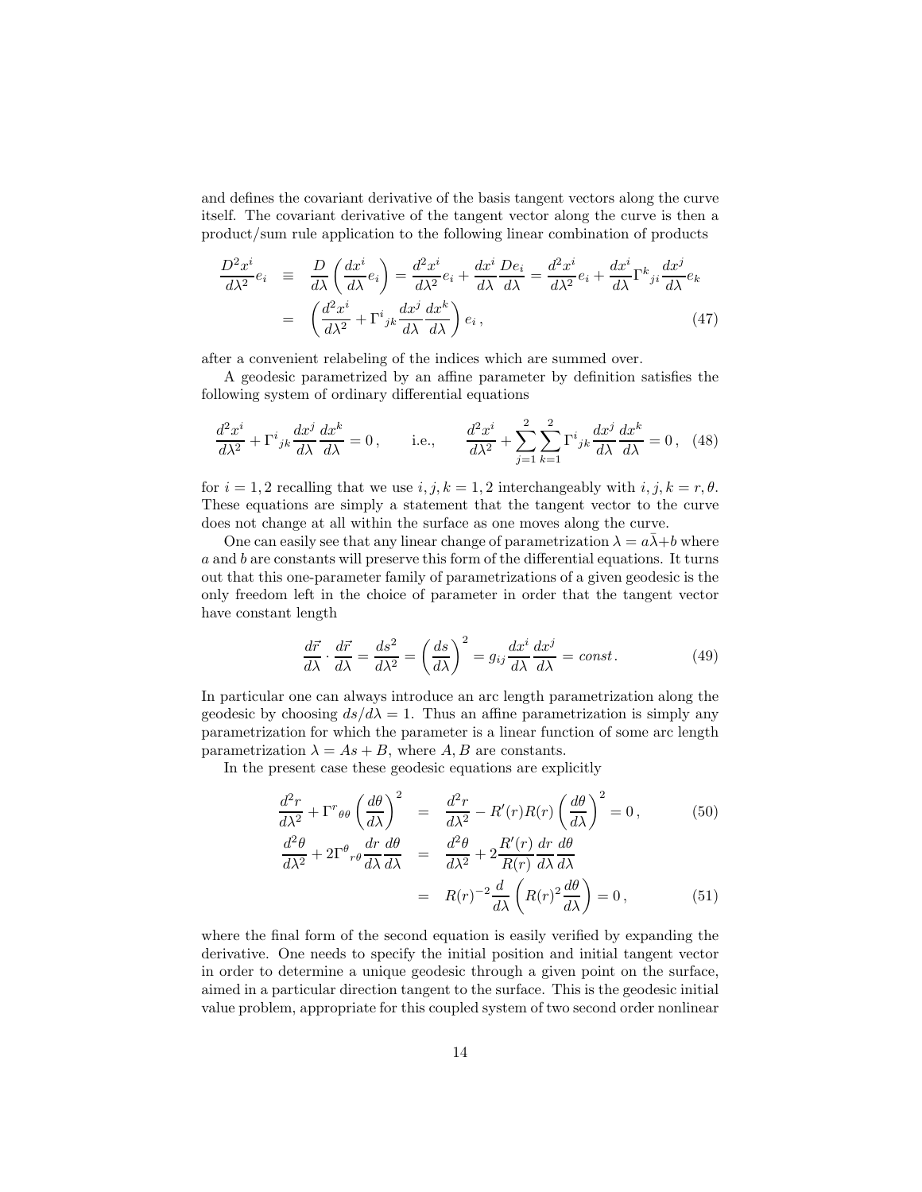and defines the covariant derivative of the basis tangent vectors along the curve itself. The covariant derivative of the tangent vector along the curve is then a product/sum rule application to the following linear combination of products

$$
\begin{aligned}
\frac{D^2x^i}{d\lambda^2}e_i &\equiv \frac{D}{d\lambda}\left(\frac{dx^i}{d\lambda}e_i\right) = \frac{d^2x^i}{d\lambda^2}e_i + \frac{dx^i}{d\lambda}\frac{De_i}{d\lambda} = \frac{d^2x^i}{d\lambda^2}e_i + \frac{dx^i}{d\lambda}\Gamma^k{}_{ji}\frac{dx^j}{d\lambda}e_k \\
&= \left(\frac{d^2x^i}{d\lambda^2} + \Gamma^i{}_{jk}\frac{dx^j}{d\lambda}\frac{dx^k}{d\lambda}\right)e_i\,, 
\end{aligned}
\tag{47}
$$

after a convenient relabeling of the indices which are summed over.

A geodesic parametrized by an affine parameter by definition satisfies the following system of ordinary differential equations

$$
\frac{d^2x^i}{d\lambda^2} + \Gamma^i{}_{jk}\frac{dx^j}{d\lambda}\frac{dx^k}{d\lambda} = 0\,, \qquad \text{i.e.,} \qquad \frac{d^2x^i}{d\lambda^2} + \sum_{j=1}^{2}\sum_{k=1}^{2}\Gamma^i{}_{jk}\frac{dx^j}{d\lambda}\frac{dx^k}{d\lambda} = 0\,, \tag{48}
$$

for $i = 1, 2$ recalling that we use $i, j, k = 1, 2$ interchangeably with $i, j, k = r, \theta$. These equations are simply a statement that the tangent vector to the curve does not change at all within the surface as one moves along the curve.

One can easily see that any linear change of parametrization $\lambda = a\bar{\lambda} + b$ where $a$ and $b$ are constants will preserve this form of the differential equations. It turns out that this one-parameter family of parametrizations of a given geodesic is the only freedom left in the choice of parameter in order that the tangent vector have constant length

$$
\frac{d\vec{r}}{d\lambda}\cdot\frac{d\vec{r}}{d\lambda} = \frac{ds^2}{d\lambda^2} = \left(\frac{ds}{d\lambda}\right)^2 = g_{ij}\frac{dx^i}{d\lambda}\frac{dx^j}{d\lambda} = const\,. \tag{49}
$$

In particular one can always introduce an arc length parametrization along the geodesic by choosing $ds/d\lambda = 1$. Thus an affine parametrization is simply any parametrization for which the parameter is a linear function of some arc length parametrization $\lambda = As + B$, where $A, B$ are constants.

In the present case these geodesic equations are explicitly

$$
\frac{d^2r}{d\lambda^2} + \Gamma^r{}_{\theta\theta}\left(\frac{d\theta}{d\lambda}\right)^2 = \frac{d^2r}{d\lambda^2} - R'(r)R(r)\left(\frac{d\theta}{d\lambda}\right)^2 = 0\,, \tag{50}
$$

$$
\begin{aligned}
\frac{d^2\theta}{d\lambda^2} + 2\Gamma^\theta{}_{r\theta}\frac{dr}{d\lambda}\frac{d\theta}{d\lambda} &= \frac{d^2\theta}{d\lambda^2} + 2\frac{R'(r)}{R(r)}\frac{dr}{d\lambda}\frac{d\theta}{d\lambda} \\
&= R(r)^{-2}\frac{d}{d\lambda}\left(R(r)^2\frac{d\theta}{d\lambda}\right) = 0\,,
\end{aligned}
\tag{51}
$$

where the final form of the second equation is easily verified by expanding the derivative. One needs to specify the initial position and initial tangent vector in order to determine a unique geodesic through a given point on the surface, aimed in a particular direction tangent to the surface. This is the geodesic initial value problem, appropriate for this coupled system of two second order nonlinear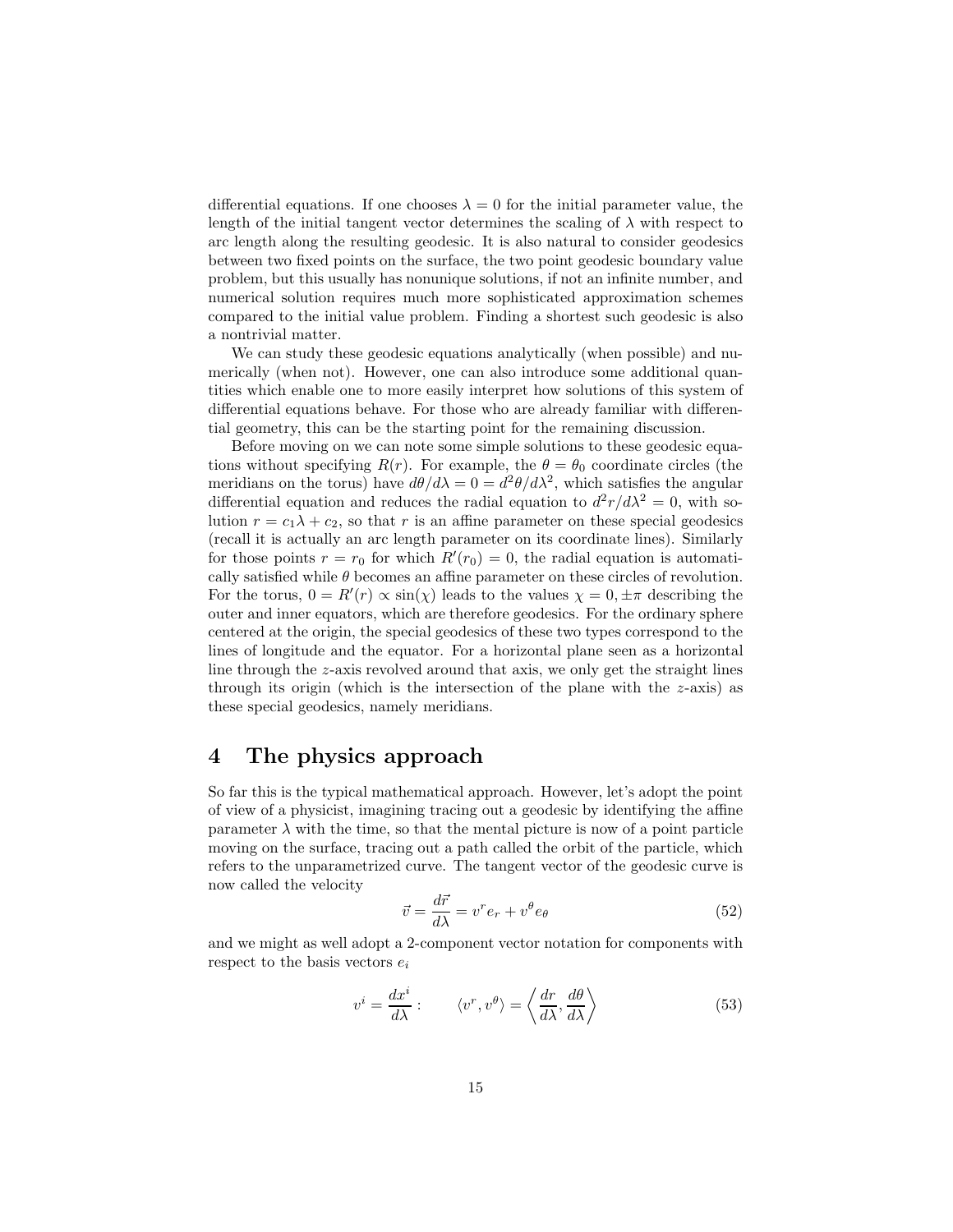differential equations. If one chooses $\lambda = 0$ for the initial parameter value, the length of the initial tangent vector determines the scaling of $\lambda$ with respect to arc length along the resulting geodesic. It is also natural to consider geodesics between two fixed points on the surface, the two point geodesic boundary value problem, but this usually has nonunique solutions, if not an infinite number, and numerical solution requires much more sophisticated approximation schemes compared to the initial value problem. Finding a shortest such geodesic is also a nontrivial matter.

We can study these geodesic equations analytically (when possible) and numerically (when not). However, one can also introduce some additional quantities which enable one to more easily interpret how solutions of this system of differential equations behave. For those who are already familiar with differential geometry, this can be the starting point for the remaining discussion.

Before moving on we can note some simple solutions to these geodesic equations without specifying $R(r)$. For example, the $\theta = \theta_0$ coordinate circles (the meridians on the torus) have $d\theta/d\lambda = 0 = d^2\theta/d\lambda^2$, which satisfies the angular differential equation and reduces the radial equation to $d^2r/d\lambda^2 = 0$, with solution $r = c_1\lambda + c_2$, so that $r$ is an affine parameter on these special geodesics (recall it is actually an arc length parameter on its coordinate lines). Similarly for those points $r = r_0$ for which $R'(r_0) = 0$, the radial equation is automatically satisfied while $\theta$ becomes an affine parameter on these circles of revolution. For the torus, $0 = R'(r) \propto \sin(\chi)$ leads to the values $\chi = 0, \pm\pi$ describing the outer and inner equators, which are therefore geodesics. For the ordinary sphere centered at the origin, the special geodesics of these two types correspond to the lines of longitude and the equator. For a horizontal plane seen as a horizontal line through the $z$-axis revolved around that axis, we only get the straight lines through its origin (which is the intersection of the plane with the $z$-axis) as these special geodesics, namely meridians.

# 4 The physics approach

So far this is the typical mathematical approach. However, let's adopt the point of view of a physicist, imagining tracing out a geodesic by identifying the affine parameter $\lambda$ with the time, so that the mental picture is now of a point particle moving on the surface, tracing out a path called the orbit of the particle, which refers to the unparametrized curve. The tangent vector of the geodesic curve is now called the velocity

$$\vec{v} = \frac{d\vec{r}}{d\lambda} = v^r e_r + v^\theta e_\theta \tag{52}$$

and we might as well adopt a 2-component vector notation for components with respect to the basis vectors $e_i$

$$v^i = \frac{dx^i}{d\lambda} : \qquad \langle v^r, v^\theta \rangle = \left\langle \frac{dr}{d\lambda}, \frac{d\theta}{d\lambda} \right\rangle \tag{53}$$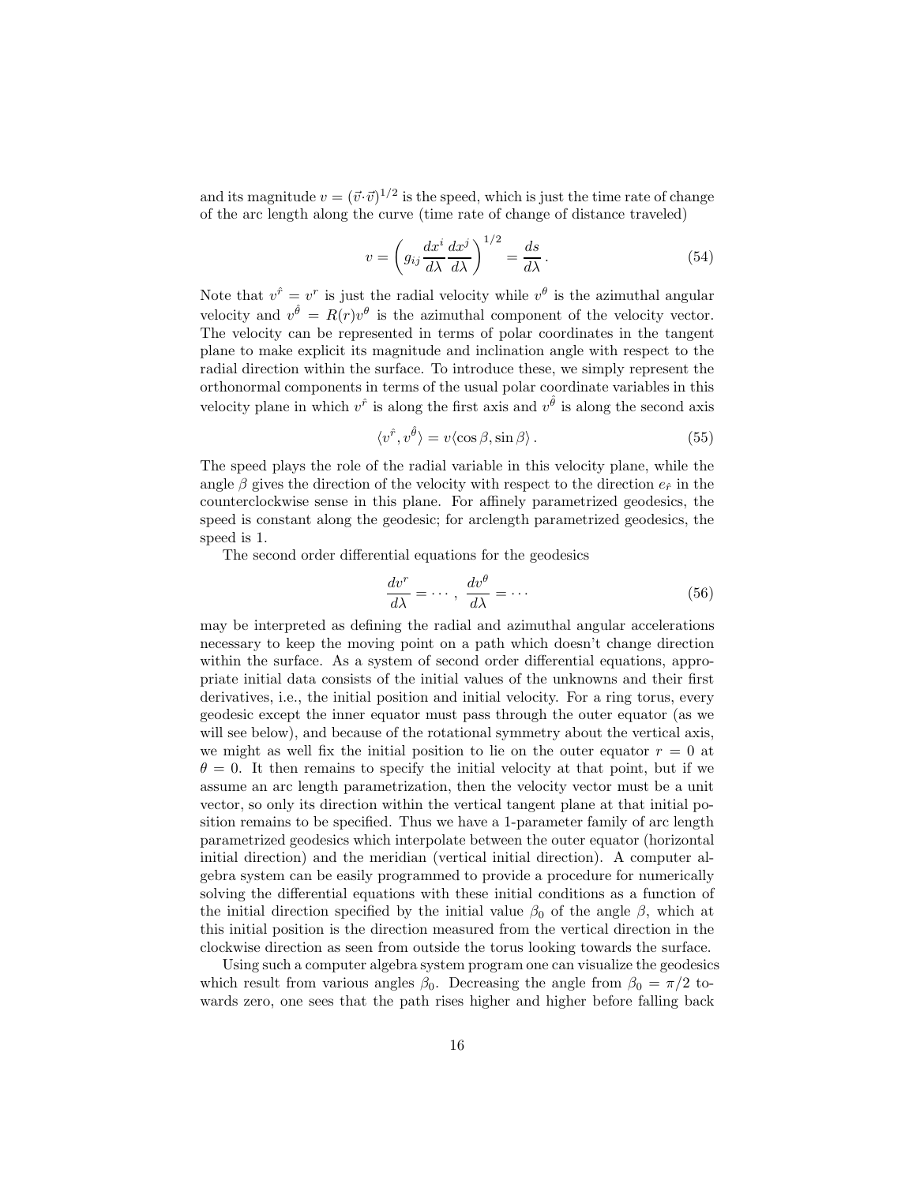and its magnitude $v = (\vec{v}\cdot\vec{v})^{1/2}$ is the speed, which is just the time rate of change of the arc length along the curve (time rate of change of distance traveled)

$$v = \left( g_{ij} \frac{dx^i}{d\lambda} \frac{dx^j}{d\lambda} \right)^{1/2} = \frac{ds}{d\lambda} \,. \tag{54}$$

Note that $v^{\hat{r}} = v^r$ is just the radial velocity while $v^\theta$ is the azimuthal angular velocity and $v^{\hat{\theta}} = R(r) v^\theta$ is the azimuthal component of the velocity vector. The velocity can be represented in terms of polar coordinates in the tangent plane to make explicit its magnitude and inclination angle with respect to the radial direction within the surface. To introduce these, we simply represent the orthonormal components in terms of the usual polar coordinate variables in this velocity plane in which $v^{\hat{r}}$ is along the first axis and $v^{\hat{\theta}}$ is along the second axis

$$\langle v^{\hat{r}}, v^{\hat{\theta}} \rangle = v \langle \cos\beta, \sin\beta \rangle \,. \tag{55}$$

The speed plays the role of the radial variable in this velocity plane, while the angle $\beta$ gives the direction of the velocity with respect to the direction $e_{\hat{r}}$ in the counterclockwise sense in this plane. For affinely parametrized geodesics, the speed is constant along the geodesic; for arclength parametrized geodesics, the speed is 1.

The second order differential equations for the geodesics

$$\frac{dv^r}{d\lambda} = \cdots \,, \; \frac{dv^\theta}{d\lambda} = \cdots \tag{56}$$

may be interpreted as defining the radial and azimuthal angular accelerations necessary to keep the moving point on a path which doesn't change direction within the surface. As a system of second order differential equations, appropriate initial data consists of the initial values of the unknowns and their first derivatives, i.e., the initial position and initial velocity. For a ring torus, every geodesic except the inner equator must pass through the outer equator (as we will see below), and because of the rotational symmetry about the vertical axis, we might as well fix the initial position to lie on the outer equator $r = 0$ at $\theta = 0$. It then remains to specify the initial velocity at that point, but if we assume an arc length parametrization, then the velocity vector must be a unit vector, so only its direction within the vertical tangent plane at that initial position remains to be specified. Thus we have a 1-parameter family of arc length parametrized geodesics which interpolate between the outer equator (horizontal initial direction) and the meridian (vertical initial direction). A computer algebra system can be easily programmed to provide a procedure for numerically solving the differential equations with these initial conditions as a function of the initial direction specified by the initial value $\beta_0$ of the angle $\beta$, which at this initial position is the direction measured from the vertical direction in the clockwise direction as seen from outside the torus looking towards the surface.

Using such a computer algebra system program one can visualize the geodesics which result from various angles $\beta_0$. Decreasing the angle from $\beta_0 = \pi/2$ towards zero, one sees that the path rises higher and higher before falling back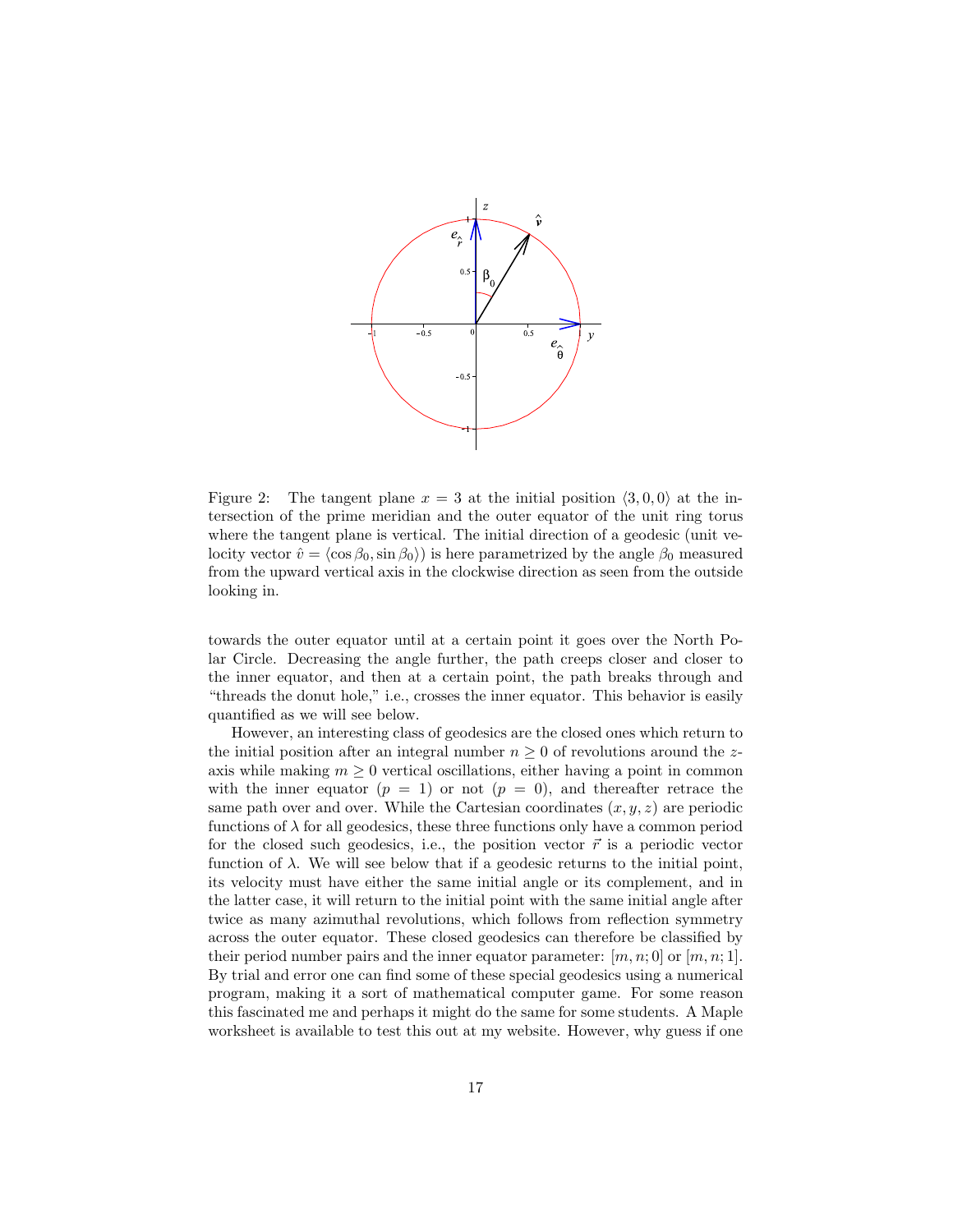Figure 2: The tangent plane $x = 3$ at the initial position $\langle 3, 0, 0\rangle$ at the intersection of the prime meridian and the outer equator of the unit ring torus where the tangent plane is vertical. The initial direction of a geodesic (unit velocity vector $\hat{v} = \langle \cos\beta_0, \sin\beta_0\rangle$) is here parametrized by the angle $\beta_0$ measured from the upward vertical axis in the clockwise direction as seen from the outside looking in.

towards the outer equator until at a certain point it goes over the North Polar Circle. Decreasing the angle further, the path creeps closer and closer to the inner equator, and then at a certain point, the path breaks through and "threads the donut hole," i.e., crosses the inner equator. This behavior is easily quantified as we will see below.

However, an interesting class of geodesics are the closed ones which return to the initial position after an integral number $n \geq 0$ of revolutions around the $z$-axis while making $m \geq 0$ vertical oscillations, either having a point in common with the inner equator ($p = 1$) or not ($p = 0$), and thereafter retrace the same path over and over. While the Cartesian coordinates $(x, y, z)$ are periodic functions of $\lambda$ for all geodesics, these three functions only have a common period for the closed such geodesics, i.e., the position vector $\vec{r}$ is a periodic vector function of $\lambda$. We will see below that if a geodesic returns to the initial point, its velocity must have either the same initial angle or its complement, and in the latter case, it will return to the initial point with the same initial angle after twice as many azimuthal revolutions, which follows from reflection symmetry across the outer equator. These closed geodesics can therefore be classified by their period number pairs and the inner equator parameter: $[m, n; 0]$ or $[m, n; 1]$. By trial and error one can find some of these special geodesics using a numerical program, making it a sort of mathematical computer game. For some reason this fascinated me and perhaps it might do the same for some students. A Maple worksheet is available to test this out at my website. However, why guess if one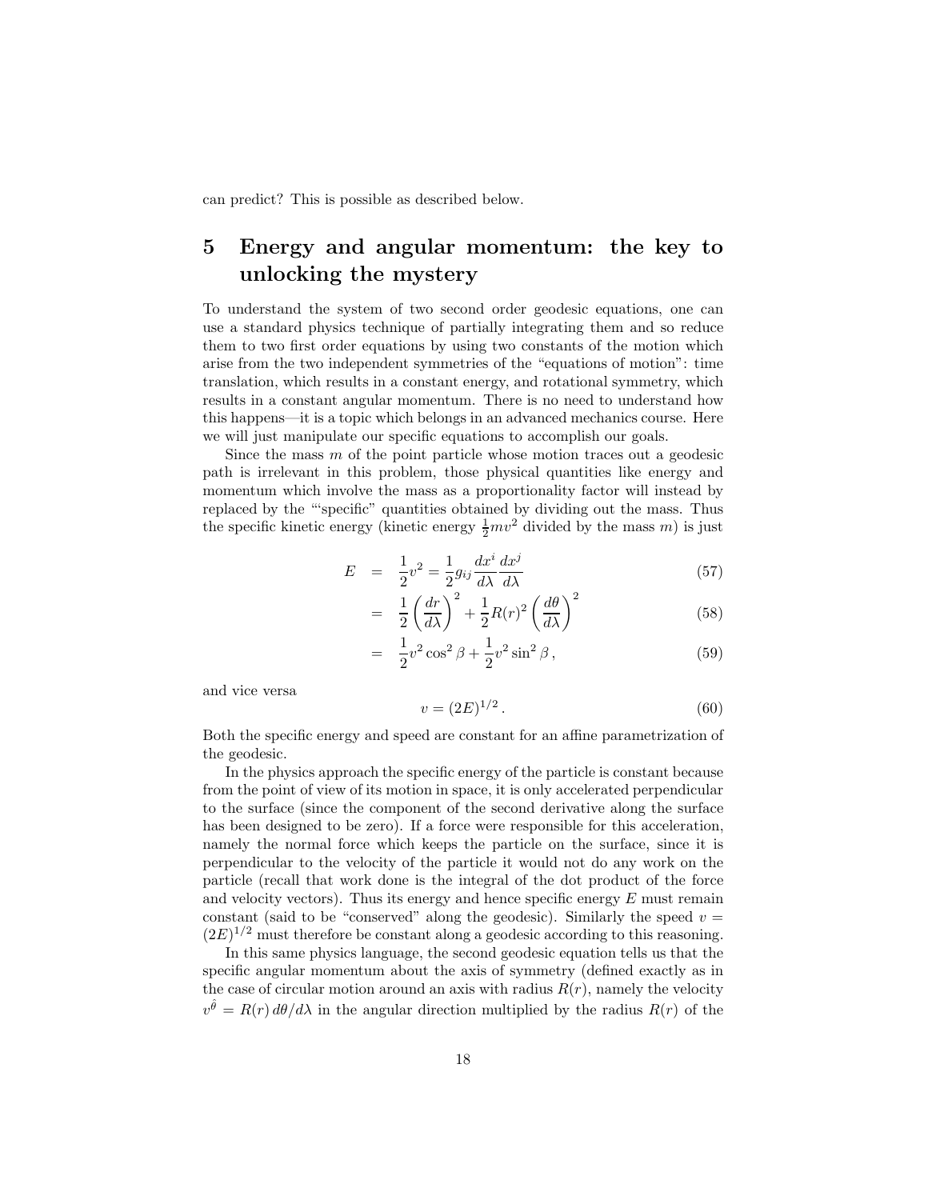can predict? This is possible as described below.

## 5 Energy and angular momentum: the key to unlocking the mystery

To understand the system of two second order geodesic equations, one can use a standard physics technique of partially integrating them and so reduce them to two first order equations by using two constants of the motion which arise from the two independent symmetries of the "equations of motion": time translation, which results in a constant energy, and rotational symmetry, which results in a constant angular momentum. There is no need to understand how this happens—it is a topic which belongs in an advanced mechanics course. Here we will just manipulate our specific equations to accomplish our goals.

Since the mass $m$ of the point particle whose motion traces out a geodesic path is irrelevant in this problem, those physical quantities like energy and momentum which involve the mass as a proportionality factor will instead by replaced by the "'specific" quantities obtained by dividing out the mass. Thus the specific kinetic energy (kinetic energy $\frac{1}{2}mv^2$ divided by the mass $m$) is just

$$
\begin{aligned}
E &= \frac{1}{2}v^2 = \frac{1}{2}g_{ij}\frac{dx^i}{d\lambda}\frac{dx^j}{d\lambda} && (57)\\
&= \frac{1}{2}\left(\frac{dr}{d\lambda}\right)^2 + \frac{1}{2}R(r)^2\left(\frac{d\theta}{d\lambda}\right)^2 && (58)\\
&= \frac{1}{2}v^2\cos^2\beta + \frac{1}{2}v^2\sin^2\beta\,, && (59)
\end{aligned}
$$

and vice versa

$$
v = (2E)^{1/2}\,. \tag{60}
$$

Both the specific energy and speed are constant for an affine parametrization of the geodesic.

In the physics approach the specific energy of the particle is constant because from the point of view of its motion in space, it is only accelerated perpendicular to the surface (since the component of the second derivative along the surface has been designed to be zero). If a force were responsible for this acceleration, namely the normal force which keeps the particle on the surface, since it is perpendicular to the velocity of the particle it would not do any work on the particle (recall that work done is the integral of the dot product of the force and velocity vectors). Thus its energy and hence specific energy $E$ must remain constant (said to be "conserved" along the geodesic). Similarly the speed $v = (2E)^{1/2}$ must therefore be constant along a geodesic according to this reasoning.

In this same physics language, the second geodesic equation tells us that the specific angular momentum about the axis of symmetry (defined exactly as in the case of circular motion around an axis with radius $R(r)$, namely the velocity $v^{\hat{\theta}} = R(r)\,d\theta/d\lambda$ in the angular direction multiplied by the radius $R(r)$ of the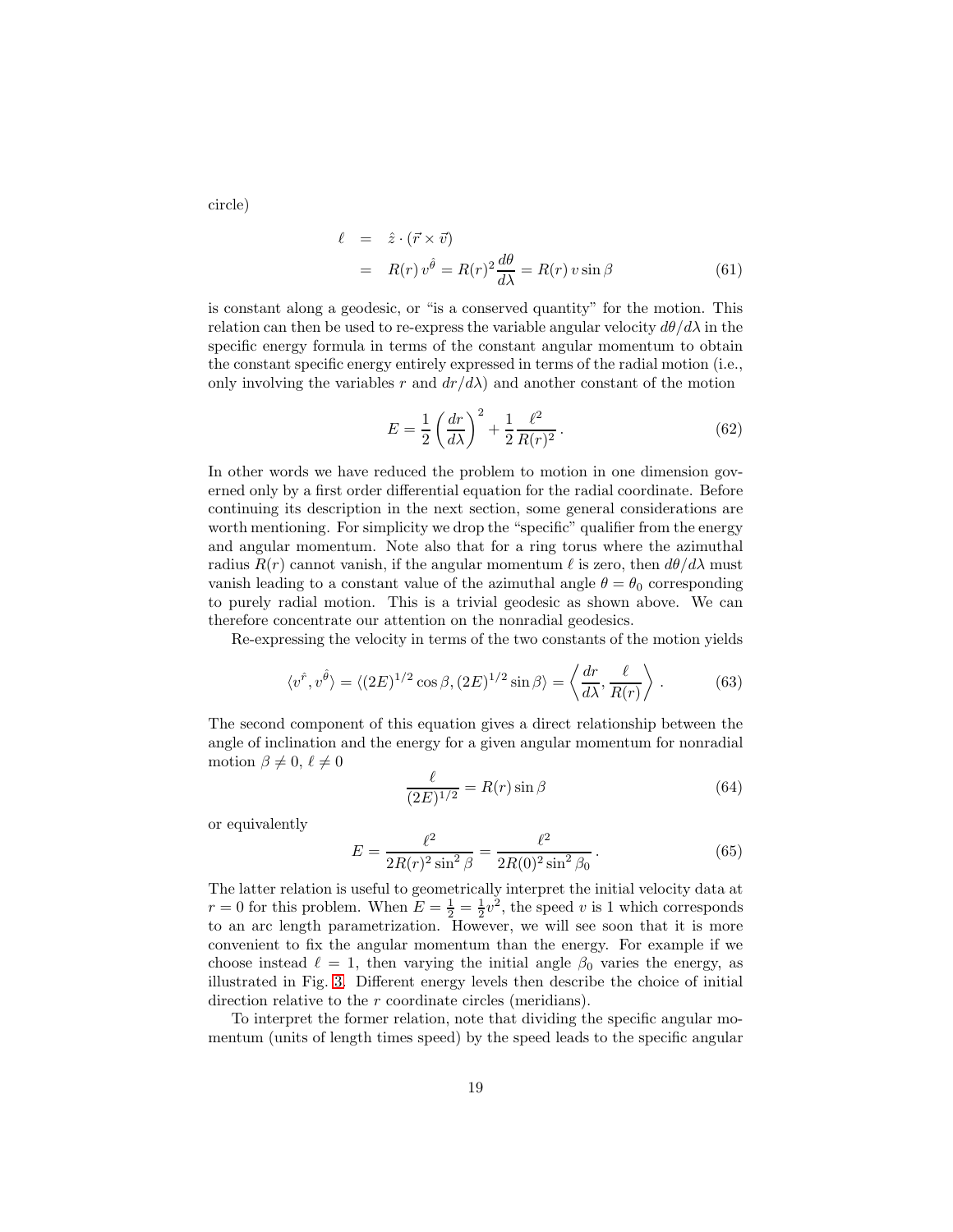circle)

$$
\begin{aligned}
\ell &= \hat{z} \cdot (\vec{r} \times \vec{v}) \\
&= R(r)\, v^{\hat{\theta}} = R(r)^2 \frac{d\theta}{d\lambda} = R(r)\, v \sin\beta
\end{aligned}
\tag{61}
$$

is constant along a geodesic, or "is a conserved quantity" for the motion. This relation can then be used to re-express the variable angular velocity $d\theta/d\lambda$ in the specific energy formula in terms of the constant angular momentum to obtain the constant specific energy entirely expressed in terms of the radial motion (i.e., only involving the variables $r$ and $dr/d\lambda$) and another constant of the motion

$$
E = \frac{1}{2}\left(\frac{dr}{d\lambda}\right)^2 + \frac{1}{2}\frac{\ell^2}{R(r)^2}\,. \tag{62}
$$

In other words we have reduced the problem to motion in one dimension governed only by a first order differential equation for the radial coordinate. Before continuing its description in the next section, some general considerations are worth mentioning. For simplicity we drop the "specific" qualifier from the energy and angular momentum. Note also that for a ring torus where the azimuthal radius $R(r)$ cannot vanish, if the angular momentum $\ell$ is zero, then $d\theta/d\lambda$ must vanish leading to a constant value of the azimuthal angle $\theta = \theta_0$ corresponding to purely radial motion. This is a trivial geodesic as shown above. We can therefore concentrate our attention on the nonradial geodesics.

Re-expressing the velocity in terms of the two constants of the motion yields

$$
\langle v^{\hat{r}}, v^{\hat{\theta}} \rangle = \langle (2E)^{1/2}\cos\beta, (2E)^{1/2}\sin\beta \rangle = \left\langle \frac{dr}{d\lambda}, \frac{\ell}{R(r)} \right\rangle. \tag{63}
$$

The second component of this equation gives a direct relationship between the angle of inclination and the energy for a given angular momentum for nonradial motion $\beta \neq 0$, $\ell \neq 0$

$$
\frac{\ell}{(2E)^{1/2}} = R(r)\sin\beta \tag{64}
$$

or equivalently

$$
E = \frac{\ell^2}{2R(r)^2\sin^2\beta} = \frac{\ell^2}{2R(0)^2\sin^2\beta_0}\,. \tag{65}
$$

The latter relation is useful to geometrically interpret the initial velocity data at $r = 0$ for this problem. When $E = \frac{1}{2} = \frac{1}{2}v^2$, the speed $v$ is 1 which corresponds to an arc length parametrization. However, we will see soon that it is more convenient to fix the angular momentum than the energy. For example if we choose instead $\ell = 1$, then varying the initial angle $\beta_0$ varies the energy, as illustrated in Fig. 3. Different energy levels then describe the choice of initial direction relative to the $r$ coordinate circles (meridians).

To interpret the former relation, note that dividing the specific angular momentum (units of length times speed) by the speed leads to the specific angular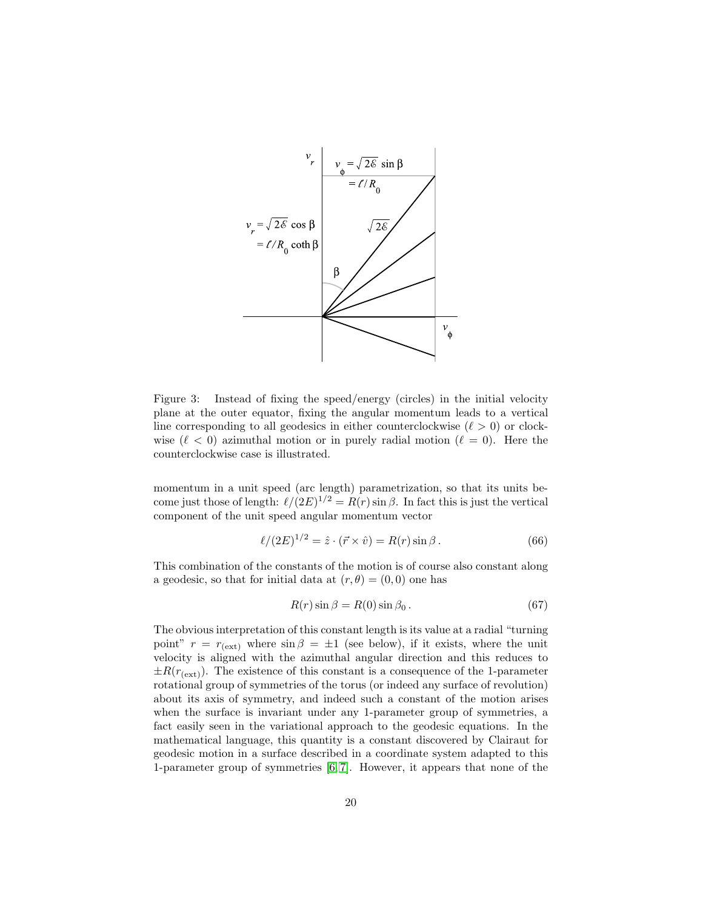Figure 3: Instead of fixing the speed/energy (circles) in the initial velocity plane at the outer equator, fixing the angular momentum leads to a vertical line corresponding to all geodesics in either counterclockwise ($\ell > 0$) or clockwise ($\ell < 0$) azimuthal motion or in purely radial motion ($\ell = 0$). Here the counterclockwise case is illustrated.

momentum in a unit speed (arc length) parametrization, so that its units become just those of length: $\ell/(2E)^{1/2} = R(r)\sin\beta$. In fact this is just the vertical component of the unit speed angular momentum vector

$$\ell/(2E)^{1/2} = \hat{z}\cdot(\vec{r}\times\hat{v}) = R(r)\sin\beta\,. \tag{66}$$

This combination of the constants of the motion is of course also constant along a geodesic, so that for initial data at $(r,\theta) = (0,0)$ one has

$$R(r)\sin\beta = R(0)\sin\beta_0\,. \tag{67}$$

The obvious interpretation of this constant length is its value at a radial "turning point" $r = r_{(\mathrm{ext})}$ where $\sin\beta = \pm 1$ (see below), if it exists, where the unit velocity is aligned with the azimuthal angular direction and this reduces to $\pm R(r_{(\mathrm{ext})})$. The existence of this constant is a consequence of the 1-parameter rotational group of symmetries of the torus (or indeed any surface of revolution) about its axis of symmetry, and indeed such a constant of the motion arises when the surface is invariant under any 1-parameter group of symmetries, a fact easily seen in the variational approach to the geodesic equations. In the mathematical language, this quantity is a constant discovered by Clairaut for geodesic motion in a surface described in a coordinate system adapted to this 1-parameter group of symmetries [6, 7]. However, it appears that none of the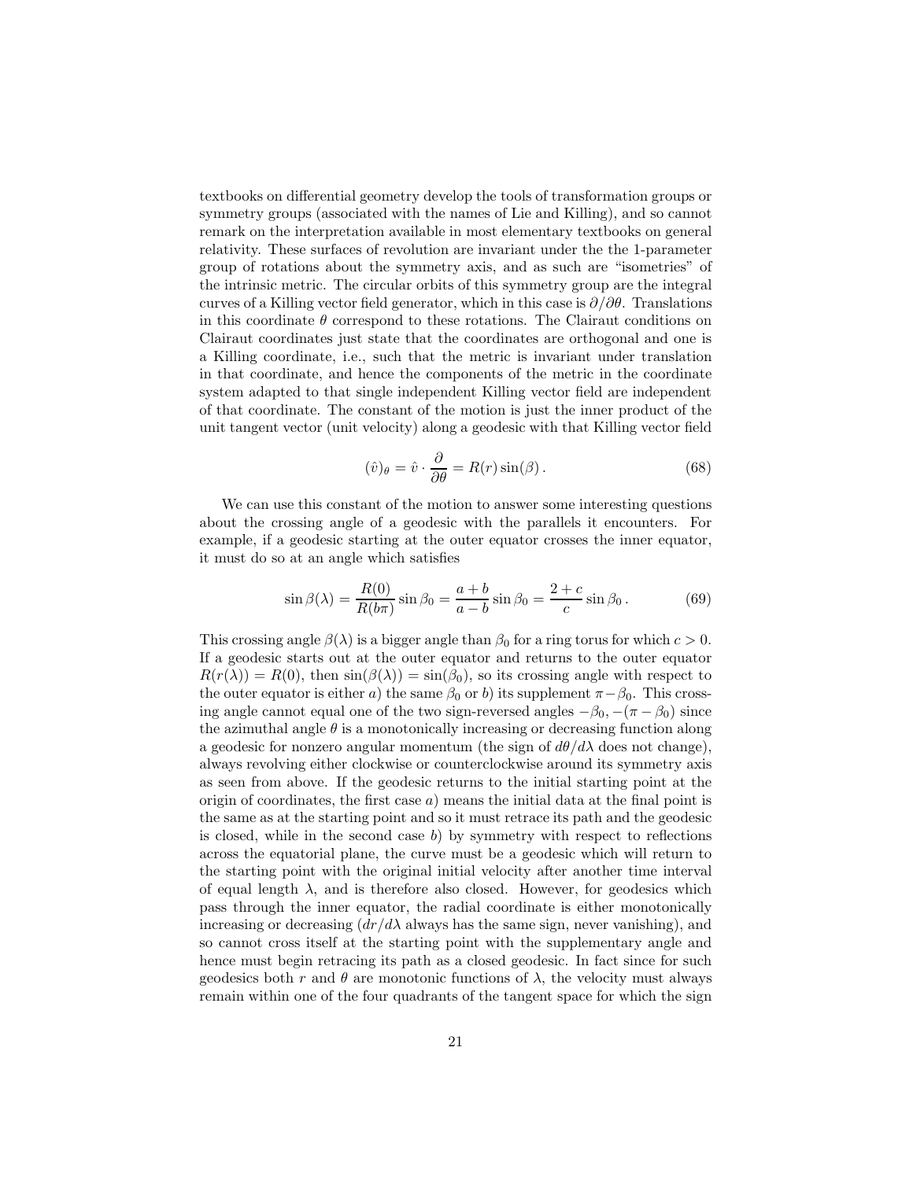textbooks on differential geometry develop the tools of transformation groups or symmetry groups (associated with the names of Lie and Killing), and so cannot remark on the interpretation available in most elementary textbooks on general relativity. These surfaces of revolution are invariant under the the 1-parameter group of rotations about the symmetry axis, and as such are "isometries" of the intrinsic metric. The circular orbits of this symmetry group are the integral curves of a Killing vector field generator, which in this case is $\partial/\partial\theta$. Translations in this coordinate $\theta$ correspond to these rotations. The Clairaut conditions on Clairaut coordinates just state that the coordinates are orthogonal and one is a Killing coordinate, i.e., such that the metric is invariant under translation in that coordinate, and hence the components of the metric in the coordinate system adapted to that single independent Killing vector field are independent of that coordinate. The constant of the motion is just the inner product of the unit tangent vector (unit velocity) along a geodesic with that Killing vector field

$$(\hat{v})_\theta = \hat{v} \cdot \frac{\partial}{\partial\theta} = R(r)\sin(\beta)\,. \tag{68}$$

We can use this constant of the motion to answer some interesting questions about the crossing angle of a geodesic with the parallels it encounters. For example, if a geodesic starting at the outer equator crosses the inner equator, it must do so at an angle which satisfies

$$\sin\beta(\lambda) = \frac{R(0)}{R(b\pi)}\sin\beta_0 = \frac{a+b}{a-b}\sin\beta_0 = \frac{2+c}{c}\sin\beta_0\,. \tag{69}$$

This crossing angle $\beta(\lambda)$ is a bigger angle than $\beta_0$ for a ring torus for which $c > 0$. If a geodesic starts out at the outer equator and returns to the outer equator $R(r(\lambda)) = R(0)$, then $\sin(\beta(\lambda)) = \sin(\beta_0)$, so its crossing angle with respect to the outer equator is either *a*) the same $\beta_0$ or *b*) its supplement $\pi - \beta_0$. This crossing angle cannot equal one of the two sign-reversed angles $-\beta_0, -(\pi - \beta_0)$ since the azimuthal angle $\theta$ is a monotonically increasing or decreasing function along a geodesic for nonzero angular momentum (the sign of $d\theta/d\lambda$ does not change), always revolving either clockwise or counterclockwise around its symmetry axis as seen from above. If the geodesic returns to the initial starting point at the origin of coordinates, the first case *a*) means the initial data at the final point is the same as at the starting point and so it must retrace its path and the geodesic is closed, while in the second case *b*) by symmetry with respect to reflections across the equatorial plane, the curve must be a geodesic which will return to the starting point with the original initial velocity after another time interval of equal length $\lambda$, and is therefore also closed. However, for geodesics which pass through the inner equator, the radial coordinate is either monotonically increasing or decreasing ($dr/d\lambda$ always has the same sign, never vanishing), and so cannot cross itself at the starting point with the supplementary angle and hence must begin retracing its path as a closed geodesic. In fact since for such geodesics both $r$ and $\theta$ are monotonic functions of $\lambda$, the velocity must always remain within one of the four quadrants of the tangent space for which the sign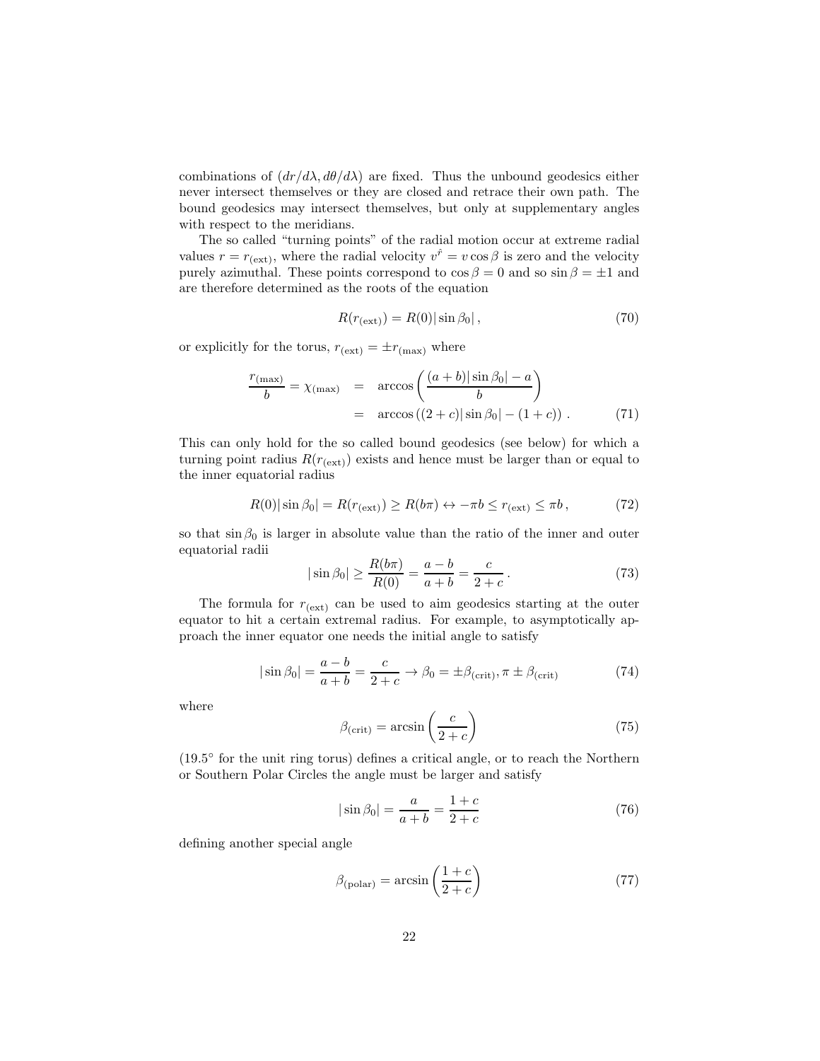combinations of $(dr/d\lambda, d\theta/d\lambda)$ are fixed. Thus the unbound geodesics either never intersect themselves or they are closed and retrace their own path. The bound geodesics may intersect themselves, but only at supplementary angles with respect to the meridians.

The so called "turning points" of the radial motion occur at extreme radial values $r = r_{(\mathrm{ext})}$, where the radial velocity $v^{\hat{r}} = v\cos\beta$ is zero and the velocity purely azimuthal. These points correspond to $\cos\beta = 0$ and so $\sin\beta = \pm 1$ and are therefore determined as the roots of the equation

$$R(r_{(\mathrm{ext})}) = R(0)|\sin\beta_0|\,, \tag{70}$$

or explicitly for the torus, $r_{(\mathrm{ext})} = \pm r_{(\mathrm{max})}$ where

$$\begin{aligned}\frac{r_{(\mathrm{max})}}{b} = \chi_{(\mathrm{max})} &= \arccos\left(\frac{(a+b)|\sin\beta_0| - a}{b}\right) \\ &= \arccos\left((2+c)|\sin\beta_0| - (1+c)\right)\,. \end{aligned}\tag{71}$$

This can only hold for the so called bound geodesics (see below) for which a turning point radius $R(r_{(\mathrm{ext})})$ exists and hence must be larger than or equal to the inner equatorial radius

$$R(0)|\sin\beta_0| = R(r_{(\mathrm{ext})}) \geq R(b\pi) \leftrightarrow -\pi b \leq r_{(\mathrm{ext})} \leq \pi b\,, \tag{72}$$

so that $\sin\beta_0$ is larger in absolute value than the ratio of the inner and outer equatorial radii

$$|\sin\beta_0| \geq \frac{R(b\pi)}{R(0)} = \frac{a-b}{a+b} = \frac{c}{2+c}\,. \tag{73}$$

The formula for $r_{(\mathrm{ext})}$ can be used to aim geodesics starting at the outer equator to hit a certain extremal radius. For example, to asymptotically approach the inner equator one needs the initial angle to satisfy

$$|\sin\beta_0| = \frac{a-b}{a+b} = \frac{c}{2+c} \rightarrow \beta_0 = \pm\beta_{(\mathrm{crit})}, \pi \pm \beta_{(\mathrm{crit})} \tag{74}$$

where

$$\beta_{(\mathrm{crit})} = \arcsin\left(\frac{c}{2+c}\right) \tag{75}$$

($19.5^\circ$ for the unit ring torus) defines a critical angle, or to reach the Northern or Southern Polar Circles the angle must be larger and satisfy

$$|\sin\beta_0| = \frac{a}{a+b} = \frac{1+c}{2+c} \tag{76}$$

defining another special angle

$$\beta_{(\mathrm{polar})} = \arcsin\left(\frac{1+c}{2+c}\right) \tag{77}$$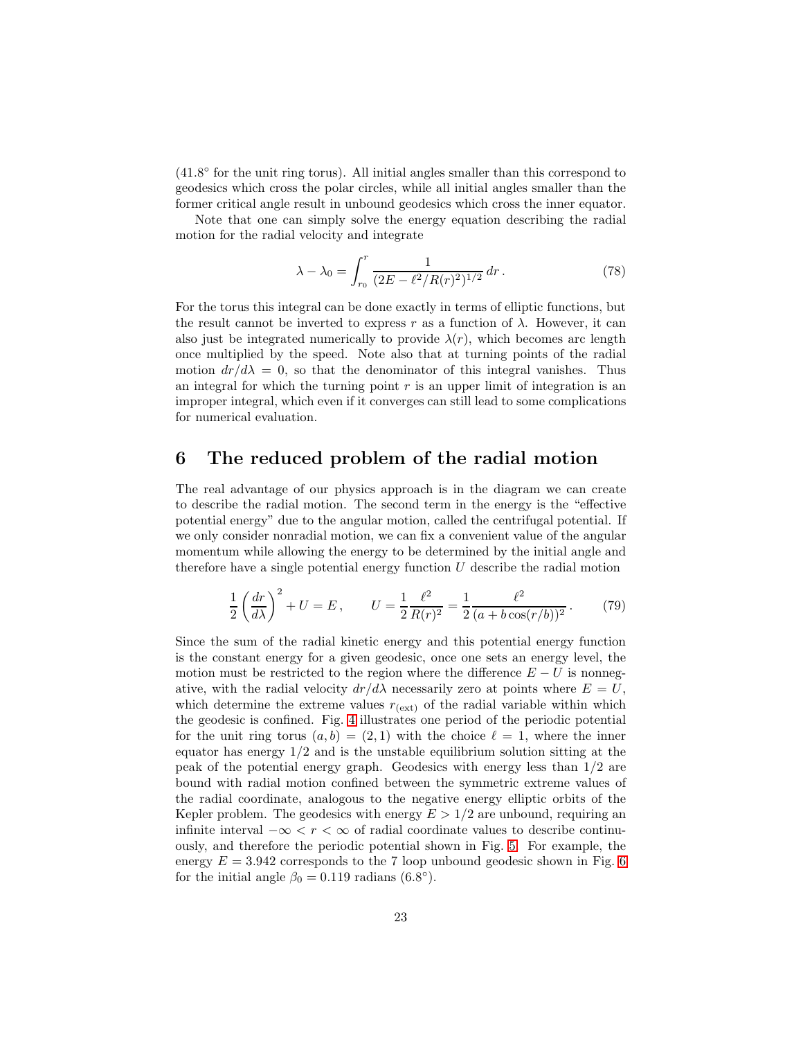(41.8° for the unit ring torus). All initial angles smaller than this correspond to geodesics which cross the polar circles, while all initial angles smaller than the former critical angle result in unbound geodesics which cross the inner equator.

Note that one can simply solve the energy equation describing the radial motion for the radial velocity and integrate

$$\lambda - \lambda_0 = \int_{r_0}^{r} \frac{1}{(2E - \ell^2/R(r)^2)^{1/2}}\, dr\,. \tag{78}$$

For the torus this integral can be done exactly in terms of elliptic functions, but the result cannot be inverted to express $r$ as a function of $\lambda$. However, it can also just be integrated numerically to provide $\lambda(r)$, which becomes arc length once multiplied by the speed. Note also that at turning points of the radial motion $dr/d\lambda = 0$, so that the denominator of this integral vanishes. Thus an integral for which the turning point $r$ is an upper limit of integration is an improper integral, which even if it converges can still lead to some complications for numerical evaluation.

# 6 The reduced problem of the radial motion

The real advantage of our physics approach is in the diagram we can create to describe the radial motion. The second term in the energy is the "effective potential energy" due to the angular motion, called the centrifugal potential. If we only consider nonradial motion, we can fix a convenient value of the angular momentum while allowing the energy to be determined by the initial angle and therefore have a single potential energy function $U$ describe the radial motion

$$\frac{1}{2}\left(\frac{dr}{d\lambda}\right)^2 + U = E\,, \qquad U = \frac{1}{2}\frac{\ell^2}{R(r)^2} = \frac{1}{2}\frac{\ell^2}{(a + b\cos(r/b))^2}\,. \tag{79}$$

Since the sum of the radial kinetic energy and this potential energy function is the constant energy for a given geodesic, once one sets an energy level, the motion must be restricted to the region where the difference $E - U$ is nonnegative, with the radial velocity $dr/d\lambda$ necessarily zero at points where $E = U$, which determine the extreme values $r_{(\mathrm{ext})}$ of the radial variable within which the geodesic is confined. Fig. 4 illustrates one period of the periodic potential for the unit ring torus $(a, b) = (2, 1)$ with the choice $\ell = 1$, where the inner equator has energy $1/2$ and is the unstable equilibrium solution sitting at the peak of the potential energy graph. Geodesics with energy less than $1/2$ are bound with radial motion confined between the symmetric extreme values of the radial coordinate, analogous to the negative energy elliptic orbits of the Kepler problem. The geodesics with energy $E > 1/2$ are unbound, requiring an infinite interval $-\infty < r < \infty$ of radial coordinate values to describe continuously, and therefore the periodic potential shown in Fig. 5. For example, the energy $E = 3.942$ corresponds to the 7 loop unbound geodesic shown in Fig. 6 for the initial angle $\beta_0 = 0.119$ radians (6.8°).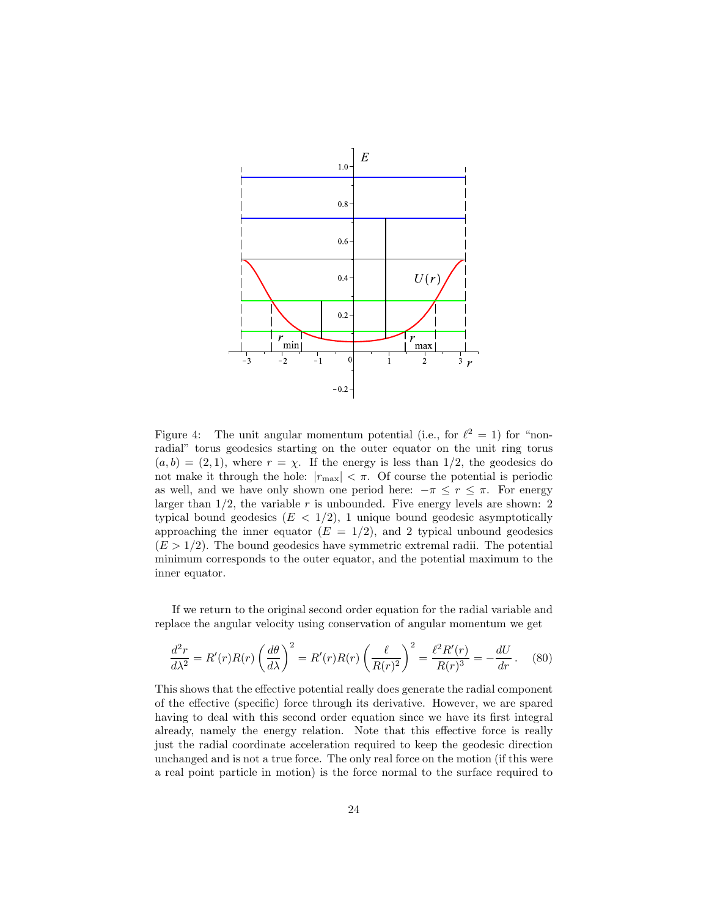Figure 4: The unit angular momentum potential (i.e., for $\ell^2 = 1$) for "non-radial" torus geodesics starting on the outer equator on the unit ring torus $(a, b) = (2, 1)$, where $r = \chi$. If the energy is less than 1/2, the geodesics do not make it through the hole: $|r_{\max}| < \pi$. Of course the potential is periodic as well, and we have only shown one period here: $-\pi \le r \le \pi$. For energy larger than 1/2, the variable $r$ is unbounded. Five energy levels are shown: 2 typical bound geodesics ($E < 1/2$), 1 unique bound geodesic asymptotically approaching the inner equator ($E = 1/2$), and 2 typical unbound geodesics ($E > 1/2$). The bound geodesics have symmetric extremal radii. The potential minimum corresponds to the outer equator, and the potential maximum to the inner equator.

If we return to the original second order equation for the radial variable and replace the angular velocity using conservation of angular momentum we get

$$\frac{d^2 r}{d\lambda^2} = R'(r)R(r)\left(\frac{d\theta}{d\lambda}\right)^2 = R'(r)R(r)\left(\frac{\ell}{R(r)^2}\right)^2 = \frac{\ell^2 R'(r)}{R(r)^3} = -\frac{dU}{dr}\,. \quad (80)$$

This shows that the effective potential really does generate the radial component of the effective (specific) force through its derivative. However, we are spared having to deal with this second order equation since we have its first integral already, namely the energy relation. Note that this effective force is really just the radial coordinate acceleration required to keep the geodesic direction unchanged and is not a true force. The only real force on the motion (if this were a real point particle in motion) is the force normal to the surface required to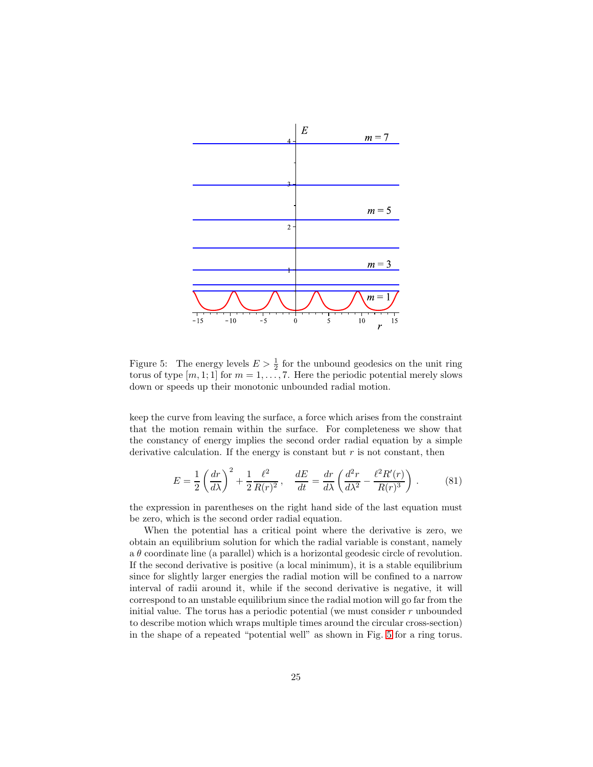Figure 5: The energy levels $E > \frac{1}{2}$ for the unbound geodesics on the unit ring torus of type $[m, 1; 1]$ for $m = 1, \ldots, 7$. Here the periodic potential merely slows down or speeds up their monotonic unbounded radial motion.

keep the curve from leaving the surface, a force which arises from the constraint that the motion remain within the surface. For completeness we show that the constancy of energy implies the second order radial equation by a simple derivative calculation. If the energy is constant but $r$ is not constant, then

$$E = \frac{1}{2}\left(\frac{dr}{d\lambda}\right)^2 + \frac{1}{2}\frac{\ell^2}{R(r)^2}\,, \quad \frac{dE}{dt} = \frac{dr}{d\lambda}\left(\frac{d^2r}{d\lambda^2} - \frac{\ell^2 R'(r)}{R(r)^3}\right)\,. \tag{81}$$

the expression in parentheses on the right hand side of the last equation must be zero, which is the second order radial equation.

When the potential has a critical point where the derivative is zero, we obtain an equilibrium solution for which the radial variable is constant, namely a $\theta$ coordinate line (a parallel) which is a horizontal geodesic circle of revolution. If the second derivative is positive (a local minimum), it is a stable equilibrium since for slightly larger energies the radial motion will be confined to a narrow interval of radii around it, while if the second derivative is negative, it will correspond to an unstable equilibrium since the radial motion will go far from the initial value. The torus has a periodic potential (we must consider $r$ unbounded to describe motion which wraps multiple times around the circular cross-section) in the shape of a repeated "potential well" as shown in Fig. 5 for a ring torus.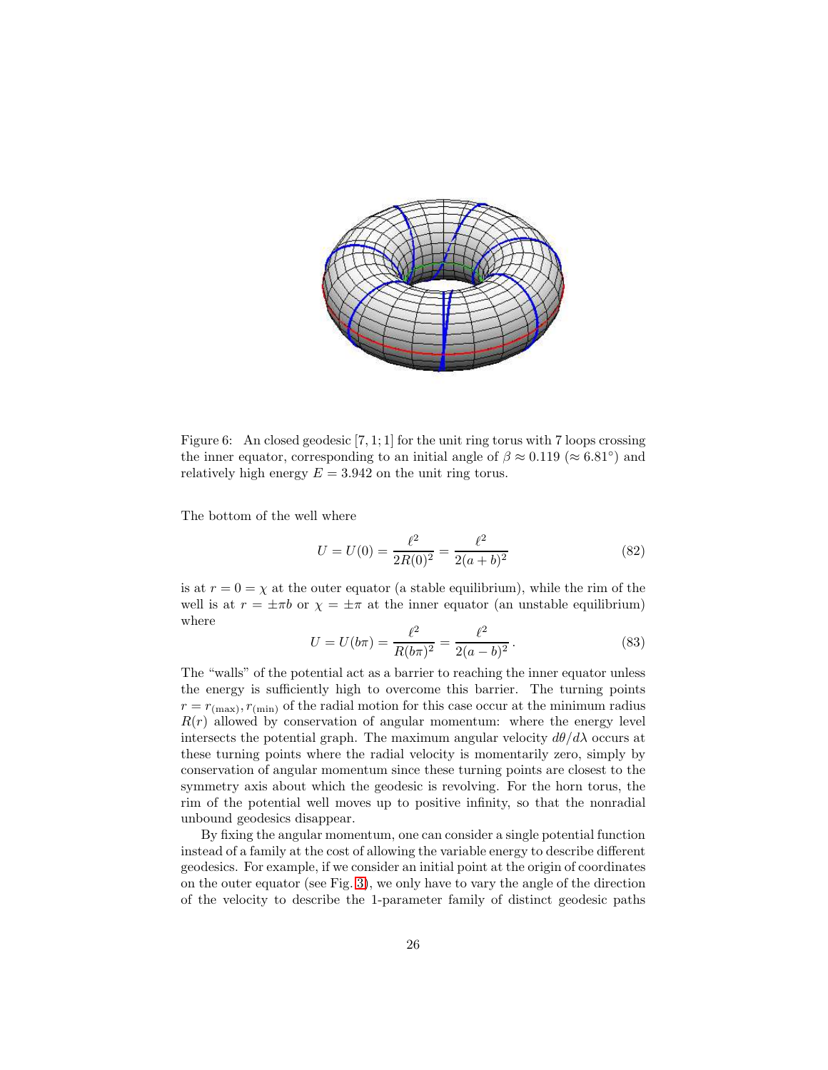Figure 6: An closed geodesic [7, 1; 1] for the unit ring torus with 7 loops crossing the inner equator, corresponding to an initial angle of $\beta \approx 0.119$ ($\approx 6.81^\circ$) and relatively high energy $E = 3.942$ on the unit ring torus.

The bottom of the well where

$$U = U(0) = \frac{\ell^2}{2R(0)^2} = \frac{\ell^2}{2(a+b)^2} \tag{82}$$

is at $r = 0 = \chi$ at the outer equator (a stable equilibrium), while the rim of the well is at $r = \pm\pi b$ or $\chi = \pm\pi$ at the inner equator (an unstable equilibrium) where

$$U = U(b\pi) = \frac{\ell^2}{R(b\pi)^2} = \frac{\ell^2}{2(a-b)^2}\,. \tag{83}$$

The "walls" of the potential act as a barrier to reaching the inner equator unless the energy is sufficiently high to overcome this barrier. The turning points $r = r_{(\max)}, r_{(\min)}$ of the radial motion for this case occur at the minimum radius $R(r)$ allowed by conservation of angular momentum: where the energy level intersects the potential graph. The maximum angular velocity $d\theta/d\lambda$ occurs at these turning points where the radial velocity is momentarily zero, simply by conservation of angular momentum since these turning points are closest to the symmetry axis about which the geodesic is revolving. For the horn torus, the rim of the potential well moves up to positive infinity, so that the nonradial unbound geodesics disappear.

By fixing the angular momentum, one can consider a single potential function instead of a family at the cost of allowing the variable energy to describe different geodesics. For example, if we consider an initial point at the origin of coordinates on the outer equator (see Fig. 3), we only have to vary the angle of the direction of the velocity to describe the 1-parameter family of distinct geodesic paths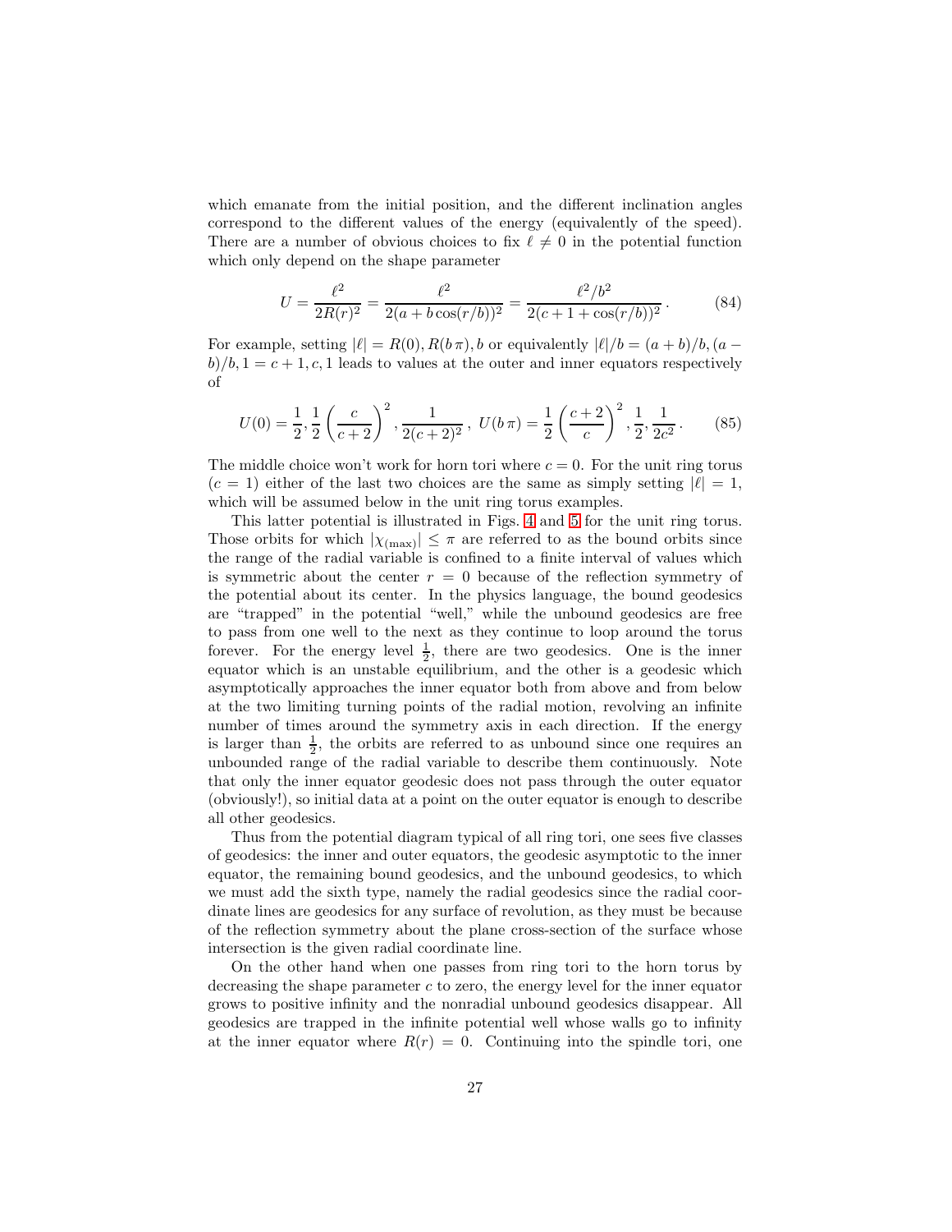which emanate from the initial position, and the different inclination angles correspond to the different values of the energy (equivalently of the speed). There are a number of obvious choices to fix $\ell \neq 0$ in the potential function which only depend on the shape parameter

$$U = \frac{\ell^2}{2R(r)^2} = \frac{\ell^2}{2(a + b\cos(r/b))^2} = \frac{\ell^2/b^2}{2(c + 1 + \cos(r/b))^2}\,. \tag{84}$$

For example, setting $|\ell| = R(0), R(b\,\pi), b$ or equivalently $|\ell|/b = (a+b)/b, (a-b)/b, 1 = c+1, c, 1$ leads to values at the outer and inner equators respectively of

$$U(0) = \frac{1}{2}, \frac{1}{2}\left(\frac{c}{c+2}\right)^2, \frac{1}{2(c+2)^2}\,,\; U(b\,\pi) = \frac{1}{2}\left(\frac{c+2}{c}\right)^2, \frac{1}{2}, \frac{1}{2c^2}\,. \tag{85}$$

The middle choice won't work for horn tori where $c = 0$. For the unit ring torus ($c = 1$) either of the last two choices are the same as simply setting $|\ell| = 1$, which will be assumed below in the unit ring torus examples.

This latter potential is illustrated in Figs. 4 and 5 for the unit ring torus. Those orbits for which $|\chi_{(\max)}| \leq \pi$ are referred to as the bound orbits since the range of the radial variable is confined to a finite interval of values which is symmetric about the center $r = 0$ because of the reflection symmetry of the potential about its center. In the physics language, the bound geodesics are "trapped" in the potential "well," while the unbound geodesics are free to pass from one well to the next as they continue to loop around the torus forever. For the energy level $\frac{1}{2}$, there are two geodesics. One is the inner equator which is an unstable equilibrium, and the other is a geodesic which asymptotically approaches the inner equator both from above and from below at the two limiting turning points of the radial motion, revolving an infinite number of times around the symmetry axis in each direction. If the energy is larger than $\frac{1}{2}$, the orbits are referred to as unbound since one requires an unbounded range of the radial variable to describe them continuously. Note that only the inner equator geodesic does not pass through the outer equator (obviously!), so initial data at a point on the outer equator is enough to describe all other geodesics.

Thus from the potential diagram typical of all ring tori, one sees five classes of geodesics: the inner and outer equators, the geodesic asymptotic to the inner equator, the remaining bound geodesics, and the unbound geodesics, to which we must add the sixth type, namely the radial geodesics since the radial coordinate lines are geodesics for any surface of revolution, as they must be because of the reflection symmetry about the plane cross-section of the surface whose intersection is the given radial coordinate line.

On the other hand when one passes from ring tori to the horn torus by decreasing the shape parameter $c$ to zero, the energy level for the inner equator grows to positive infinity and the nonradial unbound geodesics disappear. All geodesics are trapped in the infinite potential well whose walls go to infinity at the inner equator where $R(r) = 0$. Continuing into the spindle tori, one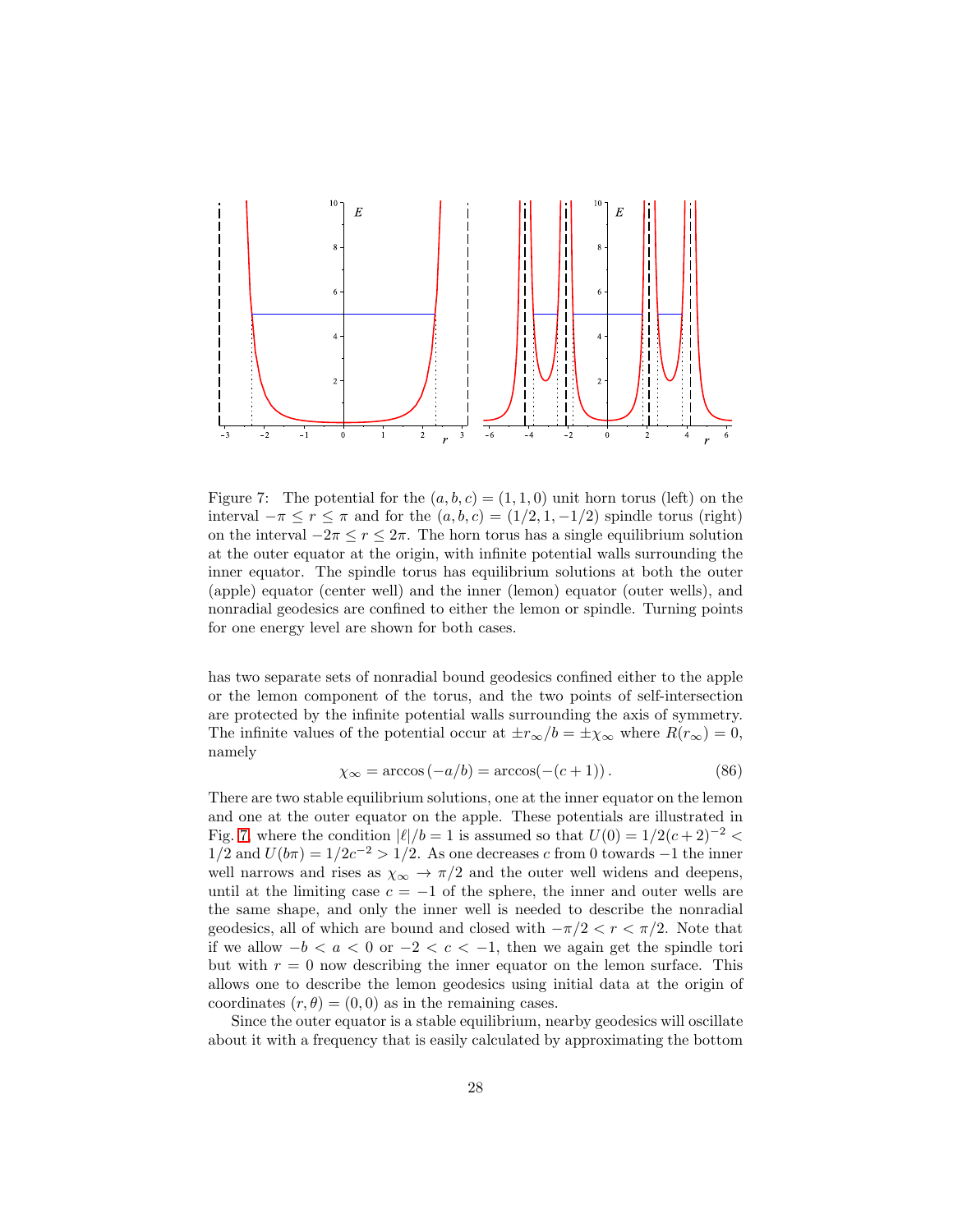Figure 7: The potential for the $(a,b,c) = (1,1,0)$ unit horn torus (left) on the interval $-\pi \le r \le \pi$ and for the $(a,b,c) = (1/2, 1, -1/2)$ spindle torus (right) on the interval $-2\pi \le r \le 2\pi$. The horn torus has a single equilibrium solution at the outer equator at the origin, with infinite potential walls surrounding the inner equator. The spindle torus has equilibrium solutions at both the outer (apple) equator (center well) and the inner (lemon) equator (outer wells), and nonradial geodesics are confined to either the lemon or spindle. Turning points for one energy level are shown for both cases.

has two separate sets of nonradial bound geodesics confined either to the apple or the lemon component of the torus, and the two points of self-intersection are protected by the infinite potential walls surrounding the axis of symmetry. The infinite values of the potential occur at $\pm r_\infty/b = \pm\chi_\infty$ where $R(r_\infty) = 0$, namely

$$\chi_\infty = \arccos\left(-a/b\right) = \arccos(-(c+1))\,. \tag{86}$$

There are two stable equilibrium solutions, one at the inner equator on the lemon and one at the outer equator on the apple. These potentials are illustrated in Fig. 7 where the condition $|\ell|/b = 1$ is assumed so that $U(0) = 1/2(c+2)^{-2} < 1/2$ and $U(b\pi) = 1/2c^{-2} > 1/2$. As one decreases $c$ from 0 towards $-1$ the inner well narrows and rises as $\chi_\infty \to \pi/2$ and the outer well widens and deepens, until at the limiting case $c = -1$ of the sphere, the inner and outer wells are the same shape, and only the inner well is needed to describe the nonradial geodesics, all of which are bound and closed with $-\pi/2 < r < \pi/2$. Note that if we allow $-b < a < 0$ or $-2 < c < -1$, then we again get the spindle tori but with $r = 0$ now describing the inner equator on the lemon surface. This allows one to describe the lemon geodesics using initial data at the origin of coordinates $(r, \theta) = (0, 0)$ as in the remaining cases.

Since the outer equator is a stable equilibrium, nearby geodesics will oscillate about it with a frequency that is easily calculated by approximating the bottom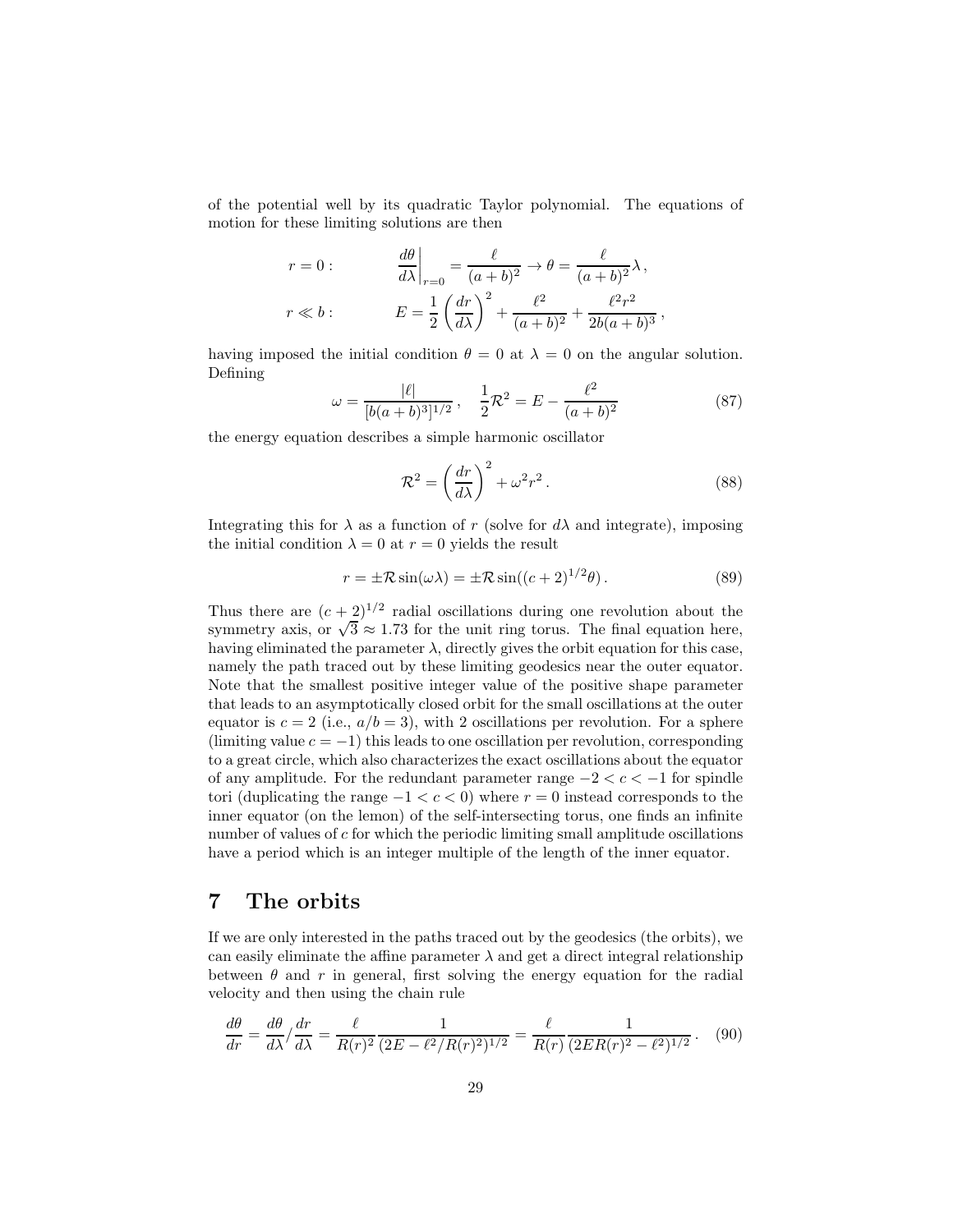of the potential well by its quadratic Taylor polynomial. The equations of motion for these limiting solutions are then

$$
\begin{aligned}
r = 0: & \qquad \left.\frac{d\theta}{d\lambda}\right|_{r=0} = \frac{\ell}{(a+b)^2} \to \theta = \frac{\ell}{(a+b)^2}\lambda \,, \\
r \ll b: & \qquad E = \frac{1}{2}\left(\frac{dr}{d\lambda}\right)^2 + \frac{\ell^2}{(a+b)^2} + \frac{\ell^2 r^2}{2b(a+b)^3}\,,
\end{aligned}
$$

having imposed the initial condition $\theta = 0$ at $\lambda = 0$ on the angular solution. Defining

$$
\omega = \frac{|\ell|}{[b(a+b)^3]^{1/2}}\,, \quad \frac{1}{2}\mathcal{R}^2 = E - \frac{\ell^2}{(a+b)^2} \tag{87}
$$

the energy equation describes a simple harmonic oscillator

$$
\mathcal{R}^2 = \left(\frac{dr}{d\lambda}\right)^2 + \omega^2 r^2\,. \tag{88}
$$

Integrating this for $\lambda$ as a function of $r$ (solve for $d\lambda$ and integrate), imposing the initial condition $\lambda = 0$ at $r = 0$ yields the result

$$
r = \pm \mathcal{R}\sin(\omega\lambda) = \pm\mathcal{R}\sin((c+2)^{1/2}\theta)\,. \tag{89}
$$

Thus there are $(c+2)^{1/2}$ radial oscillations during one revolution about the symmetry axis, or $\sqrt{3} \approx 1.73$ for the unit ring torus. The final equation here, having eliminated the parameter $\lambda$, directly gives the orbit equation for this case, namely the path traced out by these limiting geodesics near the outer equator. Note that the smallest positive integer value of the positive shape parameter that leads to an asymptotically closed orbit for the small oscillations at the outer equator is $c = 2$ (i.e., $a/b = 3$), with 2 oscillations per revolution. For a sphere (limiting value $c = -1$) this leads to one oscillation per revolution, corresponding to a great circle, which also characterizes the exact oscillations about the equator of any amplitude. For the redundant parameter range $-2 < c < -1$ for spindle tori (duplicating the range $-1 < c < 0$) where $r = 0$ instead corresponds to the inner equator (on the lemon) of the self-intersecting torus, one finds an infinite number of values of $c$ for which the periodic limiting small amplitude oscillations have a period which is an integer multiple of the length of the inner equator.

## 7 The orbits

If we are only interested in the paths traced out by the geodesics (the orbits), we can easily eliminate the affine parameter $\lambda$ and get a direct integral relationship between $\theta$ and $r$ in general, first solving the energy equation for the radial velocity and then using the chain rule

$$
\frac{d\theta}{dr} = \frac{d\theta}{d\lambda}\Big/\frac{dr}{d\lambda} = \frac{\ell}{R(r)^2}\frac{1}{(2E - \ell^2/R(r)^2)^{1/2}} = \frac{\ell}{R(r)}\frac{1}{(2ER(r)^2 - \ell^2)^{1/2}}\,. \tag{90}
$$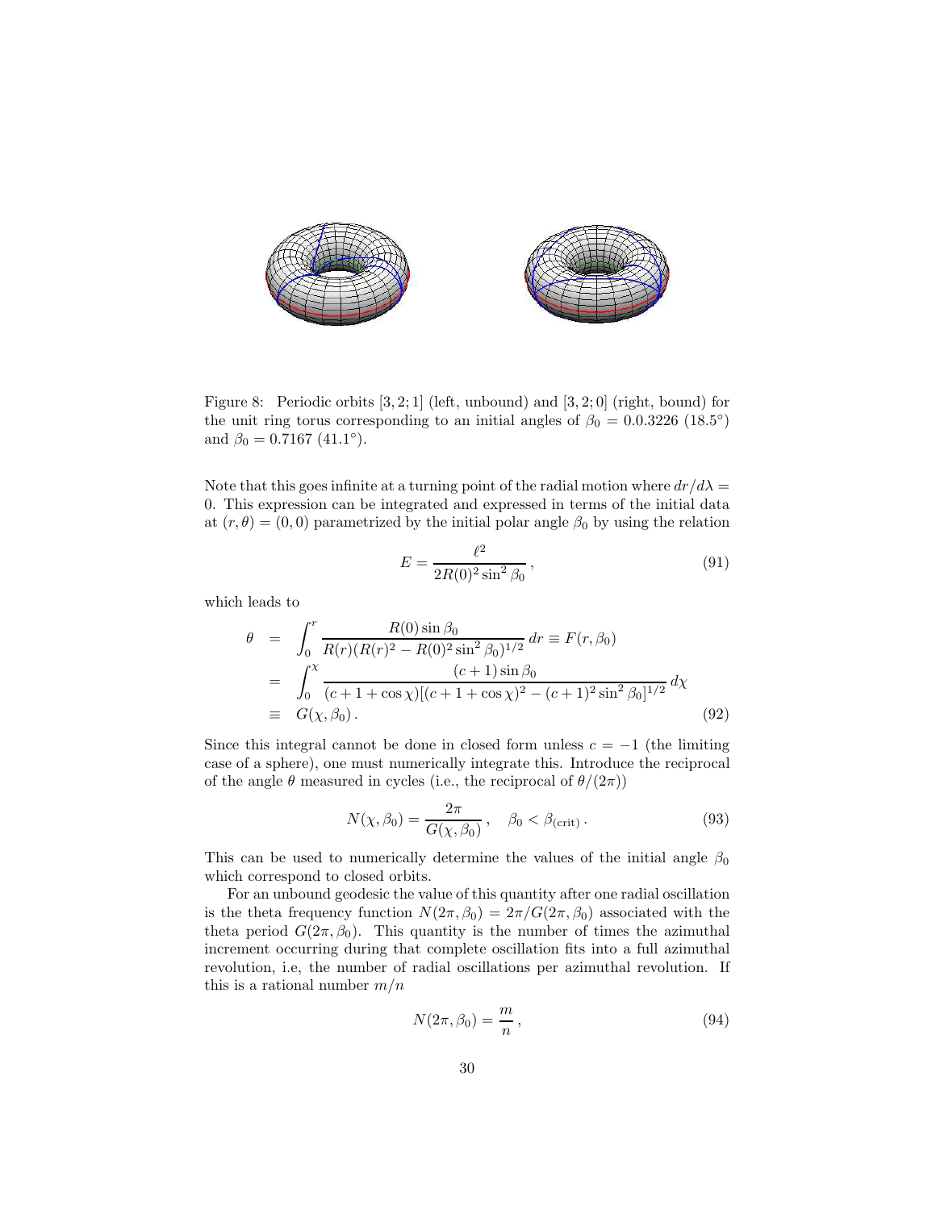Figure 8: Periodic orbits [3, 2; 1] (left, unbound) and [3, 2; 0] (right, bound) for the unit ring torus corresponding to an initial angles of $\beta_0 = 0.0.3226$ ($18.5^\circ$) and $\beta_0 = 0.7167$ ($41.1^\circ$).

Note that this goes infinite at a turning point of the radial motion where $dr/d\lambda = 0$. This expression can be integrated and expressed in terms of the initial data at $(r, \theta) = (0, 0)$ parametrized by the initial polar angle $\beta_0$ by using the relation

$$E = \frac{\ell^2}{2R(0)^2 \sin^2 \beta_0} \,, \tag{91}$$

which leads to

$$\begin{aligned}
\theta &= \int_0^r \frac{R(0)\sin\beta_0}{R(r)(R(r)^2 - R(0)^2 \sin^2\beta_0)^{1/2}}\, dr \equiv F(r, \beta_0) \\
&= \int_0^\chi \frac{(c+1)\sin\beta_0}{(c+1+\cos\chi)[(c+1+\cos\chi)^2 - (c+1)^2\sin^2\beta_0]^{1/2}}\, d\chi \\
&\equiv G(\chi, \beta_0)\,.
\end{aligned} \tag{92}$$

Since this integral cannot be done in closed form unless $c = -1$ (the limiting case of a sphere), one must numerically integrate this. Introduce the reciprocal of the angle $\theta$ measured in cycles (i.e., the reciprocal of $\theta/(2\pi)$)

$$N(\chi, \beta_0) = \frac{2\pi}{G(\chi, \beta_0)} \,, \quad \beta_0 < \beta_{(\mathrm{crit})} \,. \tag{93}$$

This can be used to numerically determine the values of the initial angle $\beta_0$ which correspond to closed orbits.

For an unbound geodesic the value of this quantity after one radial oscillation is the theta frequency function $N(2\pi, \beta_0) = 2\pi/G(2\pi, \beta_0)$ associated with the theta period $G(2\pi, \beta_0)$. This quantity is the number of times the azimuthal increment occurring during that complete oscillation fits into a full azimuthal revolution, i.e, the number of radial oscillations per azimuthal revolution. If this is a rational number $m/n$

$$N(2\pi, \beta_0) = \frac{m}{n} \,, \tag{94}$$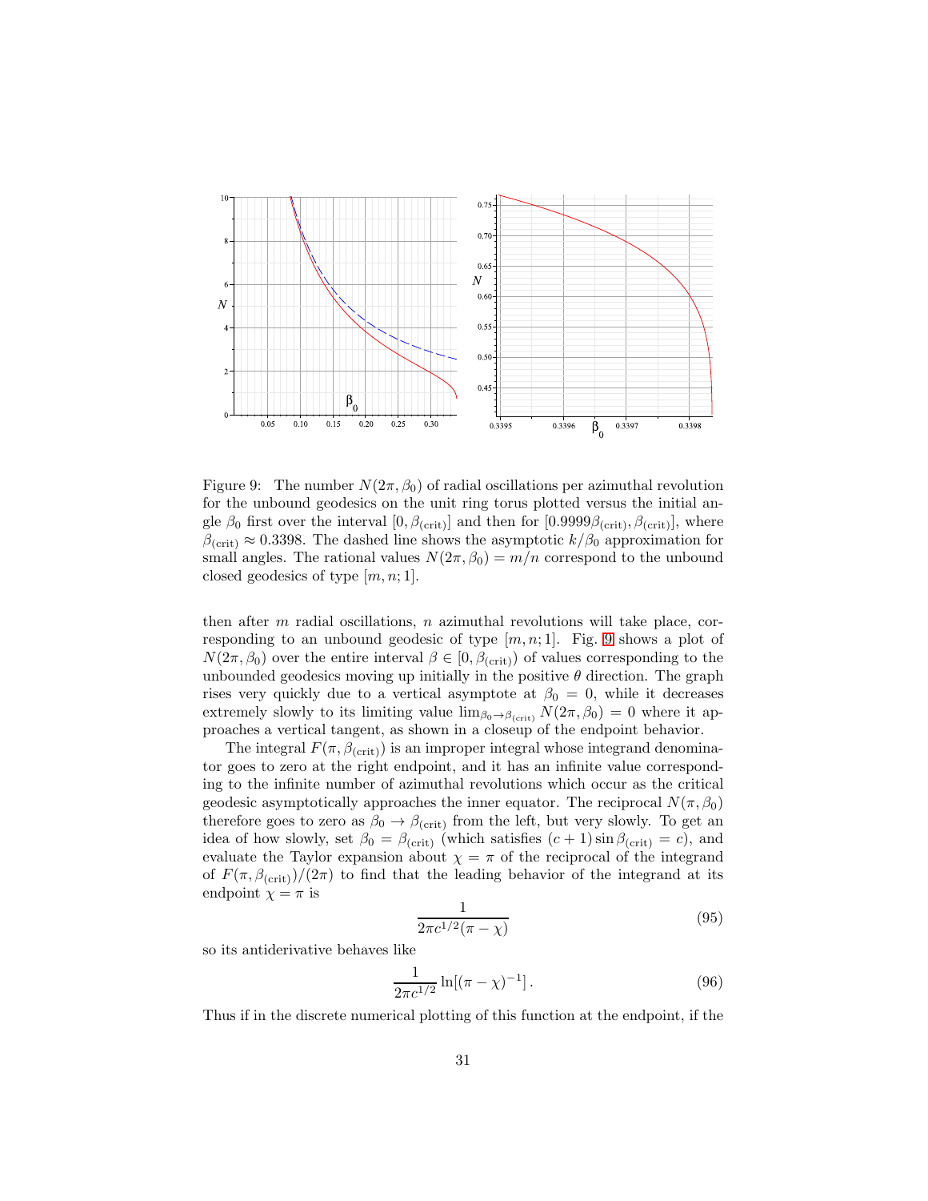Figure 9: The number $N(2\pi, \beta_0)$ of radial oscillations per azimuthal revolution for the unbound geodesics on the unit ring torus plotted versus the initial angle $\beta_0$ first over the interval $[0, \beta_{(\text{crit})}]$ and then for $[0.9999\beta_{(\text{crit})}, \beta_{(\text{crit})}]$, where $\beta_{(\text{crit})} \approx 0.3398$. The dashed line shows the asymptotic $k/\beta_0$ approximation for small angles. The rational values $N(2\pi, \beta_0) = m/n$ correspond to the unbound closed geodesics of type $[m, n; 1]$.

then after $m$ radial oscillations, $n$ azimuthal revolutions will take place, corresponding to an unbound geodesic of type $[m, n; 1]$. Fig. 9 shows a plot of $N(2\pi, \beta_0)$ over the entire interval $\beta \in [0, \beta_{(\text{crit})})$ of values corresponding to the unbounded geodesics moving up initially in the positive $\theta$ direction. The graph rises very quickly due to a vertical asymptote at $\beta_0 = 0$, while it decreases extremely slowly to its limiting value $\lim_{\beta_0 \to \beta_{(\text{crit})}} N(2\pi, \beta_0) = 0$ where it approaches a vertical tangent, as shown in a closeup of the endpoint behavior.

The integral $F(\pi, \beta_{(\text{crit})})$ is an improper integral whose integrand denominator goes to zero at the right endpoint, and it has an infinite value corresponding to the infinite number of azimuthal revolutions which occur as the critical geodesic asymptotically approaches the inner equator. The reciprocal $N(\pi, \beta_0)$ therefore goes to zero as $\beta_0 \to \beta_{(\text{crit})}$ from the left, but very slowly. To get an idea of how slowly, set $\beta_0 = \beta_{(\text{crit})}$ (which satisfies $(c+1)\sin\beta_{(\text{crit})} = c$), and evaluate the Taylor expansion about $\chi = \pi$ of the reciprocal of the integrand of $F(\pi, \beta_{(\text{crit})})/(2\pi)$ to find that the leading behavior of the integrand at its endpoint $\chi = \pi$ is

$$\frac{1}{2\pi c^{1/2}(\pi - \chi)} \tag{95}$$

so its antiderivative behaves like

$$\frac{1}{2\pi c^{1/2}} \ln[(\pi - \chi)^{-1}] \,. \tag{96}$$

Thus if in the discrete numerical plotting of this function at the endpoint, if the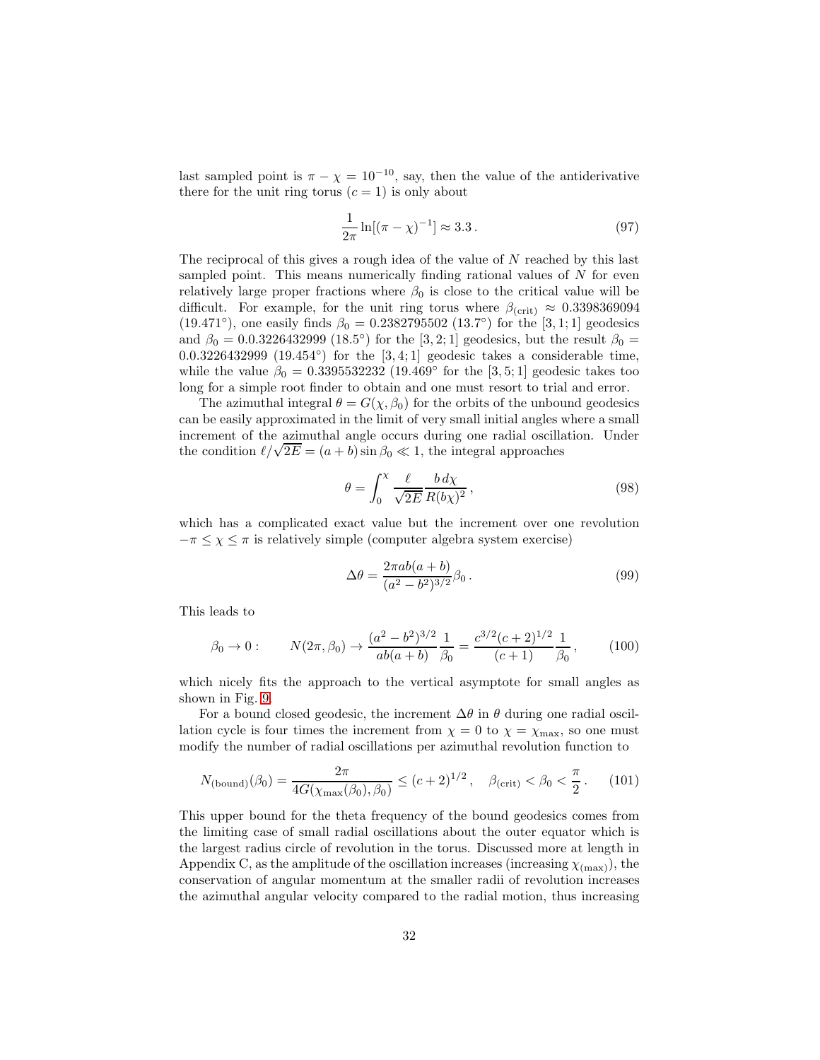last sampled point is $\pi - \chi = 10^{-10}$, say, then the value of the antiderivative there for the unit ring torus ($c = 1$) is only about

$$\frac{1}{2\pi} \ln[(\pi - \chi)^{-1}] \approx 3.3\,. \tag{97}$$

The reciprocal of this gives a rough idea of the value of $N$ reached by this last sampled point. This means numerically finding rational values of $N$ for even relatively large proper fractions where $\beta_0$ is close to the critical value will be difficult. For example, for the unit ring torus where $\beta_{(\mathrm{crit})} \approx 0.3398369094$ ($19.471^\circ$), one easily finds $\beta_0 = 0.2382795502$ ($13.7^\circ$) for the $[3, 1; 1]$ geodesics and $\beta_0 = 0.0.3226432999$ ($18.5^\circ$) for the $[3, 2; 1]$ geodesics, but the result $\beta_0 = 0.0.3226432999$ ($19.454^\circ$) for the $[3, 4; 1]$ geodesic takes a considerable time, while the value $\beta_0 = 0.3395532232$ ($19.469^\circ$ for the $[3, 5; 1]$ geodesic takes too long for a simple root finder to obtain and one must resort to trial and error.

The azimuthal integral $\theta = G(\chi, \beta_0)$ for the orbits of the unbound geodesics can be easily approximated in the limit of very small initial angles where a small increment of the azimuthal angle occurs during one radial oscillation. Under the condition $\ell/\sqrt{2E} = (a + b) \sin \beta_0 \ll 1$, the integral approaches

$$\theta = \int_0^\chi \frac{\ell}{\sqrt{2E}} \frac{b\, d\chi}{R(b\chi)^2}\,, \tag{98}$$

which has a complicated exact value but the increment over one revolution $-\pi \le \chi \le \pi$ is relatively simple (computer algebra system exercise)

$$\Delta\theta = \frac{2\pi ab(a + b)}{(a^2 - b^2)^{3/2}} \beta_0\,. \tag{99}$$

This leads to

$$\beta_0 \to 0: \qquad N(2\pi, \beta_0) \to \frac{(a^2 - b^2)^{3/2}}{ab(a + b)} \frac{1}{\beta_0} = \frac{c^{3/2}(c + 2)^{1/2}}{(c + 1)} \frac{1}{\beta_0}\,, \tag{100}$$

which nicely fits the approach to the vertical asymptote for small angles as shown in Fig. 9.

For a bound closed geodesic, the increment $\Delta\theta$ in $\theta$ during one radial oscillation cycle is four times the increment from $\chi = 0$ to $\chi = \chi_{\max}$, so one must modify the number of radial oscillations per azimuthal revolution function to

$$N_{(\mathrm{bound})}(\beta_0) = \frac{2\pi}{4G(\chi_{\max}(\beta_0), \beta_0)} \le (c + 2)^{1/2}\,, \quad \beta_{(\mathrm{crit})} < \beta_0 < \frac{\pi}{2}\,. \tag{101}$$

This upper bound for the theta frequency of the bound geodesics comes from the limiting case of small radial oscillations about the outer equator which is the largest radius circle of revolution in the torus. Discussed more at length in Appendix C, as the amplitude of the oscillation increases (increasing $\chi_{(\max)}$), the conservation of angular momentum at the smaller radii of revolution increases the azimuthal angular velocity compared to the radial motion, thus increasing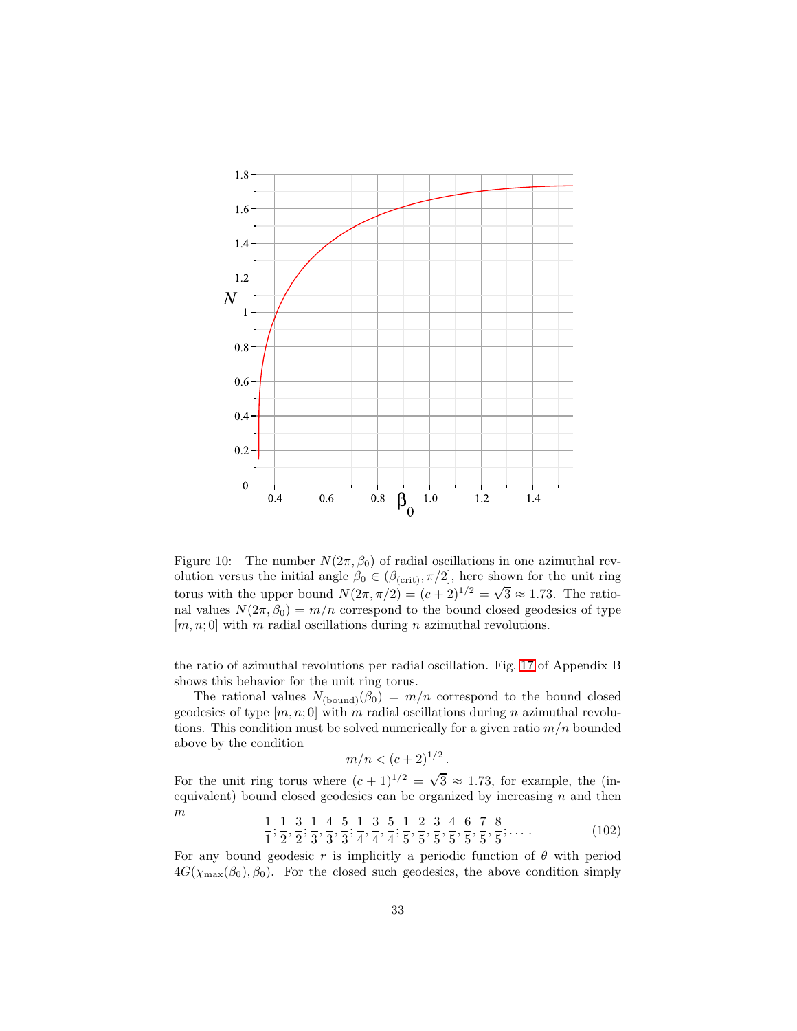Figure 10: The number $N(2\pi, \beta_0)$ of radial oscillations in one azimuthal revolution versus the initial angle $\beta_0 \in (\beta_{(\mathrm{crit})}, \pi/2]$, here shown for the unit ring torus with the upper bound $N(2\pi, \pi/2) = (c+2)^{1/2} = \sqrt{3} \approx 1.73$. The rational values $N(2\pi, \beta_0) = m/n$ correspond to the bound closed geodesics of type $[m, n; 0]$ with $m$ radial oscillations during $n$ azimuthal revolutions.

the ratio of azimuthal revolutions per radial oscillation. Fig. 17 of Appendix B shows this behavior for the unit ring torus.

The rational values $N_{(\mathrm{bound})}(\beta_0) = m/n$ correspond to the bound closed geodesics of type $[m, n; 0]$ with $m$ radial oscillations during $n$ azimuthal revolutions. This condition must be solved numerically for a given ratio $m/n$ bounded above by the condition

$$m/n < (c+2)^{1/2} .$$

For the unit ring torus where $(c+1)^{1/2} = \sqrt{3} \approx 1.73$, for example, the (inequivalent) bound closed geodesics can be organized by increasing $n$ and then $m$

$$\frac{1}{1}; \frac{1}{2}, \frac{3}{2}; \frac{1}{3}, \frac{4}{3}, \frac{5}{3}; \frac{1}{4}, \frac{3}{4}, \frac{5}{4}; \frac{1}{5}, \frac{2}{5}, \frac{3}{5}, \frac{4}{5}, \frac{6}{5}, \frac{7}{5}, \frac{8}{5}; \ldots . \tag{102}$$

For any bound geodesic $r$ is implicitly a periodic function of $\theta$ with period $4G(\chi_{\max}(\beta_0), \beta_0)$. For the closed such geodesics, the above condition simply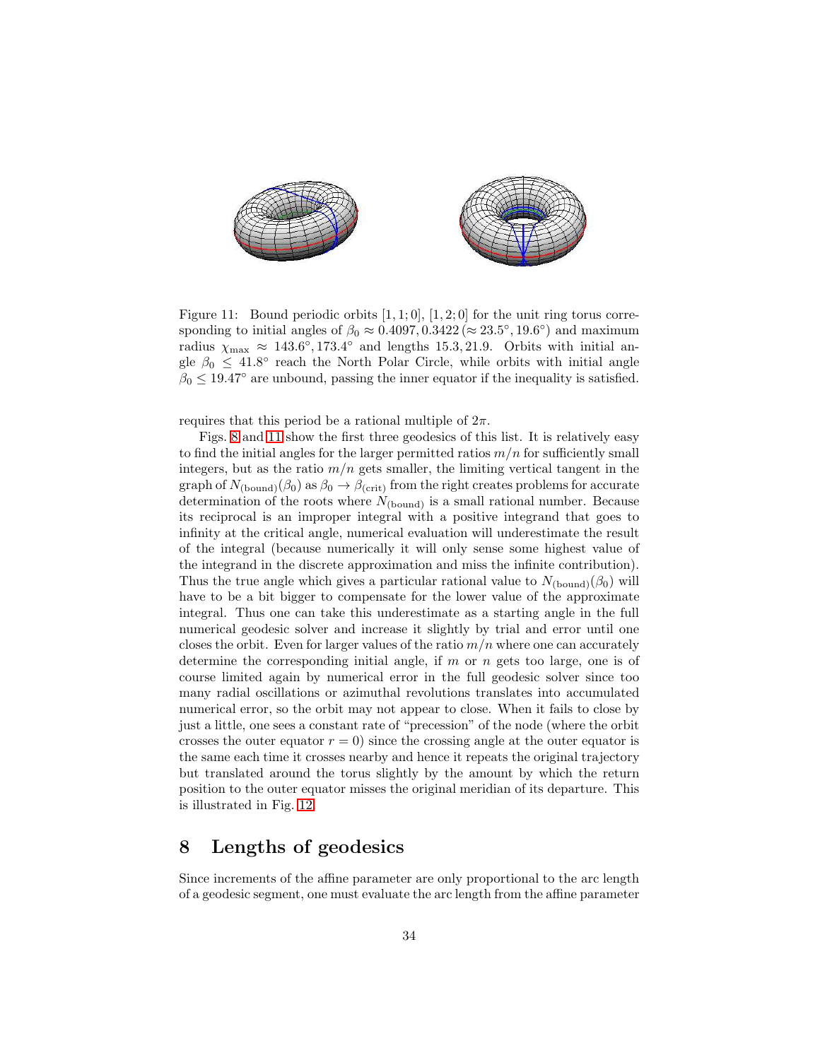Figure 11: Bound periodic orbits $[1,1;0]$, $[1,2;0]$ for the unit ring torus corresponding to initial angles of $\beta_0 \approx 0.4097, 0.3422\,(\approx 23.5^\circ, 19.6^\circ)$ and maximum radius $\chi_{\max} \approx 143.6^\circ, 173.4^\circ$ and lengths 15.3, 21.9. Orbits with initial angle $\beta_0 \leq 41.8^\circ$ reach the North Polar Circle, while orbits with initial angle $\beta_0 \leq 19.47^\circ$ are unbound, passing the inner equator if the inequality is satisfied.

requires that this period be a rational multiple of $2\pi$.

Figs. 8 and 11 show the first three geodesics of this list. It is relatively easy to find the initial angles for the larger permitted ratios $m/n$ for sufficiently small integers, but as the ratio $m/n$ gets smaller, the limiting vertical tangent in the graph of $N_{(\text{bound})}(\beta_0)$ as $\beta_0 \to \beta_{(\text{crit})}$ from the right creates problems for accurate determination of the roots where $N_{(\text{bound})}$ is a small rational number. Because its reciprocal is an improper integral with a positive integrand that goes to infinity at the critical angle, numerical evaluation will underestimate the result of the integral (because numerically it will only sense some highest value of the integrand in the discrete approximation and miss the infinite contribution). Thus the true angle which gives a particular rational value to $N_{(\text{bound})}(\beta_0)$ will have to be a bit bigger to compensate for the lower value of the approximate integral. Thus one can take this underestimate as a starting angle in the full numerical geodesic solver and increase it slightly by trial and error until one closes the orbit. Even for larger values of the ratio $m/n$ where one can accurately determine the corresponding initial angle, if $m$ or $n$ gets too large, one is of course limited again by numerical error in the full geodesic solver since too many radial oscillations or azimuthal revolutions translates into accumulated numerical error, so the orbit may not appear to close. When it fails to close by just a little, one sees a constant rate of "precession" of the node (where the orbit crosses the outer equator $r=0$) since the crossing angle at the outer equator is the same each time it crosses nearby and hence it repeats the original trajectory but translated around the torus slightly by the amount by which the return position to the outer equator misses the original meridian of its departure. This is illustrated in Fig. 12.

## 8 Lengths of geodesics

Since increments of the affine parameter are only proportional to the arc length of a geodesic segment, one must evaluate the arc length from the affine parameter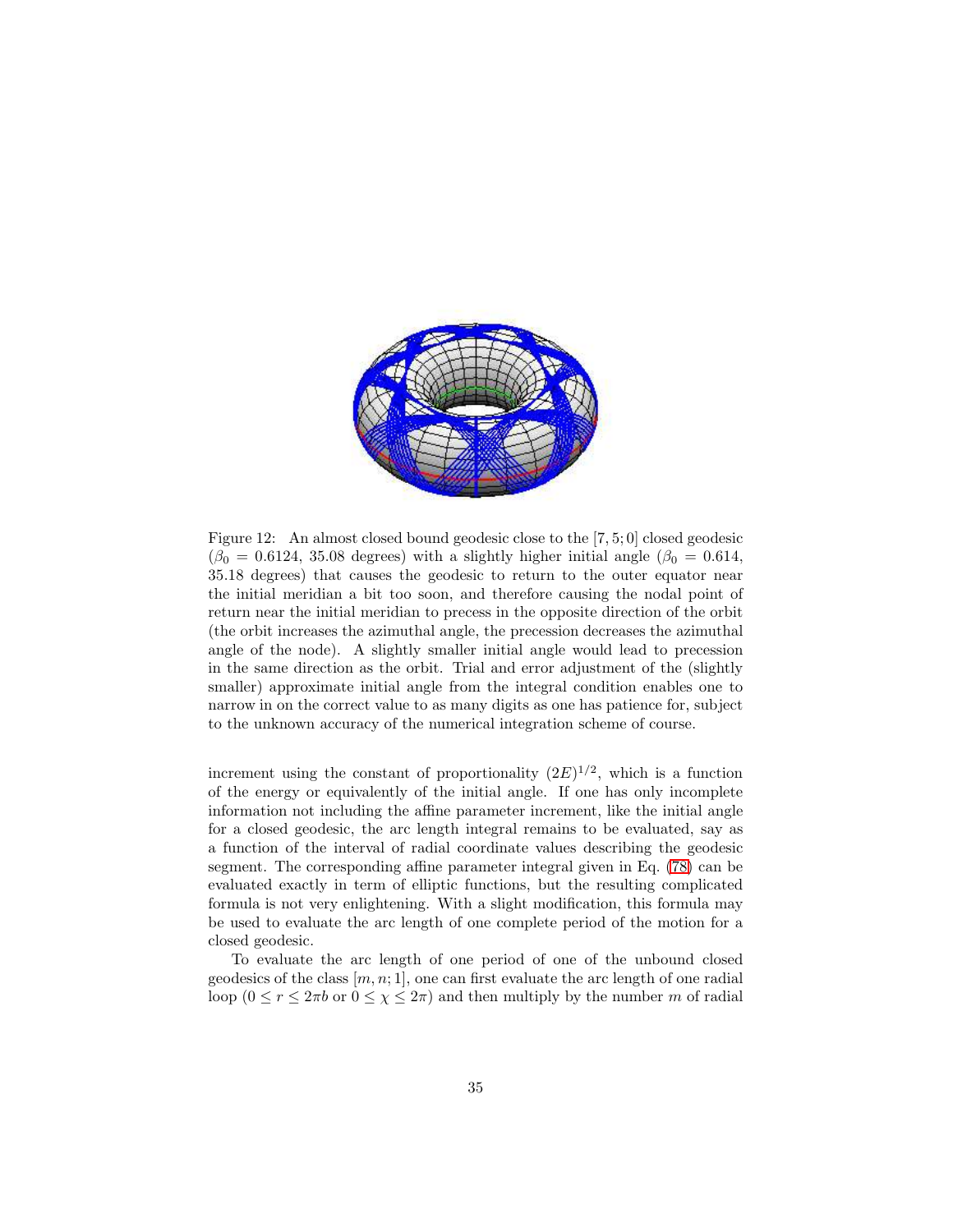Figure 12: An almost closed bound geodesic close to the $[7, 5; 0]$ closed geodesic ($\beta_0 = 0.6124$, 35.08 degrees) with a slightly higher initial angle ($\beta_0 = 0.614$, 35.18 degrees) that causes the geodesic to return to the outer equator near the initial meridian a bit too soon, and therefore causing the nodal point of return near the initial meridian to precess in the opposite direction of the orbit (the orbit increases the azimuthal angle, the precession decreases the azimuthal angle of the node). A slightly smaller initial angle would lead to precession in the same direction as the orbit. Trial and error adjustment of the (slightly smaller) approximate initial angle from the integral condition enables one to narrow in on the correct value to as many digits as one has patience for, subject to the unknown accuracy of the numerical integration scheme of course.

increment using the constant of proportionality $(2E)^{1/2}$, which is a function of the energy or equivalently of the initial angle. If one has only incomplete information not including the affine parameter increment, like the initial angle for a closed geodesic, the arc length integral remains to be evaluated, say as a function of the interval of radial coordinate values describing the geodesic segment. The corresponding affine parameter integral given in Eq. (78) can be evaluated exactly in term of elliptic functions, but the resulting complicated formula is not very enlightening. With a slight modification, this formula may be used to evaluate the arc length of one complete period of the motion for a closed geodesic.

To evaluate the arc length of one period of one of the unbound closed geodesics of the class $[m, n; 1]$, one can first evaluate the arc length of one radial loop ($0 \leq r \leq 2\pi b$ or $0 \leq \chi \leq 2\pi$) and then multiply by the number $m$ of radial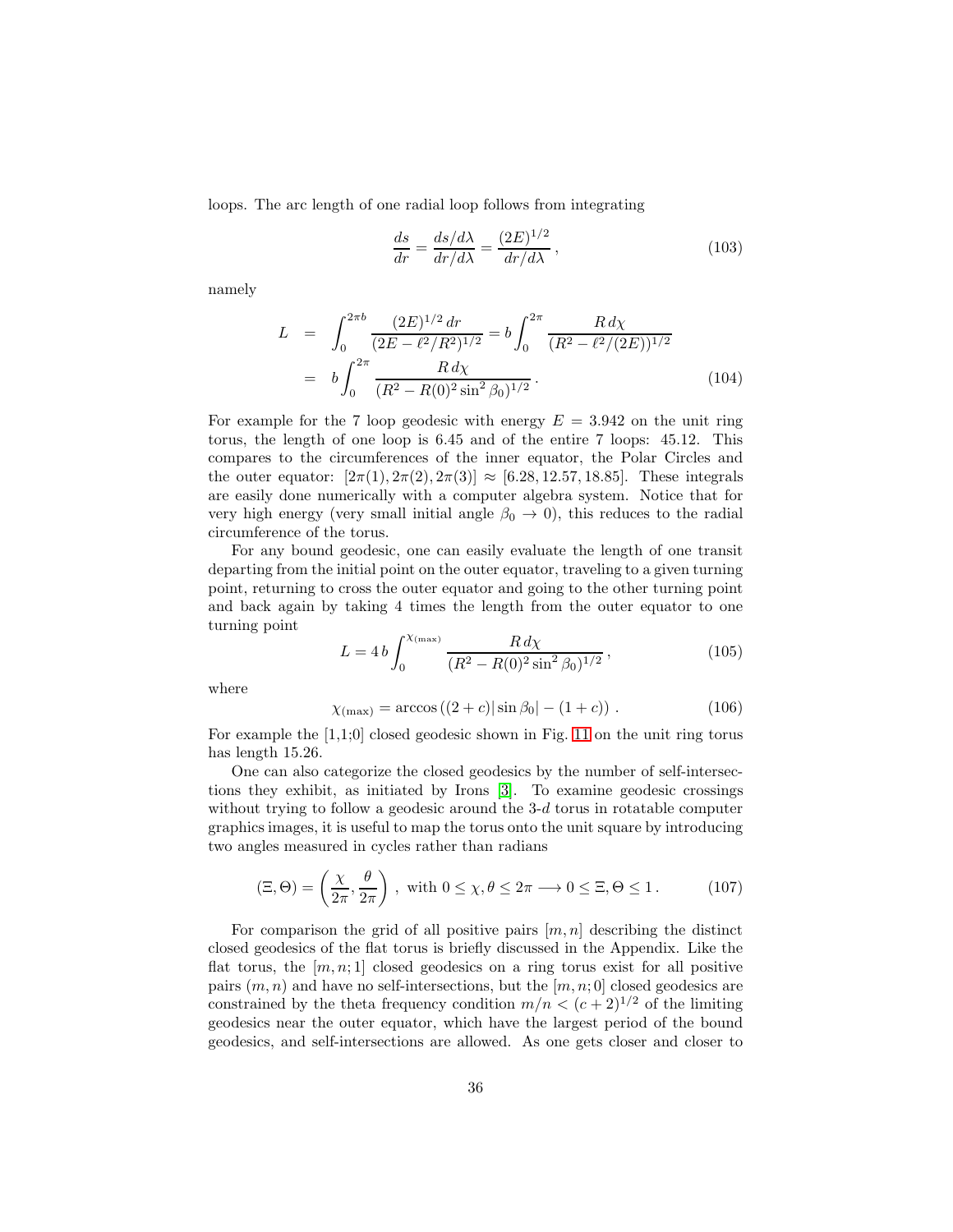loops. The arc length of one radial loop follows from integrating

$$\frac{ds}{dr} = \frac{ds/d\lambda}{dr/d\lambda} = \frac{(2E)^{1/2}}{dr/d\lambda}\,, \tag{103}$$

namely

$$\begin{aligned} L &= \int_0^{2\pi b} \frac{(2E)^{1/2}\,dr}{(2E - \ell^2/R^2)^{1/2}} = b\int_0^{2\pi} \frac{R\,d\chi}{(R^2 - \ell^2/(2E))^{1/2}} \\ &= b\int_0^{2\pi} \frac{R\,d\chi}{(R^2 - R(0)^2 \sin^2\beta_0)^{1/2}}\,. \end{aligned} \tag{104}$$

For example for the 7 loop geodesic with energy $E = 3.942$ on the unit ring torus, the length of one loop is 6.45 and of the entire 7 loops: 45.12. This compares to the circumferences of the inner equator, the Polar Circles and the outer equator: $[2\pi(1), 2\pi(2), 2\pi(3)] \approx [6.28, 12.57, 18.85]$. These integrals are easily done numerically with a computer algebra system. Notice that for very high energy (very small initial angle $\beta_0 \to 0$), this reduces to the radial circumference of the torus.

For any bound geodesic, one can easily evaluate the length of one transit departing from the initial point on the outer equator, traveling to a given turning point, returning to cross the outer equator and going to the other turning point and back again by taking 4 times the length from the outer equator to one turning point

$$L = 4\,b\int_0^{\chi_{(\max)}} \frac{R\,d\chi}{(R^2 - R(0)^2\sin^2\beta_0)^{1/2}}\,, \tag{105}$$

where

$$\chi_{(\max)} = \arccos\left((2+c)|\sin\beta_0| - (1+c)\right)\,. \tag{106}$$

For example the [1,1;0] closed geodesic shown in Fig. 11 on the unit ring torus has length 15.26.

One can also categorize the closed geodesics by the number of self-intersections they exhibit, as initiated by Irons [3]. To examine geodesic crossings without trying to follow a geodesic around the 3-$d$ torus in rotatable computer graphics images, it is useful to map the torus onto the unit square by introducing two angles measured in cycles rather than radians

$$(\Xi, \Theta) = \left(\frac{\chi}{2\pi}, \frac{\theta}{2\pi}\right)\,,\ \text{with } 0 \le \chi, \theta \le 2\pi \longrightarrow 0 \le \Xi, \Theta \le 1\,. \tag{107}$$

For comparison the grid of all positive pairs $[m,n]$ describing the distinct closed geodesics of the flat torus is briefly discussed in the Appendix. Like the flat torus, the $[m,n;1]$ closed geodesics on a ring torus exist for all positive pairs $(m,n)$ and have no self-intersections, but the $[m,n;0]$ closed geodesics are constrained by the theta frequency condition $m/n < (c+2)^{1/2}$ of the limiting geodesics near the outer equator, which have the largest period of the bound geodesics, and self-intersections are allowed. As one gets closer and closer to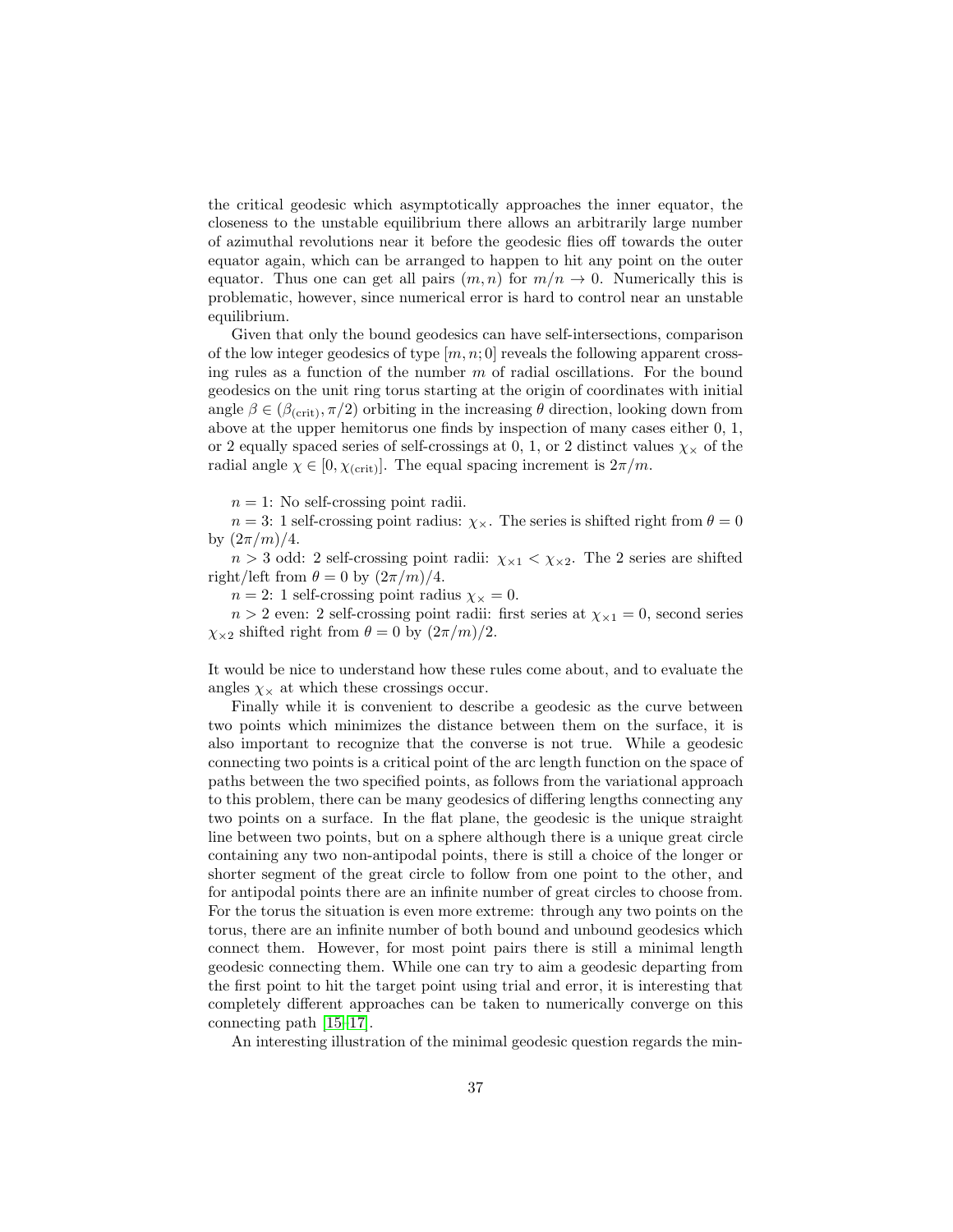the critical geodesic which asymptotically approaches the inner equator, the closeness to the unstable equilibrium there allows an arbitrarily large number of azimuthal revolutions near it before the geodesic flies off towards the outer equator again, which can be arranged to happen to hit any point on the outer equator. Thus one can get all pairs $(m, n)$ for $m/n \to 0$. Numerically this is problematic, however, since numerical error is hard to control near an unstable equilibrium.

Given that only the bound geodesics can have self-intersections, comparison of the low integer geodesics of type $[m, n; 0]$ reveals the following apparent crossing rules as a function of the number $m$ of radial oscillations. For the bound geodesics on the unit ring torus starting at the origin of coordinates with initial angle $\beta \in (\beta_{(\mathrm{crit})}, \pi/2)$ orbiting in the increasing $\theta$ direction, looking down from above at the upper hemitorus one finds by inspection of many cases either 0, 1, or 2 equally spaced series of self-crossings at 0, 1, or 2 distinct values $\chi_\times$ of the radial angle $\chi \in [0, \chi_{(\mathrm{crit})}]$. The equal spacing increment is $2\pi/m$.

$n = 1$: No self-crossing point radii.

$n = 3$: 1 self-crossing point radius: $\chi_\times$. The series is shifted right from $\theta = 0$ by $(2\pi/m)/4$.

$n > 3$ odd: 2 self-crossing point radii: $\chi_{\times 1} < \chi_{\times 2}$. The 2 series are shifted right/left from $\theta = 0$ by $(2\pi/m)/4$.

$n = 2$: 1 self-crossing point radius $\chi_\times = 0$.

$n > 2$ even: 2 self-crossing point radii: first series at $\chi_{\times 1} = 0$, second series $\chi_{\times 2}$ shifted right from $\theta = 0$ by $(2\pi/m)/2$.

It would be nice to understand how these rules come about, and to evaluate the angles $\chi_\times$ at which these crossings occur.

Finally while it is convenient to describe a geodesic as the curve between two points which minimizes the distance between them on the surface, it is also important to recognize that the converse is not true. While a geodesic connecting two points is a critical point of the arc length function on the space of paths between the two specified points, as follows from the variational approach to this problem, there can be many geodesics of differing lengths connecting any two points on a surface. In the flat plane, the geodesic is the unique straight line between two points, but on a sphere although there is a unique great circle containing any two non-antipodal points, there is still a choice of the longer or shorter segment of the great circle to follow from one point to the other, and for antipodal points there are an infinite number of great circles to choose from. For the torus the situation is even more extreme: through any two points on the torus, there are an infinite number of both bound and unbound geodesics which connect them. However, for most point pairs there is still a minimal length geodesic connecting them. While one can try to aim a geodesic departing from the first point to hit the target point using trial and error, it is interesting that completely different approaches can be taken to numerically converge on this connecting path [15–17].

An interesting illustration of the minimal geodesic question regards the min-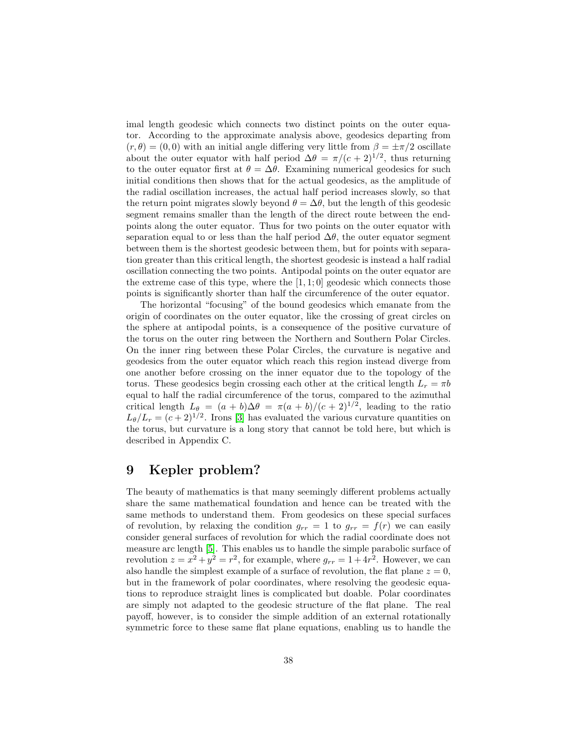imal length geodesic which connects two distinct points on the outer equator. According to the approximate analysis above, geodesics departing from $(r, \theta) = (0, 0)$ with an initial angle differing very little from $\beta = \pm\pi/2$ oscillate about the outer equator with half period $\Delta\theta = \pi/(c+2)^{1/2}$, thus returning to the outer equator first at $\theta = \Delta\theta$. Examining numerical geodesics for such initial conditions then shows that for the actual geodesics, as the amplitude of the radial oscillation increases, the actual half period increases slowly, so that the return point migrates slowly beyond $\theta = \Delta\theta$, but the length of this geodesic segment remains smaller than the length of the direct route between the endpoints along the outer equator. Thus for two points on the outer equator with separation equal to or less than the half period $\Delta\theta$, the outer equator segment between them is the shortest geodesic between them, but for points with separation greater than this critical length, the shortest geodesic is instead a half radial oscillation connecting the two points. Antipodal points on the outer equator are the extreme case of this type, where the $[1, 1; 0]$ geodesic which connects those points is significantly shorter than half the circumference of the outer equator.

The horizontal "focusing" of the bound geodesics which emanate from the origin of coordinates on the outer equator, like the crossing of great circles on the sphere at antipodal points, is a consequence of the positive curvature of the torus on the outer ring between the Northern and Southern Polar Circles. On the inner ring between these Polar Circles, the curvature is negative and geodesics from the outer equator which reach this region instead diverge from one another before crossing on the inner equator due to the topology of the torus. These geodesics begin crossing each other at the critical length $L_r = \pi b$ equal to half the radial circumference of the torus, compared to the azimuthal critical length $L_\theta = (a+b)\Delta\theta = \pi(a+b)/(c+2)^{1/2}$, leading to the ratio $L_\theta/L_r = (c+2)^{1/2}$. Irons [3] has evaluated the various curvature quantities on the torus, but curvature is a long story that cannot be told here, but which is described in Appendix C.

# 9 Kepler problem?

The beauty of mathematics is that many seemingly different problems actually share the same mathematical foundation and hence can be treated with the same methods to understand them. From geodesics on these special surfaces of revolution, by relaxing the condition $g_{rr} = 1$ to $g_{rr} = f(r)$ we can easily consider general surfaces of revolution for which the radial coordinate does not measure arc length [5]. This enables us to handle the simple parabolic surface of revolution $z = x^2 + y^2 = r^2$, for example, where $g_{rr} = 1 + 4r^2$. However, we can also handle the simplest example of a surface of revolution, the flat plane $z = 0$, but in the framework of polar coordinates, where resolving the geodesic equations to reproduce straight lines is complicated but doable. Polar coordinates are simply not adapted to the geodesic structure of the flat plane. The real payoff, however, is to consider the simple addition of an external rotationally symmetric force to these same flat plane equations, enabling us to handle the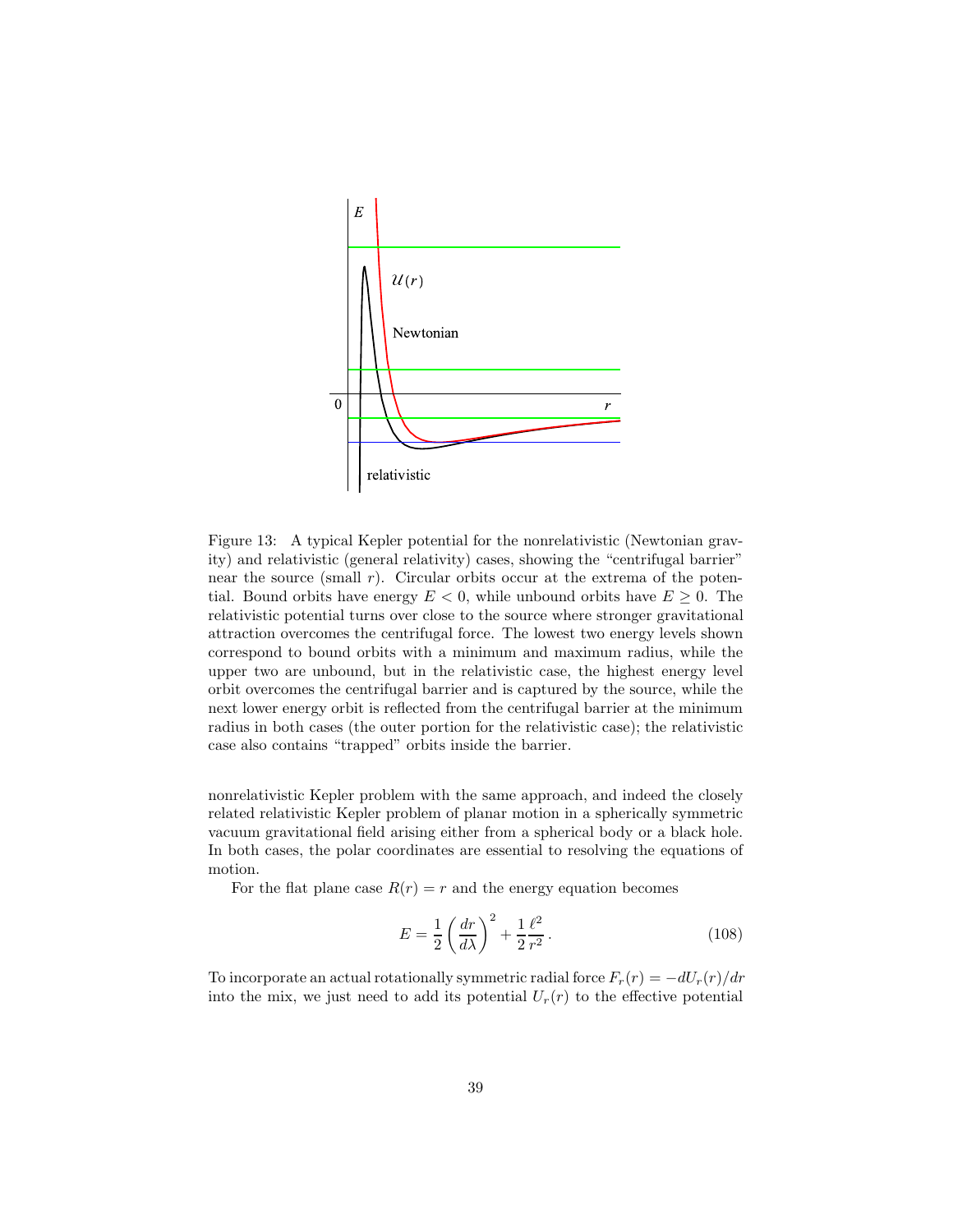Figure 13: A typical Kepler potential for the nonrelativistic (Newtonian gravity) and relativistic (general relativity) cases, showing the “centrifugal barrier” near the source (small $r$). Circular orbits occur at the extrema of the potential. Bound orbits have energy $E < 0$, while unbound orbits have $E \geq 0$. The relativistic potential turns over close to the source where stronger gravitational attraction overcomes the centrifugal force. The lowest two energy levels shown correspond to bound orbits with a minimum and maximum radius, while the upper two are unbound, but in the relativistic case, the highest energy level orbit overcomes the centrifugal barrier and is captured by the source, while the next lower energy orbit is reflected from the centrifugal barrier at the minimum radius in both cases (the outer portion for the relativistic case); the relativistic case also contains “trapped” orbits inside the barrier.

nonrelativistic Kepler problem with the same approach, and indeed the closely related relativistic Kepler problem of planar motion in a spherically symmetric vacuum gravitational field arising either from a spherical body or a black hole. In both cases, the polar coordinates are essential to resolving the equations of motion.

For the flat plane case $R(r) = r$ and the energy equation becomes

$$E = \frac{1}{2}\left(\frac{dr}{d\lambda}\right)^2 + \frac{1}{2}\frac{\ell^2}{r^2}\,. \tag{108}$$

To incorporate an actual rotationally symmetric radial force $F_r(r) = -dU_r(r)/dr$ into the mix, we just need to add its potential $U_r(r)$ to the effective potential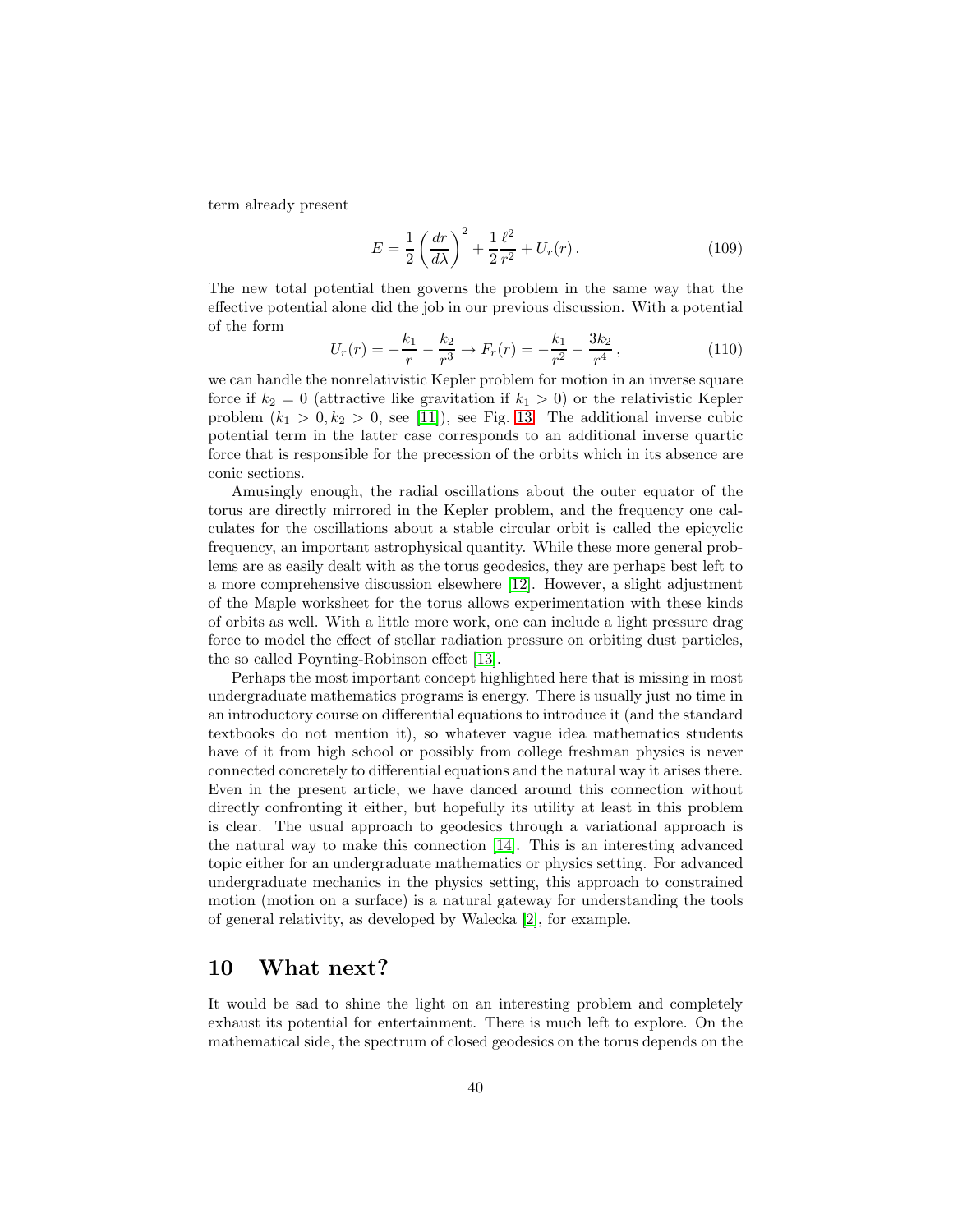term already present

$$E = \frac{1}{2}\left(\frac{dr}{d\lambda}\right)^2 + \frac{1}{2}\frac{\ell^2}{r^2} + U_r(r)\,. \tag{109}$$

The new total potential then governs the problem in the same way that the effective potential alone did the job in our previous discussion. With a potential of the form

$$U_r(r) = -\frac{k_1}{r} - \frac{k_2}{r^3} \to F_r(r) = -\frac{k_1}{r^2} - \frac{3k_2}{r^4}\,, \tag{110}$$

we can handle the nonrelativistic Kepler problem for motion in an inverse square force if $k_2 = 0$ (attractive like gravitation if $k_1 > 0$) or the relativistic Kepler problem ($k_1 > 0, k_2 > 0$, see [11]), see Fig. 13. The additional inverse cubic potential term in the latter case corresponds to an additional inverse quartic force that is responsible for the precession of the orbits which in its absence are conic sections.

Amusingly enough, the radial oscillations about the outer equator of the torus are directly mirrored in the Kepler problem, and the frequency one calculates for the oscillations about a stable circular orbit is called the epicyclic frequency, an important astrophysical quantity. While these more general problems are as easily dealt with as the torus geodesics, they are perhaps best left to a more comprehensive discussion elsewhere [12]. However, a slight adjustment of the Maple worksheet for the torus allows experimentation with these kinds of orbits as well. With a little more work, one can include a light pressure drag force to model the effect of stellar radiation pressure on orbiting dust particles, the so called Poynting-Robinson effect [13].

Perhaps the most important concept highlighted here that is missing in most undergraduate mathematics programs is energy. There is usually just no time in an introductory course on differential equations to introduce it (and the standard textbooks do not mention it), so whatever vague idea mathematics students have of it from high school or possibly from college freshman physics is never connected concretely to differential equations and the natural way it arises there. Even in the present article, we have danced around this connection without directly confronting it either, but hopefully its utility at least in this problem is clear. The usual approach to geodesics through a variational approach is the natural way to make this connection [14]. This is an interesting advanced topic either for an undergraduate mathematics or physics setting. For advanced undergraduate mechanics in the physics setting, this approach to constrained motion (motion on a surface) is a natural gateway for understanding the tools of general relativity, as developed by Walecka [2], for example.

## 10 What next?

It would be sad to shine the light on an interesting problem and completely exhaust its potential for entertainment. There is much left to explore. On the mathematical side, the spectrum of closed geodesics on the torus depends on the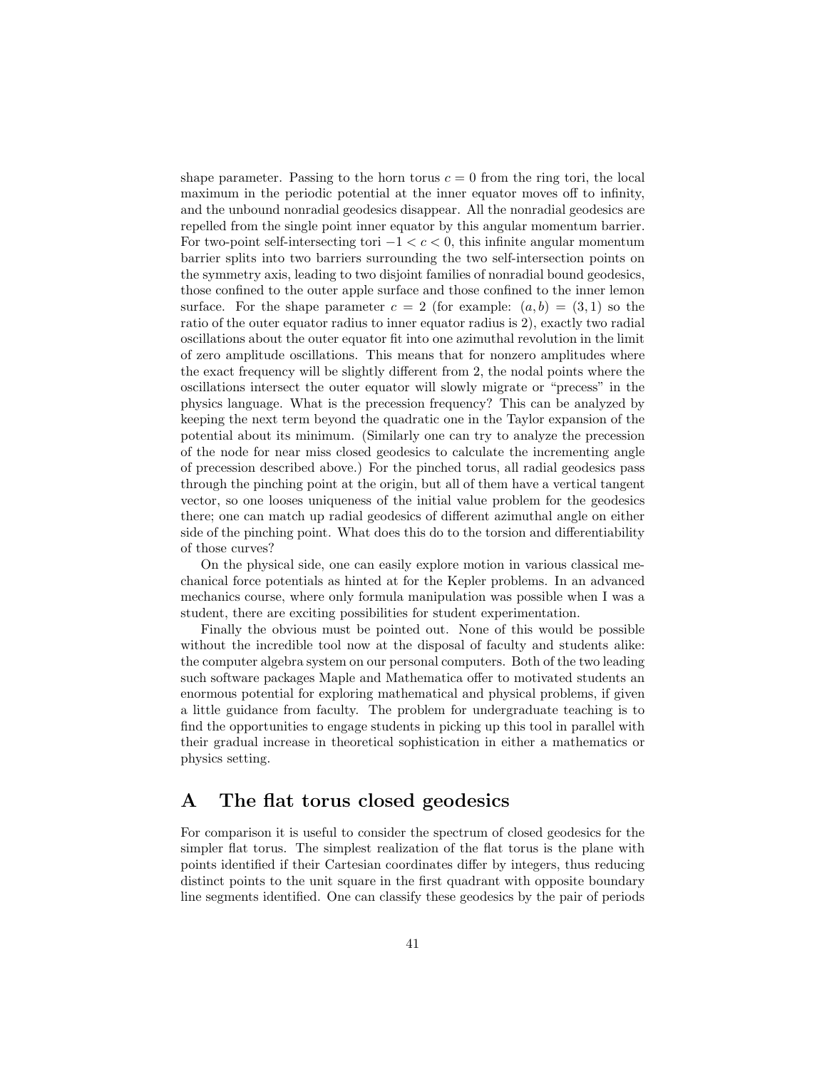shape parameter. Passing to the horn torus $c = 0$ from the ring tori, the local maximum in the periodic potential at the inner equator moves off to infinity, and the unbound nonradial geodesics disappear. All the nonradial geodesics are repelled from the single point inner equator by this angular momentum barrier. For two-point self-intersecting tori $-1 < c < 0$, this infinite angular momentum barrier splits into two barriers surrounding the two self-intersection points on the symmetry axis, leading to two disjoint families of nonradial bound geodesics, those confined to the outer apple surface and those confined to the inner lemon surface. For the shape parameter $c = 2$ (for example: $(a, b) = (3, 1)$ so the ratio of the outer equator radius to inner equator radius is 2), exactly two radial oscillations about the outer equator fit into one azimuthal revolution in the limit of zero amplitude oscillations. This means that for nonzero amplitudes where the exact frequency will be slightly different from 2, the nodal points where the oscillations intersect the outer equator will slowly migrate or "precess" in the physics language. What is the precession frequency? This can be analyzed by keeping the next term beyond the quadratic one in the Taylor expansion of the potential about its minimum. (Similarly one can try to analyze the precession of the node for near miss closed geodesics to calculate the incrementing angle of precession described above.) For the pinched torus, all radial geodesics pass through the pinching point at the origin, but all of them have a vertical tangent vector, so one looses uniqueness of the initial value problem for the geodesics there; one can match up radial geodesics of different azimuthal angle on either side of the pinching point. What does this do to the torsion and differentiability of those curves?

On the physical side, one can easily explore motion in various classical mechanical force potentials as hinted at for the Kepler problems. In an advanced mechanics course, where only formula manipulation was possible when I was a student, there are exciting possibilities for student experimentation.

Finally the obvious must be pointed out. None of this would be possible without the incredible tool now at the disposal of faculty and students alike: the computer algebra system on our personal computers. Both of the two leading such software packages Maple and Mathematica offer to motivated students an enormous potential for exploring mathematical and physical problems, if given a little guidance from faculty. The problem for undergraduate teaching is to find the opportunities to engage students in picking up this tool in parallel with their gradual increase in theoretical sophistication in either a mathematics or physics setting.

# A The flat torus closed geodesics

For comparison it is useful to consider the spectrum of closed geodesics for the simpler flat torus. The simplest realization of the flat torus is the plane with points identified if their Cartesian coordinates differ by integers, thus reducing distinct points to the unit square in the first quadrant with opposite boundary line segments identified. One can classify these geodesics by the pair of periods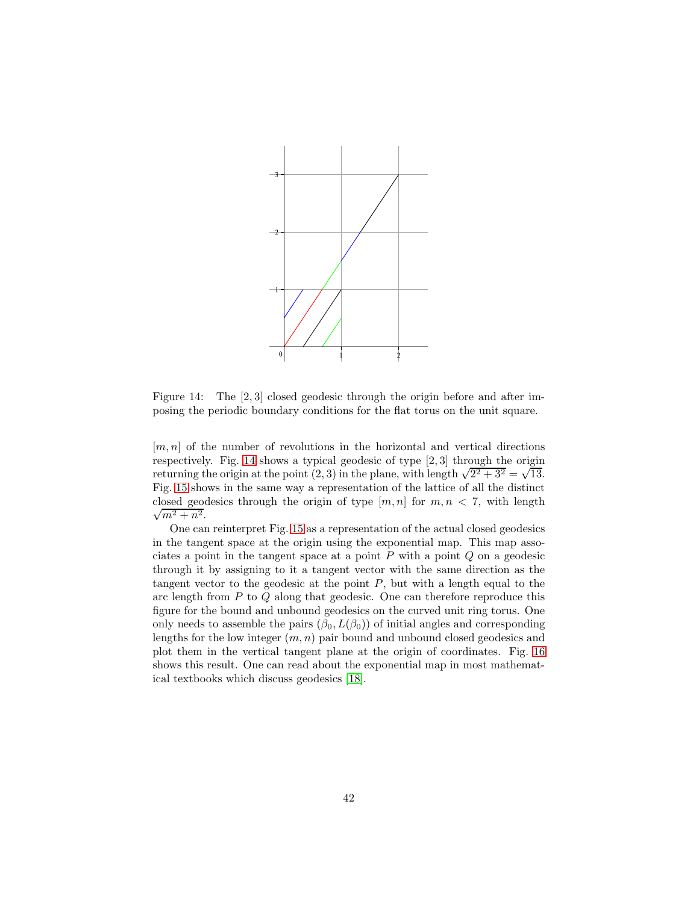Figure 14: The $[2, 3]$ closed geodesic through the origin before and after imposing the periodic boundary conditions for the flat torus on the unit square.

$[m, n]$ of the number of revolutions in the horizontal and vertical directions respectively. Fig. 14 shows a typical geodesic of type $[2, 3]$ through the origin returning the origin at the point $(2, 3)$ in the plane, with length $\sqrt{2^2 + 3^2} = \sqrt{13}$. Fig. 15 shows in the same way a representation of the lattice of all the distinct closed geodesics through the origin of type $[m, n]$ for $m, n < 7$, with length $\sqrt{m^2 + n^2}$.

One can reinterpret Fig. 15 as a representation of the actual closed geodesics in the tangent space at the origin using the exponential map. This map associates a point in the tangent space at a point $P$ with a point $Q$ on a geodesic through it by assigning to it a tangent vector with the same direction as the tangent vector to the geodesic at the point $P$, but with a length equal to the arc length from $P$ to $Q$ along that geodesic. One can therefore reproduce this figure for the bound and unbound geodesics on the curved unit ring torus. One only needs to assemble the pairs $(\beta_0, L(\beta_0))$ of initial angles and corresponding lengths for the low integer $(m, n)$ pair bound and unbound closed geodesics and plot them in the vertical tangent plane at the origin of coordinates. Fig. 16 shows this result. One can read about the exponential map in most mathematical textbooks which discuss geodesics [18].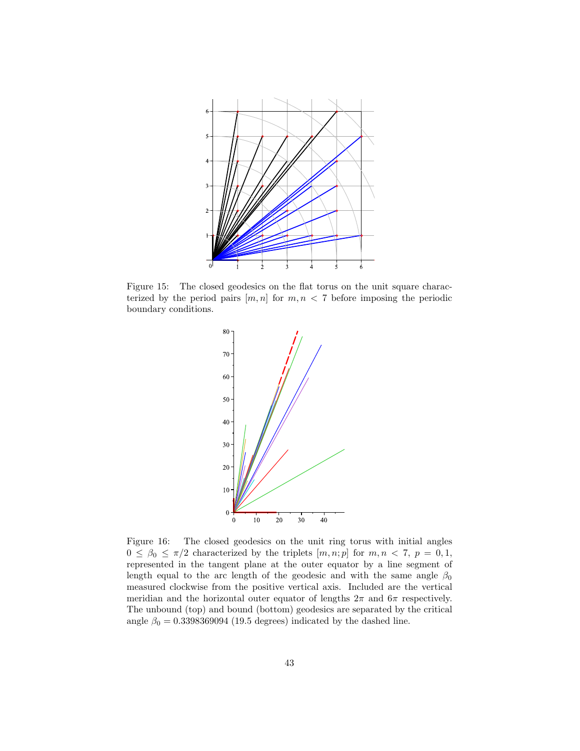Figure 15: The closed geodesics on the flat torus on the unit square characterized by the period pairs $[m, n]$ for $m, n < 7$ before imposing the periodic boundary conditions.

Figure 16: The closed geodesics on the unit ring torus with initial angles $0 \le \beta_0 \le \pi/2$ characterized by the triplets $[m, n; p]$ for $m, n < 7$, $p = 0, 1$, represented in the tangent plane at the outer equator by a line segment of length equal to the arc length of the geodesic and with the same angle $\beta_0$ measured clockwise from the positive vertical axis. Included are the vertical meridian and the horizontal outer equator of lengths $2\pi$ and $6\pi$ respectively. The unbound (top) and bound (bottom) geodesics are separated by the critical angle $\beta_0 = 0.3398369094$ (19.5 degrees) indicated by the dashed line.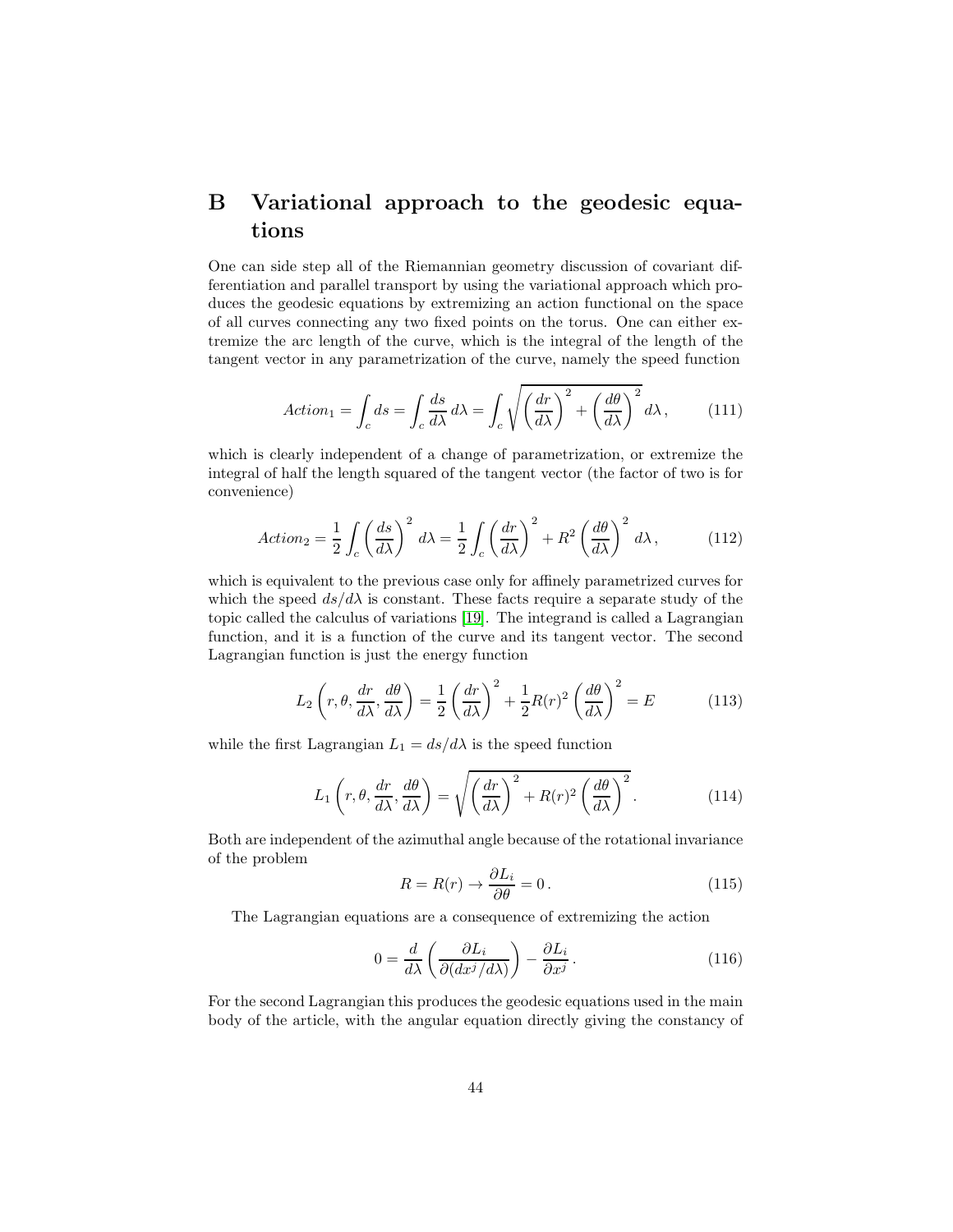# B Variational approach to the geodesic equations

One can side step all of the Riemannian geometry discussion of covariant differentiation and parallel transport by using the variational approach which produces the geodesic equations by extremizing an action functional on the space of all curves connecting any two fixed points on the torus. One can either extremize the arc length of the curve, which is the integral of the length of the tangent vector in any parametrization of the curve, namely the speed function

$$
Action_1 = \int_c ds = \int_c \frac{ds}{d\lambda}\, d\lambda = \int_c \sqrt{\left(\frac{dr}{d\lambda}\right)^2 + \left(\frac{d\theta}{d\lambda}\right)^2}\, d\lambda\,, \tag{111}
$$

which is clearly independent of a change of parametrization, or extremize the integral of half the length squared of the tangent vector (the factor of two is for convenience)

$$
Action_2 = \frac{1}{2}\int_c \left(\frac{ds}{d\lambda}\right)^2 d\lambda = \frac{1}{2}\int_c \left(\frac{dr}{d\lambda}\right)^2 + R^2\left(\frac{d\theta}{d\lambda}\right)^2 d\lambda\,, \tag{112}
$$

which is equivalent to the previous case only for affinely parametrized curves for which the speed $ds/d\lambda$ is constant. These facts require a separate study of the topic called the calculus of variations [19]. The integrand is called a Lagrangian function, and it is a function of the curve and its tangent vector. The second Lagrangian function is just the energy function

$$
L_2\left(r, \theta, \frac{dr}{d\lambda}, \frac{d\theta}{d\lambda}\right) = \frac{1}{2}\left(\frac{dr}{d\lambda}\right)^2 + \frac{1}{2}R(r)^2\left(\frac{d\theta}{d\lambda}\right)^2 = E \tag{113}
$$

while the first Lagrangian $L_1 = ds/d\lambda$ is the speed function

$$
L_1\left(r, \theta, \frac{dr}{d\lambda}, \frac{d\theta}{d\lambda}\right) = \sqrt{\left(\frac{dr}{d\lambda}\right)^2 + R(r)^2\left(\frac{d\theta}{d\lambda}\right)^2}\,. \tag{114}
$$

Both are independent of the azimuthal angle because of the rotational invariance of the problem

$$
R = R(r) \to \frac{\partial L_i}{\partial \theta} = 0\,. \tag{115}
$$

The Lagrangian equations are a consequence of extremizing the action

$$
0 = \frac{d}{d\lambda}\left(\frac{\partial L_i}{\partial(dx^j/d\lambda)}\right) - \frac{\partial L_i}{\partial x^j}\,. \tag{116}
$$

For the second Lagrangian this produces the geodesic equations used in the main body of the article, with the angular equation directly giving the constancy of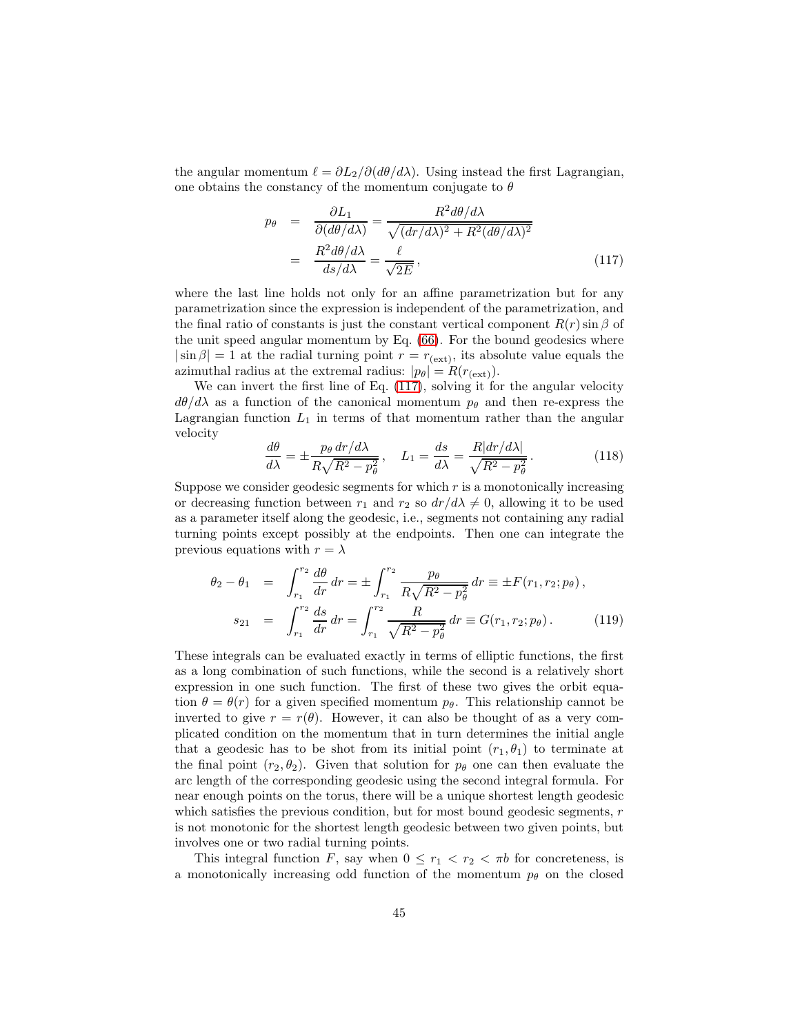the angular momentum $\ell = \partial L_2/\partial(d\theta/d\lambda)$. Using instead the first Lagrangian, one obtains the constancy of the momentum conjugate to $\theta$

$$
\begin{aligned}
p_\theta &= \frac{\partial L_1}{\partial(d\theta/d\lambda)} = \frac{R^2 d\theta/d\lambda}{\sqrt{(dr/d\lambda)^2 + R^2(d\theta/d\lambda)^2}} \\
&= \frac{R^2 d\theta/d\lambda}{ds/d\lambda} = \frac{\ell}{\sqrt{2E}}\,,
\end{aligned} \tag{117}
$$

where the last line holds not only for an affine parametrization but for any parametrization since the expression is independent of the parametrization, and the final ratio of constants is just the constant vertical component $R(r)\sin\beta$ of the unit speed angular momentum by Eq. (66). For the bound geodesics where $|\sin\beta| = 1$ at the radial turning point $r = r_{(\mathrm{ext})}$, its absolute value equals the azimuthal radius at the extremal radius: $|p_\theta| = R(r_{(\mathrm{ext})})$.

We can invert the first line of Eq. (117), solving it for the angular velocity $d\theta/d\lambda$ as a function of the canonical momentum $p_\theta$ and then re-express the Lagrangian function $L_1$ in terms of that momentum rather than the angular velocity

$$
\frac{d\theta}{d\lambda} = \pm\frac{p_\theta\, dr/d\lambda}{R\sqrt{R^2 - p_\theta^2}}\,, \quad L_1 = \frac{ds}{d\lambda} = \frac{R|dr/d\lambda|}{\sqrt{R^2 - p_\theta^2}}\,. \tag{118}
$$

Suppose we consider geodesic segments for which $r$ is a monotonically increasing or decreasing function between $r_1$ and $r_2$ so $dr/d\lambda \neq 0$, allowing it to be used as a parameter itself along the geodesic, i.e., segments not containing any radial turning points except possibly at the endpoints. Then one can integrate the previous equations with $r = \lambda$

$$
\begin{aligned}
\theta_2 - \theta_1 &= \int_{r_1}^{r_2} \frac{d\theta}{dr}\, dr = \pm\int_{r_1}^{r_2} \frac{p_\theta}{R\sqrt{R^2 - p_\theta^2}}\, dr \equiv \pm F(r_1, r_2; p_\theta)\,, \\
s_{21} &= \int_{r_1}^{r_2} \frac{ds}{dr}\, dr = \int_{r_1}^{r_2} \frac{R}{\sqrt{R^2 - p_\theta^2}}\, dr \equiv G(r_1, r_2; p_\theta)\,.
\end{aligned} \tag{119}
$$

These integrals can be evaluated exactly in terms of elliptic functions, the first as a long combination of such functions, while the second is a relatively short expression in one such function. The first of these two gives the orbit equation $\theta = \theta(r)$ for a given specified momentum $p_\theta$. This relationship cannot be inverted to give $r = r(\theta)$. However, it can also be thought of as a very complicated condition on the momentum that in turn determines the initial angle that a geodesic has to be shot from its initial point $(r_1, \theta_1)$ to terminate at the final point $(r_2, \theta_2)$. Given that solution for $p_\theta$ one can then evaluate the arc length of the corresponding geodesic using the second integral formula. For near enough points on the torus, there will be a unique shortest length geodesic which satisfies the previous condition, but for most bound geodesic segments, $r$ is not monotonic for the shortest length geodesic between two given points, but involves one or two radial turning points.

This integral function $F$, say when $0 \leq r_1 < r_2 < \pi b$ for concreteness, is a monotonically increasing odd function of the momentum $p_\theta$ on the closed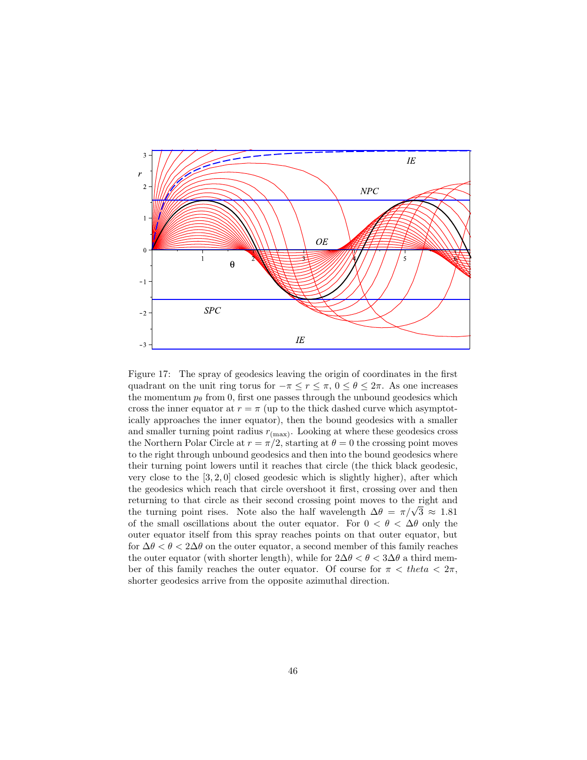Figure 17: The spray of geodesics leaving the origin of coordinates in the first quadrant on the unit ring torus for $-\pi \le r \le \pi$, $0 \le \theta \le 2\pi$. As one increases the momentum $p_\theta$ from 0, first one passes through the unbound geodesics which cross the inner equator at $r = \pi$ (up to the thick dashed curve which asymptotically approaches the inner equator), then the bound geodesics with a smaller and smaller turning point radius $r_{(\max)}$. Looking at where these geodesics cross the Northern Polar Circle at $r = \pi/2$, starting at $\theta = 0$ the crossing point moves to the right through unbound geodesics and then into the bound geodesics where their turning point lowers until it reaches that circle (the thick black geodesic, very close to the [3, 2, 0] closed geodesic which is slightly higher), after which the geodesics which reach that circle overshoot it first, crossing over and then returning to that circle as their second crossing point moves to the right and the turning point rises. Note also the half wavelength $\Delta\theta = \pi/\sqrt{3} \approx 1.81$ of the small oscillations about the outer equator. For $0 < \theta < \Delta\theta$ only the outer equator itself from this spray reaches points on that outer equator, but for $\Delta\theta < \theta < 2\Delta\theta$ on the outer equator, a second member of this family reaches the outer equator (with shorter length), while for $2\Delta\theta < \theta < 3\Delta\theta$ a third member of this family reaches the outer equator. Of course for $\pi < theta < 2\pi$, shorter geodesics arrive from the opposite azimuthal direction.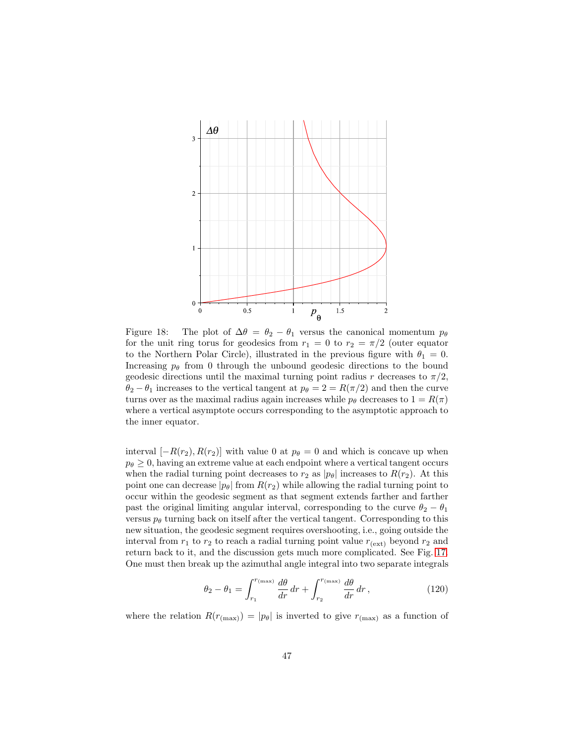Figure 18: The plot of $\Delta\theta = \theta_2 - \theta_1$ versus the canonical momentum $p_\theta$ for the unit ring torus for geodesics from $r_1 = 0$ to $r_2 = \pi/2$ (outer equator to the Northern Polar Circle), illustrated in the previous figure with $\theta_1 = 0$. Increasing $p_\theta$ from 0 through the unbound geodesic directions to the bound geodesic directions until the maximal turning point radius $r$ decreases to $\pi/2$, $\theta_2 - \theta_1$ increases to the vertical tangent at $p_\theta = 2 = R(\pi/2)$ and then the curve turns over as the maximal radius again increases while $p_\theta$ decreases to $1 = R(\pi)$ where a vertical asymptote occurs corresponding to the asymptotic approach to the inner equator.

interval $[-R(r_2), R(r_2)]$ with value 0 at $p_\theta = 0$ and which is concave up when $p_\theta \geq 0$, having an extreme value at each endpoint where a vertical tangent occurs when the radial turning point decreases to $r_2$ as $|p_\theta|$ increases to $R(r_2)$. At this point one can decrease $|p_\theta|$ from $R(r_2)$ while allowing the radial turning point to occur within the geodesic segment as that segment extends farther and farther past the original limiting angular interval, corresponding to the curve $\theta_2 - \theta_1$ versus $p_\theta$ turning back on itself after the vertical tangent. Corresponding to this new situation, the geodesic segment requires overshooting, i.e., going outside the interval from $r_1$ to $r_2$ to reach a radial turning point value $r_{(\text{ext})}$ beyond $r_2$ and return back to it, and the discussion gets much more complicated. See Fig. 17. One must then break up the azimuthal angle integral into two separate integrals

$$\theta_2 - \theta_1 = \int_{r_1}^{r_{(\max)}} \frac{d\theta}{dr}\, dr + \int_{r_2}^{r_{(\max)}} \frac{d\theta}{dr}\, dr\,, \tag{120}$$

where the relation $R(r_{(\max)}) = |p_\theta|$ is inverted to give $r_{(\max)}$ as a function of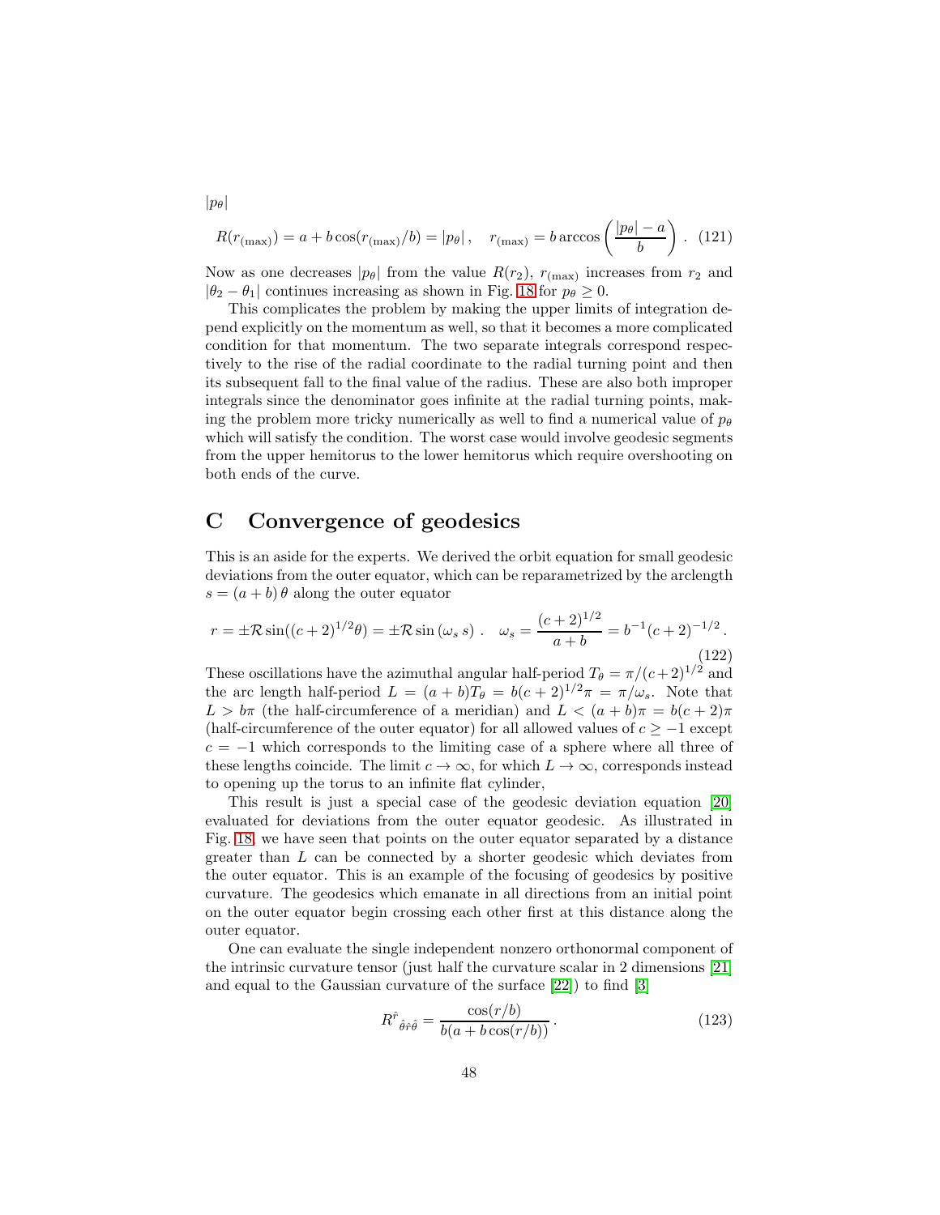$|p_\theta|$

$$R(r_{(\max)}) = a + b\cos(r_{(\max)}/b) = |p_\theta|\,, \quad r_{(\max)} = b \arccos\left(\frac{|p_\theta| - a}{b}\right)\,. \quad (121)$$

Now as one decreases $|p_\theta|$ from the value $R(r_2)$, $r_{(\max)}$ increases from $r_2$ and $|\theta_2 - \theta_1|$ continues increasing as shown in Fig. 18 for $p_\theta \geq 0$.

This complicates the problem by making the upper limits of integration depend explicitly on the momentum as well, so that it becomes a more complicated condition for that momentum. The two separate integrals correspond respectively to the rise of the radial coordinate to the radial turning point and then its subsequent fall to the final value of the radius. These are also both improper integrals since the denominator goes infinite at the radial turning points, making the problem more tricky numerically as well to find a numerical value of $p_\theta$ which will satisfy the condition. The worst case would involve geodesic segments from the upper hemitorus to the lower hemitorus which require overshooting on both ends of the curve.

# C Convergence of geodesics

This is an aside for the experts. We derived the orbit equation for small geodesic deviations from the outer equator, which can be reparametrized by the arclength $s = (a+b)\,\theta$ along the outer equator

$$r = \pm\mathcal{R}\sin((c+2)^{1/2}\theta) = \pm\mathcal{R}\sin(\omega_s\, s)\,. \quad \omega_s = \frac{(c+2)^{1/2}}{a+b} = b^{-1}(c+2)^{-1/2}\,. \quad (122)$$

These oscillations have the azimuthal angular half-period $T_\theta = \pi/(c+2)^{1/2}$ and the arc length half-period $L = (a+b)T_\theta = b(c+2)^{1/2}\pi = \pi/\omega_s$. Note that $L > b\pi$ (the half-circumference of a meridian) and $L < (a+b)\pi = b(c+2)\pi$ (half-circumference of the outer equator) for all allowed values of $c \geq -1$ except $c = -1$ which corresponds to the limiting case of a sphere where all three of these lengths coincide. The limit $c \to \infty$, for which $L \to \infty$, corresponds instead to opening up the torus to an infinite flat cylinder,

This result is just a special case of the geodesic deviation equation [20] evaluated for deviations from the outer equator geodesic. As illustrated in Fig. 18, we have seen that points on the outer equator separated by a distance greater than $L$ can be connected by a shorter geodesic which deviates from the outer equator. This is an example of the focusing of geodesics by positive curvature. The geodesics which emanate in all directions from an initial point on the outer equator begin crossing each other first at this distance along the outer equator.

One can evaluate the single independent nonzero orthonormal component of the intrinsic curvature tensor (just half the curvature scalar in 2 dimensions [21] and equal to the Gaussian curvature of the surface [22]) to find [3]

$$R^{\hat{r}}{}_{\hat{\theta}\hat{r}\hat{\theta}} = \frac{\cos(r/b)}{b(a+b\cos(r/b))}\,. \quad (123)$$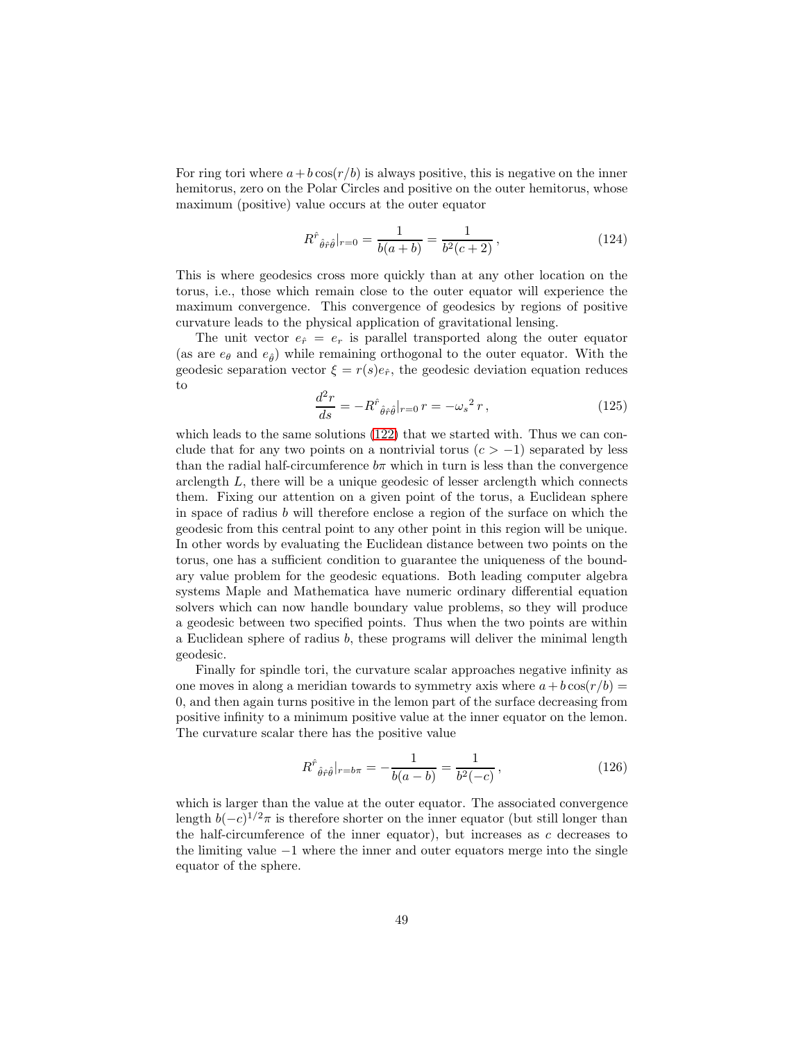For ring tori where $a + b\cos(r/b)$ is always positive, this is negative on the inner hemitorus, zero on the Polar Circles and positive on the outer hemitorus, whose maximum (positive) value occurs at the outer equator

$$R^{\hat{r}}{}_{\hat{\theta}\hat{r}\hat{\theta}}|_{r=0} = \frac{1}{b(a+b)} = \frac{1}{b^2(c+2)}\,, \tag{124}$$

This is where geodesics cross more quickly than at any other location on the torus, i.e., those which remain close to the outer equator will experience the maximum convergence. This convergence of geodesics by regions of positive curvature leads to the physical application of gravitational lensing.

The unit vector $e_{\hat{r}} = e_r$ is parallel transported along the outer equator (as are $e_\theta$ and $e_{\hat{\theta}}$) while remaining orthogonal to the outer equator. With the geodesic separation vector $\xi = r(s)e_{\hat{r}}$, the geodesic deviation equation reduces to

$$\frac{d^2r}{ds} = -R^{\hat{r}}{}_{\hat{\theta}\hat{r}\hat{\theta}}|_{r=0}\, r = -{\omega_s}^2\, r\,, \tag{125}$$

which leads to the same solutions (122) that we started with. Thus we can conclude that for any two points on a nontrivial torus ($c > -1$) separated by less than the radial half-circumference $b\pi$ which in turn is less than the convergence arclength $L$, there will be a unique geodesic of lesser arclength which connects them. Fixing our attention on a given point of the torus, a Euclidean sphere in space of radius $b$ will therefore enclose a region of the surface on which the geodesic from this central point to any other point in this region will be unique. In other words by evaluating the Euclidean distance between two points on the torus, one has a sufficient condition to guarantee the uniqueness of the boundary value problem for the geodesic equations. Both leading computer algebra systems Maple and Mathematica have numeric ordinary differential equation solvers which can now handle boundary value problems, so they will produce a geodesic between two specified points. Thus when the two points are within a Euclidean sphere of radius $b$, these programs will deliver the minimal length geodesic.

Finally for spindle tori, the curvature scalar approaches negative infinity as one moves in along a meridian towards to symmetry axis where $a + b\cos(r/b) = 0$, and then again turns positive in the lemon part of the surface decreasing from positive infinity to a minimum positive value at the inner equator on the lemon. The curvature scalar there has the positive value

$$R^{\hat{r}}{}_{\hat{\theta}\hat{r}\hat{\theta}}|_{r=b\pi} = -\frac{1}{b(a-b)} = \frac{1}{b^2(-c)}\,, \tag{126}$$

which is larger than the value at the outer equator. The associated convergence length $b(-c)^{1/2}\pi$ is therefore shorter on the inner equator (but still longer than the half-circumference of the inner equator), but increases as $c$ decreases to the limiting value $-1$ where the inner and outer equators merge into the single equator of the sphere.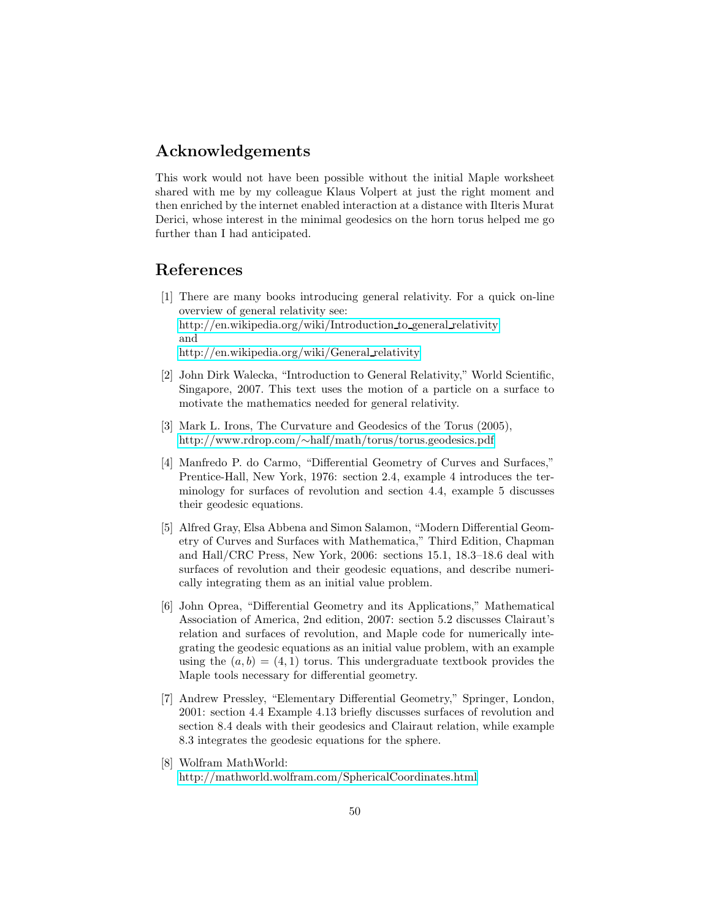## Acknowledgements

This work would not have been possible without the initial Maple worksheet shared with me by my colleague Klaus Volpert at just the right moment and then enriched by the internet enabled interaction at a distance with Ilteris Murat Derici, whose interest in the minimal geodesics on the horn torus helped me go further than I had anticipated.

## References

[1] There are many books introducing general relativity. For a quick on-line overview of general relativity see:
http://en.wikipedia.org/wiki/Introduction_to_general_relativity
and
http://en.wikipedia.org/wiki/General_relativity

[2] John Dirk Walecka, "Introduction to General Relativity," World Scientific, Singapore, 2007. This text uses the motion of a particle on a surface to motivate the mathematics needed for general relativity.

[3] Mark L. Irons, The Curvature and Geodesics of the Torus (2005),
http://www.rdrop.com/∼half/math/torus/torus.geodesics.pdf

[4] Manfredo P. do Carmo, "Differential Geometry of Curves and Surfaces," Prentice-Hall, New York, 1976: section 2.4, example 4 introduces the terminology for surfaces of revolution and section 4.4, example 5 discusses their geodesic equations.

[5] Alfred Gray, Elsa Abbena and Simon Salamon, "Modern Differential Geometry of Curves and Surfaces with Mathematica," Third Edition, Chapman and Hall/CRC Press, New York, 2006: sections 15.1, 18.3–18.6 deal with surfaces of revolution and their geodesic equations, and describe numerically integrating them as an initial value problem.

[6] John Oprea, "Differential Geometry and its Applications," Mathematical Association of America, 2nd edition, 2007: section 5.2 discusses Clairaut's relation and surfaces of revolution, and Maple code for numerically integrating the geodesic equations as an initial value problem, with an example using the $(a, b) = (4, 1)$ torus. This undergraduate textbook provides the Maple tools necessary for differential geometry.

[7] Andrew Pressley, "Elementary Differential Geometry," Springer, London, 2001: section 4.4 Example 4.13 briefly discusses surfaces of revolution and section 8.4 deals with their geodesics and Clairaut relation, while example 8.3 integrates the geodesic equations for the sphere.

[8] Wolfram MathWorld:
http://mathworld.wolfram.com/SphericalCoordinates.html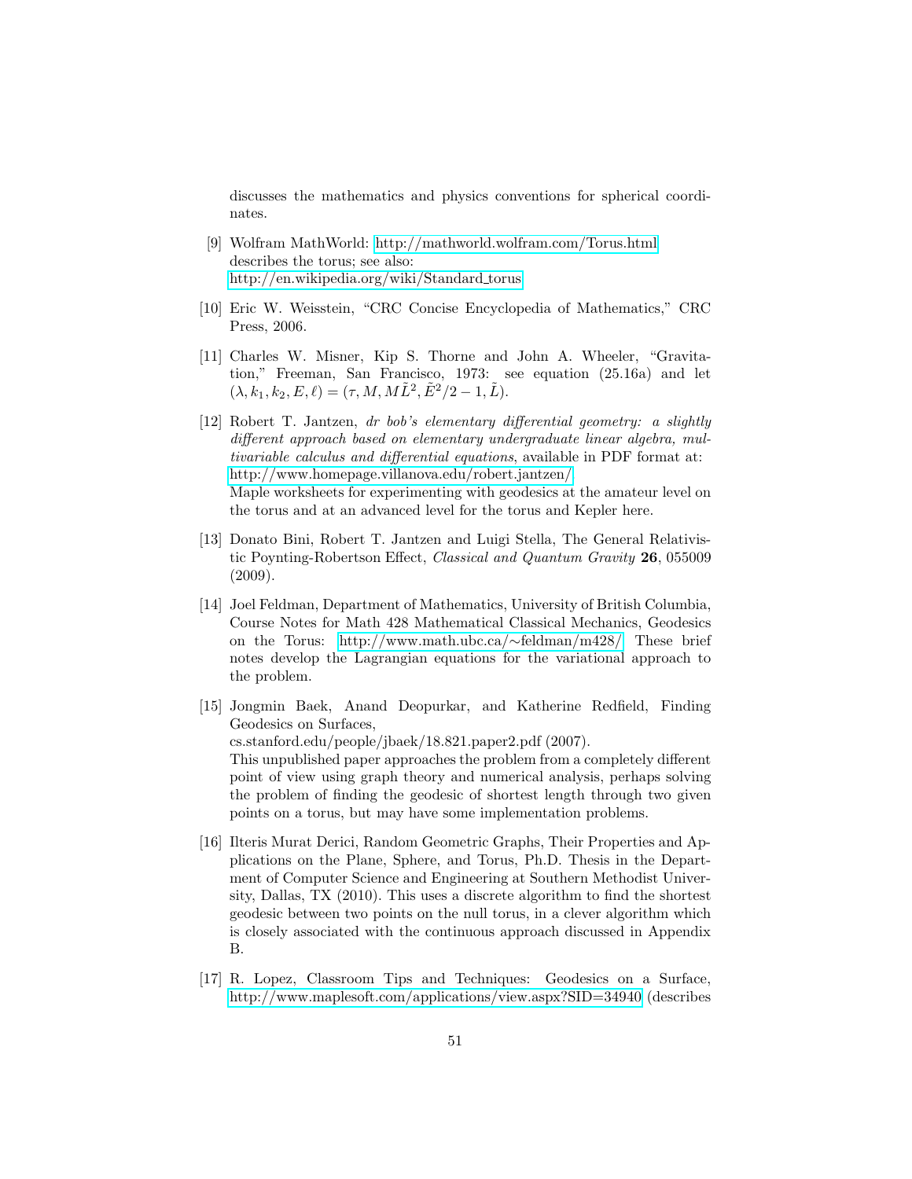discusses the mathematics and physics conventions for spherical coordinates.

[9] Wolfram MathWorld: http://mathworld.wolfram.com/Torus.html describes the torus; see also: http://en.wikipedia.org/wiki/Standard_torus

[10] Eric W. Weisstein, "CRC Concise Encyclopedia of Mathematics," CRC Press, 2006.

[11] Charles W. Misner, Kip S. Thorne and John A. Wheeler, "Gravitation," Freeman, San Francisco, 1973: see equation (25.16a) and let $(\lambda, k_1, k_2, E, \ell) = (\tau, M, M\tilde{L}^2, \tilde{E}^2/2 - 1, \tilde{L})$.

[12] Robert T. Jantzen, *dr bob's elementary differential geometry: a slightly different approach based on elementary undergraduate linear algebra, multivariable calculus and differential equations*, available in PDF format at: http://www.homepage.villanova.edu/robert.jantzen/
Maple worksheets for experimenting with geodesics at the amateur level on the torus and at an advanced level for the torus and Kepler here.

[13] Donato Bini, Robert T. Jantzen and Luigi Stella, The General Relativistic Poynting-Robertson Effect, *Classical and Quantum Gravity* **26**, 055009 (2009).

[14] Joel Feldman, Department of Mathematics, University of British Columbia, Course Notes for Math 428 Mathematical Classical Mechanics, Geodesics on the Torus: http://www.math.ubc.ca/∼feldman/m428/ These brief notes develop the Lagrangian equations for the variational approach to the problem.

[15] Jongmin Baek, Anand Deopurkar, and Katherine Redfield, Finding Geodesics on Surfaces,
cs.stanford.edu/people/jbaek/18.821.paper2.pdf (2007).
This unpublished paper approaches the problem from a completely different point of view using graph theory and numerical analysis, perhaps solving the problem of finding the geodesic of shortest length through two given points on a torus, but may have some implementation problems.

[16] Ilteris Murat Derici, Random Geometric Graphs, Their Properties and Applications on the Plane, Sphere, and Torus, Ph.D. Thesis in the Department of Computer Science and Engineering at Southern Methodist University, Dallas, TX (2010). This uses a discrete algorithm to find the shortest geodesic between two points on the null torus, in a clever algorithm which is closely associated with the continuous approach discussed in Appendix B.

[17] R. Lopez, Classroom Tips and Techniques: Geodesics on a Surface, http://www.maplesoft.com/applications/view.aspx?SID=34940 (describes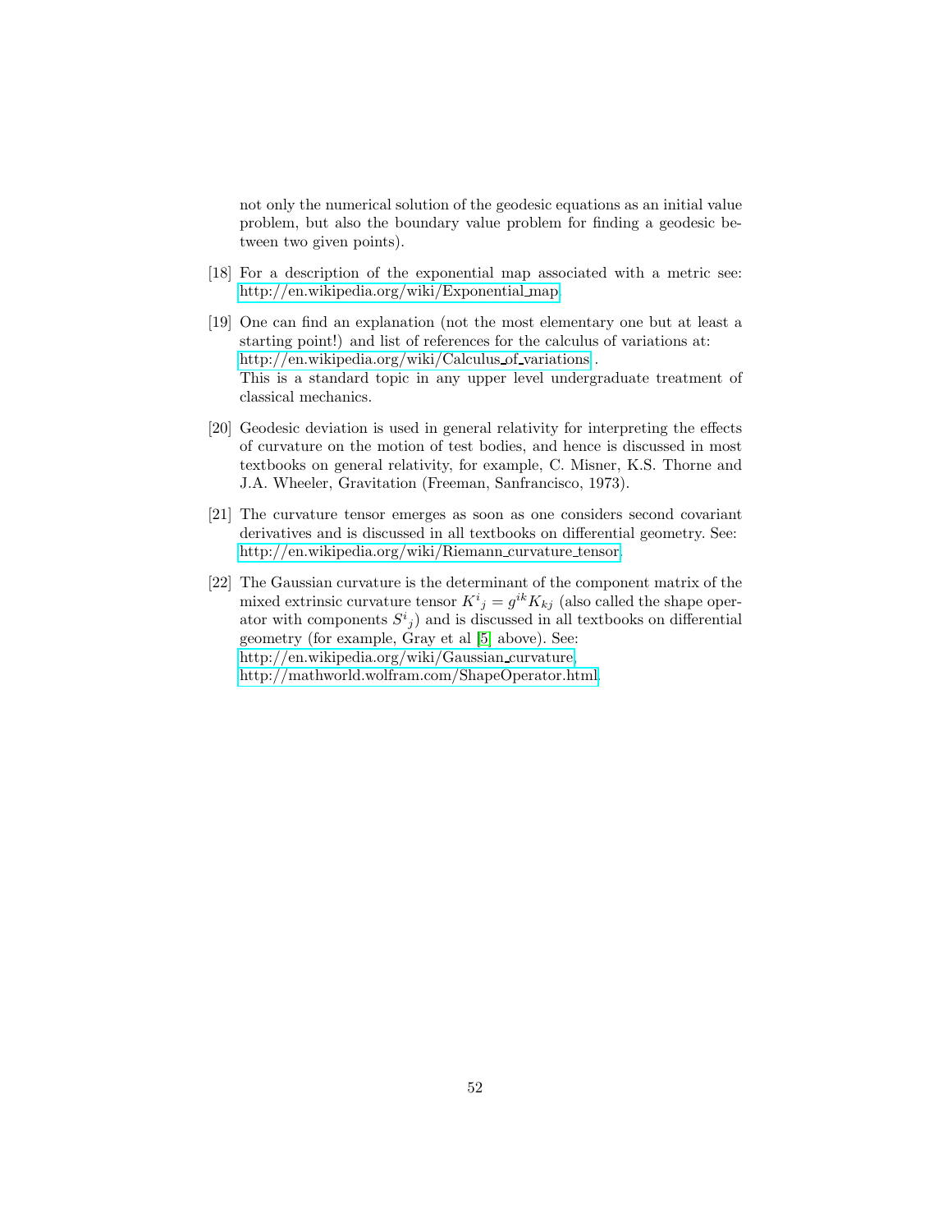not only the numerical solution of the geodesic equations as an initial value problem, but also the boundary value problem for finding a geodesic between two given points).

[18] For a description of the exponential map associated with a metric see: http://en.wikipedia.org/wiki/Exponential_map

[19] One can find an explanation (not the most elementary one but at least a starting point!) and list of references for the calculus of variations at: http://en.wikipedia.org/wiki/Calculus_of_variations .
This is a standard topic in any upper level undergraduate treatment of classical mechanics.

[20] Geodesic deviation is used in general relativity for interpreting the effects of curvature on the motion of test bodies, and hence is discussed in most textbooks on general relativity, for example, C. Misner, K.S. Thorne and J.A. Wheeler, Gravitation (Freeman, Sanfrancisco, 1973).

[21] The curvature tensor emerges as soon as one considers second covariant derivatives and is discussed in all textbooks on differential geometry. See: http://en.wikipedia.org/wiki/Riemann_curvature_tensor.

[22] The Gaussian curvature is the determinant of the component matrix of the mixed extrinsic curvature tensor $K^i{}_j = g^{ik} K_{kj}$ (also called the shape operator with components $S^i{}_j$) and is discussed in all textbooks on differential geometry (for example, Gray et al [5] above). See:
http://en.wikipedia.org/wiki/Gaussian_curvature,
http://mathworld.wolfram.com/ShapeOperator.html.